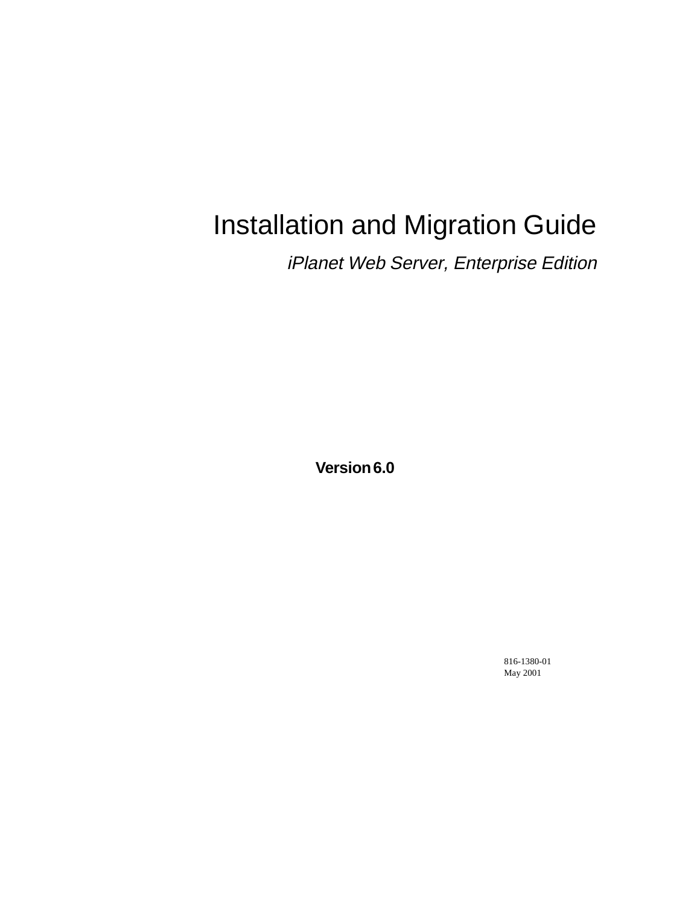# Installation and Migration Guide

*iPlanet Web Server, Enterprise Edition*

**Version 6.0**

816-1380-01
May 2001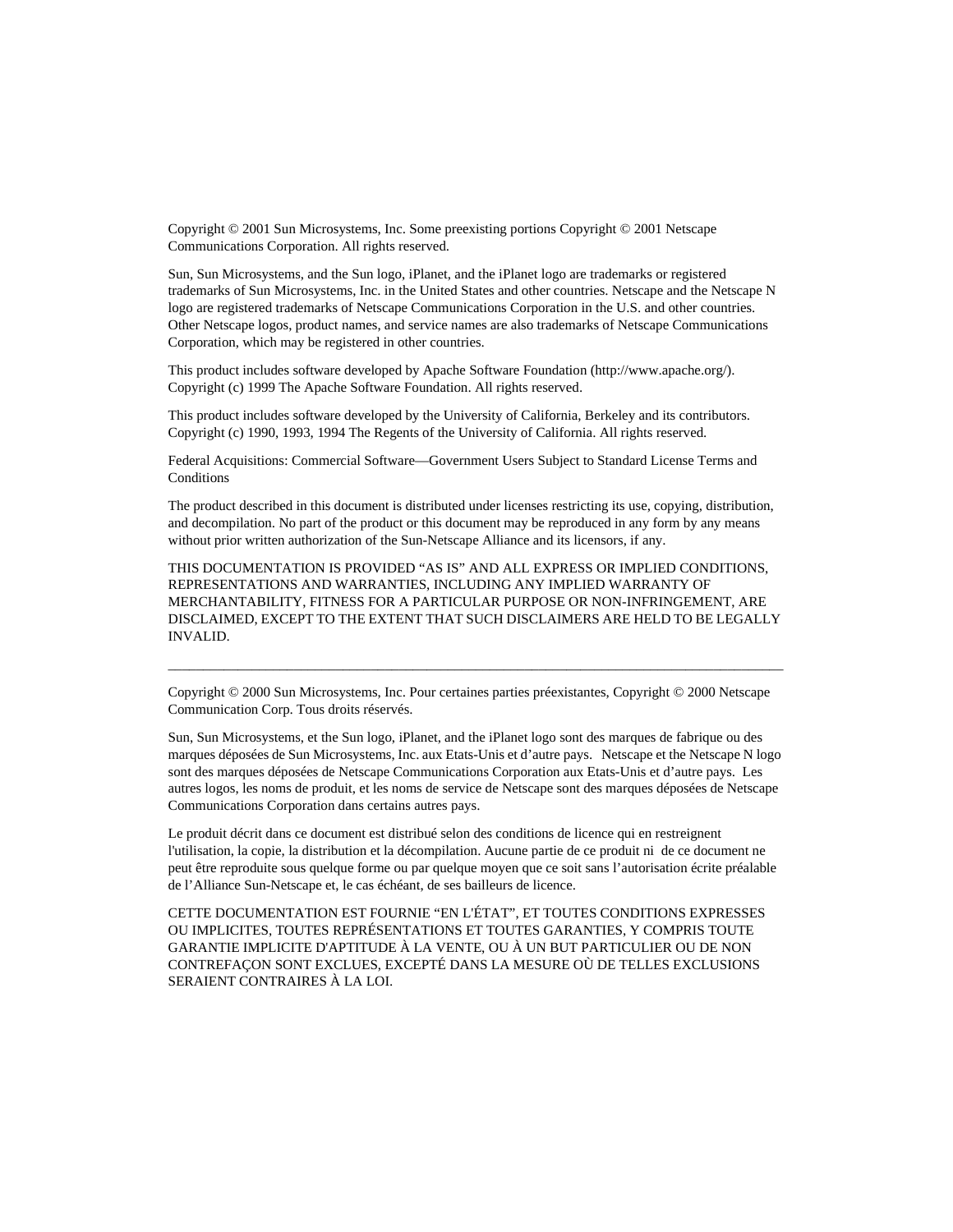Copyright © 2001 Sun Microsystems, Inc. Some preexisting portions Copyright © 2001 Netscape Communications Corporation. All rights reserved.

Sun, Sun Microsystems, and the Sun logo, iPlanet, and the iPlanet logo are trademarks or registered trademarks of Sun Microsystems, Inc. in the United States and other countries. Netscape and the Netscape N logo are registered trademarks of Netscape Communications Corporation in the U.S. and other countries. Other Netscape logos, product names, and service names are also trademarks of Netscape Communications Corporation, which may be registered in other countries.

This product includes software developed by Apache Software Foundation (http://www.apache.org/). Copyright (c) 1999 The Apache Software Foundation. All rights reserved.

This product includes software developed by the University of California, Berkeley and its contributors. Copyright (c) 1990, 1993, 1994 The Regents of the University of California. All rights reserved.

Federal Acquisitions: Commercial Software—Government Users Subject to Standard License Terms and Conditions

The product described in this document is distributed under licenses restricting its use, copying, distribution, and decompilation. No part of the product or this document may be reproduced in any form by any means without prior written authorization of the Sun-Netscape Alliance and its licensors, if any.

THIS DOCUMENTATION IS PROVIDED "AS IS" AND ALL EXPRESS OR IMPLIED CONDITIONS, REPRESENTATIONS AND WARRANTIES, INCLUDING ANY IMPLIED WARRANTY OF MERCHANTABILITY, FITNESS FOR A PARTICULAR PURPOSE OR NON-INFRINGEMENT, ARE DISCLAIMED, EXCEPT TO THE EXTENT THAT SUCH DISCLAIMERS ARE HELD TO BE LEGALLY INVALID.

---

Copyright © 2000 Sun Microsystems, Inc. Pour certaines parties préexistantes, Copyright © 2000 Netscape Communication Corp. Tous droits réservés.

Sun, Sun Microsystems, et the Sun logo, iPlanet, and the iPlanet logo sont des marques de fabrique ou des marques déposées de Sun Microsystems, Inc. aux Etats-Unis et d'autre pays. Netscape et the Netscape N logo sont des marques déposées de Netscape Communications Corporation aux Etats-Unis et d'autre pays. Les autres logos, les noms de produit, et les noms de service de Netscape sont des marques déposées de Netscape Communications Corporation dans certains autres pays.

Le produit décrit dans ce document est distribué selon des conditions de licence qui en restreignent l'utilisation, la copie, la distribution et la décompilation. Aucune partie de ce produit ni de ce document ne peut être reproduite sous quelque forme ou par quelque moyen que ce soit sans l'autorisation écrite préalable de l'Alliance Sun-Netscape et, le cas échéant, de ses bailleurs de licence.

CETTE DOCUMENTATION EST FOURNIE "EN L'ÉTAT", ET TOUTES CONDITIONS EXPRESSES OU IMPLICITES, TOUTES REPRÉSENTATIONS ET TOUTES GARANTIES, Y COMPRIS TOUTE GARANTIE IMPLICITE D'APTITUDE À LA VENTE, OU À UN BUT PARTICULIER OU DE NON CONTREFAÇON SONT EXCLUES, EXCEPTÉ DANS LA MESURE OÙ DE TELLES EXCLUSIONS SERAIENT CONTRAIRES À LA LOI.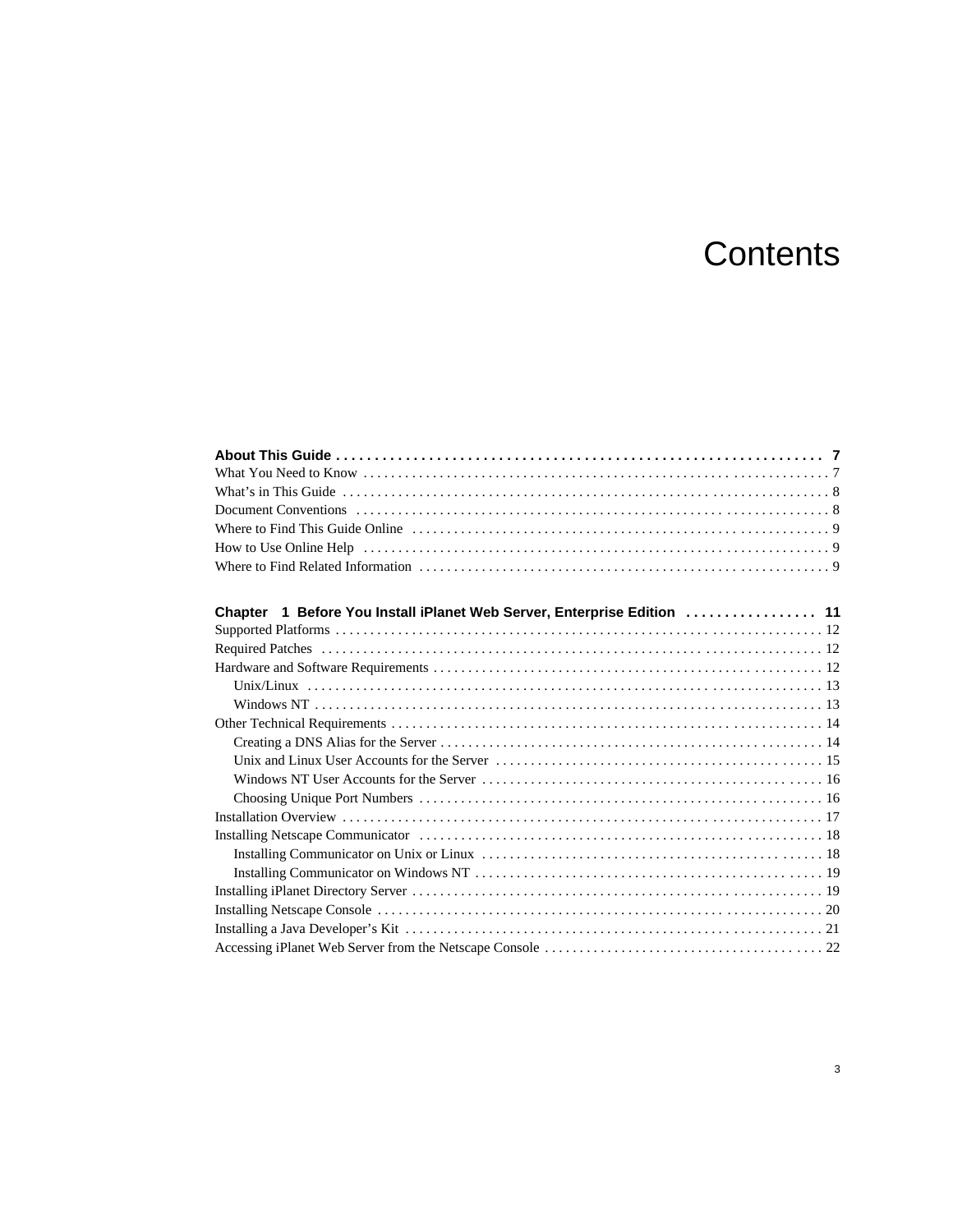# Contents

**About This Guide . . . . . . . . . . . . . . . . . . . . . . . . . . . . . . . . . . . . . . . . . . . . . . . . . . . . . . . . . . . . . . . 7**

What You Need to Know . . . . . . . . . . . . . . . . . . . . . . . . . . . . . . . . . . . . . . . . . . . . . . . . . . . . . . . . . . . . . . . . . . 7
What's in This Guide . . . . . . . . . . . . . . . . . . . . . . . . . . . . . . . . . . . . . . . . . . . . . . . . . . . . . . . . . . . . . . . . . . . . . 8
Document Conventions . . . . . . . . . . . . . . . . . . . . . . . . . . . . . . . . . . . . . . . . . . . . . . . . . . . . . . . . . . . . . . . . . . . 8
Where to Find This Guide Online . . . . . . . . . . . . . . . . . . . . . . . . . . . . . . . . . . . . . . . . . . . . . . . . . . . . . . . . . . . 9
How to Use Online Help . . . . . . . . . . . . . . . . . . . . . . . . . . . . . . . . . . . . . . . . . . . . . . . . . . . . . . . . . . . . . . . . . . 9
Where to Find Related Information . . . . . . . . . . . . . . . . . . . . . . . . . . . . . . . . . . . . . . . . . . . . . . . . . . . . . . . . . 9

**Chapter 1 Before You Install iPlanet Web Server, Enterprise Edition . . . . . . . . . . . . . . . . . 11**

Supported Platforms . . . . . . . . . . . . . . . . . . . . . . . . . . . . . . . . . . . . . . . . . . . . . . . . . . . . . . . . . . . . . . . . . . . . 12
Required Patches . . . . . . . . . . . . . . . . . . . . . . . . . . . . . . . . . . . . . . . . . . . . . . . . . . . . . . . . . . . . . . . . . . . . . . . 12
Hardware and Software Requirements . . . . . . . . . . . . . . . . . . . . . . . . . . . . . . . . . . . . . . . . . . . . . . . . . . . . . . . 12
  Unix/Linux . . . . . . . . . . . . . . . . . . . . . . . . . . . . . . . . . . . . . . . . . . . . . . . . . . . . . . . . . . . . . . . . . . . . . . . . . . 13
  Windows NT . . . . . . . . . . . . . . . . . . . . . . . . . . . . . . . . . . . . . . . . . . . . . . . . . . . . . . . . . . . . . . . . . . . . . . . . 13
Other Technical Requirements . . . . . . . . . . . . . . . . . . . . . . . . . . . . . . . . . . . . . . . . . . . . . . . . . . . . . . . . . . . . . 14
  Creating a DNS Alias for the Server . . . . . . . . . . . . . . . . . . . . . . . . . . . . . . . . . . . . . . . . . . . . . . . . . . . . . . 14
  Unix and Linux User Accounts for the Server . . . . . . . . . . . . . . . . . . . . . . . . . . . . . . . . . . . . . . . . . . . . . . 15
  Windows NT User Accounts for the Server . . . . . . . . . . . . . . . . . . . . . . . . . . . . . . . . . . . . . . . . . . . . . . . . 16
  Choosing Unique Port Numbers . . . . . . . . . . . . . . . . . . . . . . . . . . . . . . . . . . . . . . . . . . . . . . . . . . . . . . . . . 16
Installation Overview . . . . . . . . . . . . . . . . . . . . . . . . . . . . . . . . . . . . . . . . . . . . . . . . . . . . . . . . . . . . . . . . . . . . 17
Installing Netscape Communicator . . . . . . . . . . . . . . . . . . . . . . . . . . . . . . . . . . . . . . . . . . . . . . . . . . . . . . . . . 18
  Installing Communicator on Unix or Linux . . . . . . . . . . . . . . . . . . . . . . . . . . . . . . . . . . . . . . . . . . . . . . . . 18
  Installing Communicator on Windows NT . . . . . . . . . . . . . . . . . . . . . . . . . . . . . . . . . . . . . . . . . . . . . . . . . 19
Installing iPlanet Directory Server . . . . . . . . . . . . . . . . . . . . . . . . . . . . . . . . . . . . . . . . . . . . . . . . . . . . . . . . . . 19
Installing Netscape Console . . . . . . . . . . . . . . . . . . . . . . . . . . . . . . . . . . . . . . . . . . . . . . . . . . . . . . . . . . . . . . . 20
Installing a Java Developer's Kit . . . . . . . . . . . . . . . . . . . . . . . . . . . . . . . . . . . . . . . . . . . . . . . . . . . . . . . . . . . 21
Accessing iPlanet Web Server from the Netscape Console . . . . . . . . . . . . . . . . . . . . . . . . . . . . . . . . . . . . . . . 22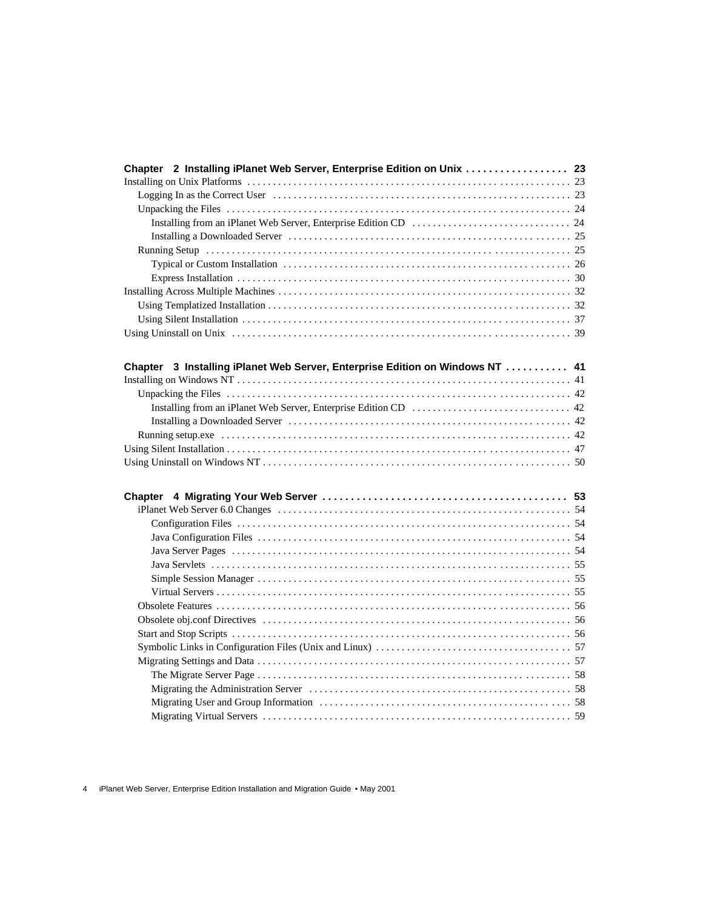**Chapter 2 Installing iPlanet Web Server, Enterprise Edition on Unix . . . . . . . . . . . . . . . . . . 23**

Installing on Unix Platforms . . . . . . . . . . . . . . . . . . . . . . . . . . . . . . . . . . . . . . . . . . . . . . . . . . . . . . . . . . . . . . 23

- Logging In as the Correct User . . . . . . . . . . . . . . . . . . . . . . . . . . . . . . . . . . . . . . . . . . . . . . . . . . . . . . . . 23
- Unpacking the Files . . . . . . . . . . . . . . . . . . . . . . . . . . . . . . . . . . . . . . . . . . . . . . . . . . . . . . . . . . . . . . . . . 24
  - Installing from an iPlanet Web Server, Enterprise Edition CD . . . . . . . . . . . . . . . . . . . . . . . . . . . . . . 24
  - Installing a Downloaded Server . . . . . . . . . . . . . . . . . . . . . . . . . . . . . . . . . . . . . . . . . . . . . . . . . . . . . . 25
- Running Setup . . . . . . . . . . . . . . . . . . . . . . . . . . . . . . . . . . . . . . . . . . . . . . . . . . . . . . . . . . . . . . . . . . . . . 25
  - Typical or Custom Installation . . . . . . . . . . . . . . . . . . . . . . . . . . . . . . . . . . . . . . . . . . . . . . . . . . . . . . . 26
  - Express Installation . . . . . . . . . . . . . . . . . . . . . . . . . . . . . . . . . . . . . . . . . . . . . . . . . . . . . . . . . . . . . . . 30

Installing Across Multiple Machines . . . . . . . . . . . . . . . . . . . . . . . . . . . . . . . . . . . . . . . . . . . . . . . . . . . . . . . . 32

- Using Templatized Installation . . . . . . . . . . . . . . . . . . . . . . . . . . . . . . . . . . . . . . . . . . . . . . . . . . . . . . . . . 32
- Using Silent Installation . . . . . . . . . . . . . . . . . . . . . . . . . . . . . . . . . . . . . . . . . . . . . . . . . . . . . . . . . . . . . . 37

Using Uninstall on Unix . . . . . . . . . . . . . . . . . . . . . . . . . . . . . . . . . . . . . . . . . . . . . . . . . . . . . . . . . . . . . . . . . 39

**Chapter 3 Installing iPlanet Web Server, Enterprise Edition on Windows NT . . . . . . . . . . . 41**

Installing on Windows NT . . . . . . . . . . . . . . . . . . . . . . . . . . . . . . . . . . . . . . . . . . . . . . . . . . . . . . . . . . . . . . . . 41

- Unpacking the Files . . . . . . . . . . . . . . . . . . . . . . . . . . . . . . . . . . . . . . . . . . . . . . . . . . . . . . . . . . . . . . . . . 42
  - Installing from an iPlanet Web Server, Enterprise Edition CD . . . . . . . . . . . . . . . . . . . . . . . . . . . . . . 42
  - Installing a Downloaded Server . . . . . . . . . . . . . . . . . . . . . . . . . . . . . . . . . . . . . . . . . . . . . . . . . . . . . . 42
- Running setup.exe . . . . . . . . . . . . . . . . . . . . . . . . . . . . . . . . . . . . . . . . . . . . . . . . . . . . . . . . . . . . . . . . . . 42

Using Silent Installation . . . . . . . . . . . . . . . . . . . . . . . . . . . . . . . . . . . . . . . . . . . . . . . . . . . . . . . . . . . . . . . . . 47

Using Uninstall on Windows NT . . . . . . . . . . . . . . . . . . . . . . . . . . . . . . . . . . . . . . . . . . . . . . . . . . . . . . . . . . 50

**Chapter 4 Migrating Your Web Server . . . . . . . . . . . . . . . . . . . . . . . . . . . . . . . . . . . . . . . . . . 53**

- iPlanet Web Server 6.0 Changes . . . . . . . . . . . . . . . . . . . . . . . . . . . . . . . . . . . . . . . . . . . . . . . . . . . . . . . 54
  - Configuration Files . . . . . . . . . . . . . . . . . . . . . . . . . . . . . . . . . . . . . . . . . . . . . . . . . . . . . . . . . . . . . . . . 54
  - Java Configuration Files . . . . . . . . . . . . . . . . . . . . . . . . . . . . . . . . . . . . . . . . . . . . . . . . . . . . . . . . . . . . 54
  - Java Server Pages . . . . . . . . . . . . . . . . . . . . . . . . . . . . . . . . . . . . . . . . . . . . . . . . . . . . . . . . . . . . . . . . . 54
  - Java Servlets . . . . . . . . . . . . . . . . . . . . . . . . . . . . . . . . . . . . . . . . . . . . . . . . . . . . . . . . . . . . . . . . . . . . . 55
  - Simple Session Manager . . . . . . . . . . . . . . . . . . . . . . . . . . . . . . . . . . . . . . . . . . . . . . . . . . . . . . . . . . . . 55
  - Virtual Servers . . . . . . . . . . . . . . . . . . . . . . . . . . . . . . . . . . . . . . . . . . . . . . . . . . . . . . . . . . . . . . . . . . . . 55
- Obsolete Features . . . . . . . . . . . . . . . . . . . . . . . . . . . . . . . . . . . . . . . . . . . . . . . . . . . . . . . . . . . . . . . . . . . 56
- Obsolete obj.conf Directives . . . . . . . . . . . . . . . . . . . . . . . . . . . . . . . . . . . . . . . . . . . . . . . . . . . . . . . . . . . 56
- Start and Stop Scripts . . . . . . . . . . . . . . . . . . . . . . . . . . . . . . . . . . . . . . . . . . . . . . . . . . . . . . . . . . . . . . . . 56
- Symbolic Links in Configuration Files (Unix and Linux) . . . . . . . . . . . . . . . . . . . . . . . . . . . . . . . . . . . . . 57
- Migrating Settings and Data . . . . . . . . . . . . . . . . . . . . . . . . . . . . . . . . . . . . . . . . . . . . . . . . . . . . . . . . . . . 57
  - The Migrate Server Page . . . . . . . . . . . . . . . . . . . . . . . . . . . . . . . . . . . . . . . . . . . . . . . . . . . . . . . . . . . . 58
  - Migrating the Administration Server . . . . . . . . . . . . . . . . . . . . . . . . . . . . . . . . . . . . . . . . . . . . . . . . . . . 58
  - Migrating User and Group Information . . . . . . . . . . . . . . . . . . . . . . . . . . . . . . . . . . . . . . . . . . . . . . . . . 58
  - Migrating Virtual Servers . . . . . . . . . . . . . . . . . . . . . . . . . . . . . . . . . . . . . . . . . . . . . . . . . . . . . . . . . . . . 59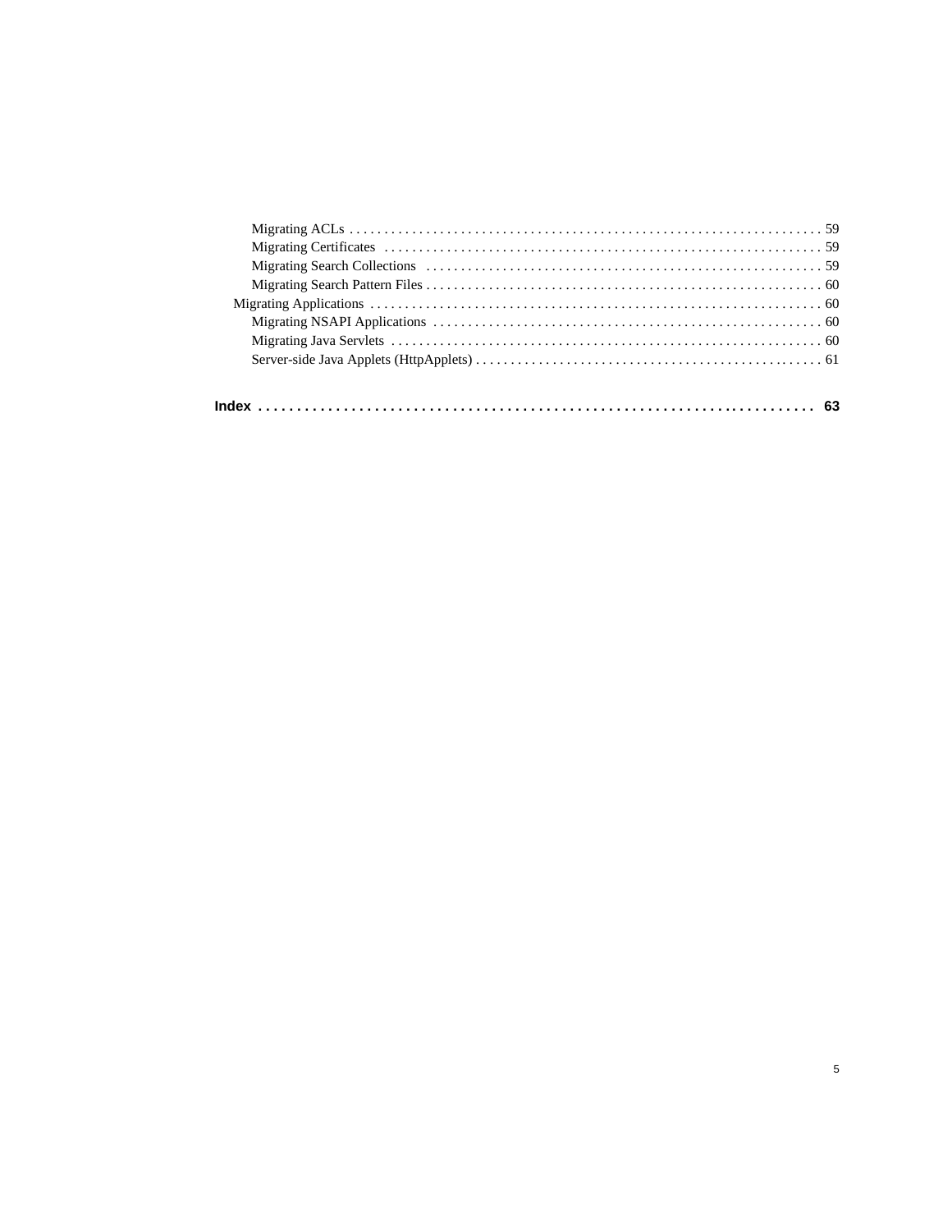- Migrating ACLs . . . . . . . . . . . . . . . . . . . . . . . . . . . . . . . . . . . . . . . . . . . . . . . . . . . . . . . . . . . . . . . . . 59
- Migrating Certificates . . . . . . . . . . . . . . . . . . . . . . . . . . . . . . . . . . . . . . . . . . . . . . . . . . . . . . . . . . . . . . 59
- Migrating Search Collections . . . . . . . . . . . . . . . . . . . . . . . . . . . . . . . . . . . . . . . . . . . . . . . . . . . . . . . . 59
- Migrating Search Pattern Files . . . . . . . . . . . . . . . . . . . . . . . . . . . . . . . . . . . . . . . . . . . . . . . . . . . . . . . . 60

Migrating Applications . . . . . . . . . . . . . . . . . . . . . . . . . . . . . . . . . . . . . . . . . . . . . . . . . . . . . . . . . . . . . . . . 60

- Migrating NSAPI Applications . . . . . . . . . . . . . . . . . . . . . . . . . . . . . . . . . . . . . . . . . . . . . . . . . . . . . . . 60
- Migrating Java Servlets . . . . . . . . . . . . . . . . . . . . . . . . . . . . . . . . . . . . . . . . . . . . . . . . . . . . . . . . . . . . . 60
- Server-side Java Applets (HttpApplets) . . . . . . . . . . . . . . . . . . . . . . . . . . . . . . . . . . . . . . . . . . . . . . . . . 61

**Index . . . . . . . . . . . . . . . . . . . . . . . . . . . . . . . . . . . . . . . . . . . . . . . . . . . . . . . . . . . . . . . . . . . . . . . . 63**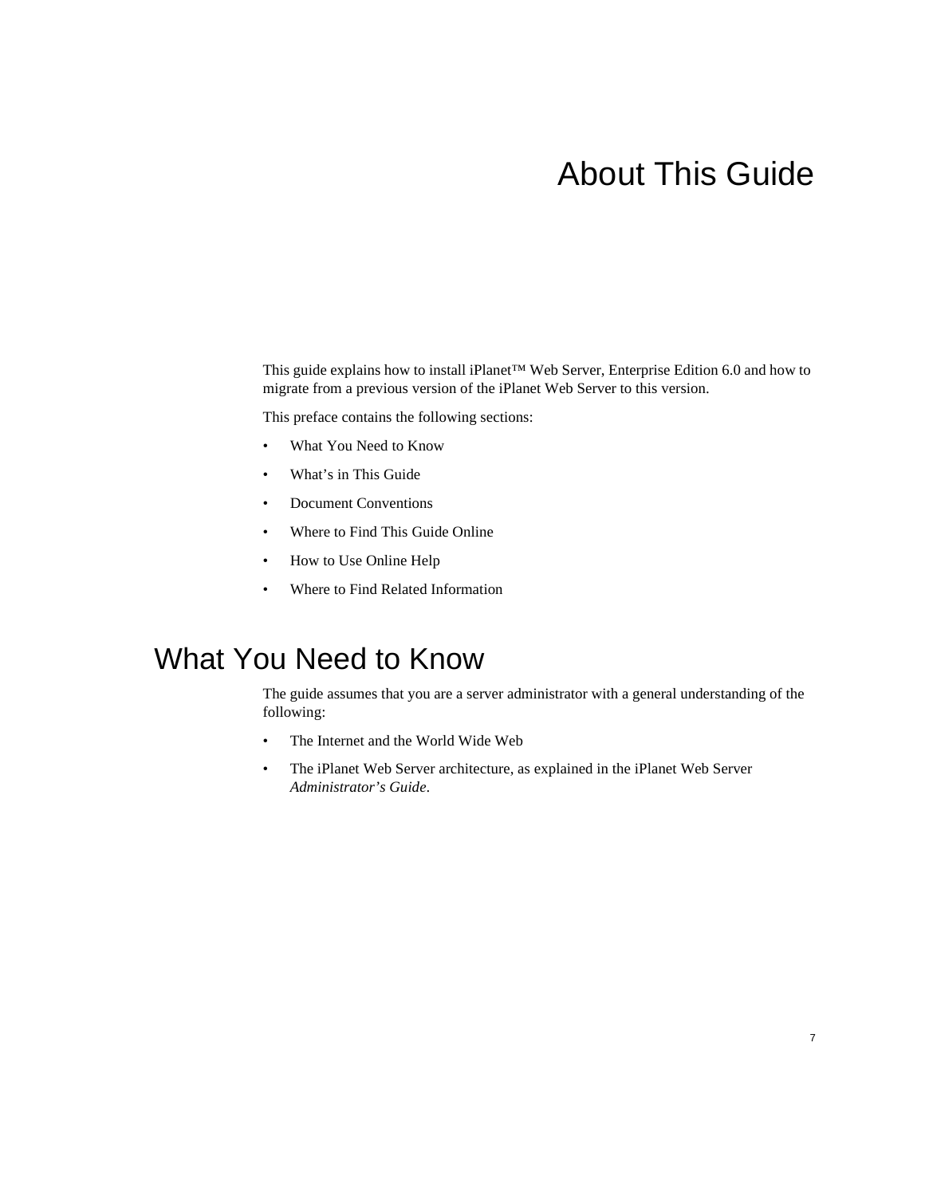# About This Guide

This guide explains how to install iPlanet™ Web Server, Enterprise Edition 6.0 and how to migrate from a previous version of the iPlanet Web Server to this version.

This preface contains the following sections:

- What You Need to Know
- What's in This Guide
- Document Conventions
- Where to Find This Guide Online
- How to Use Online Help
- Where to Find Related Information

## What You Need to Know

The guide assumes that you are a server administrator with a general understanding of the following:

- The Internet and the World Wide Web
- The iPlanet Web Server architecture, as explained in the iPlanet Web Server *Administrator's Guide*.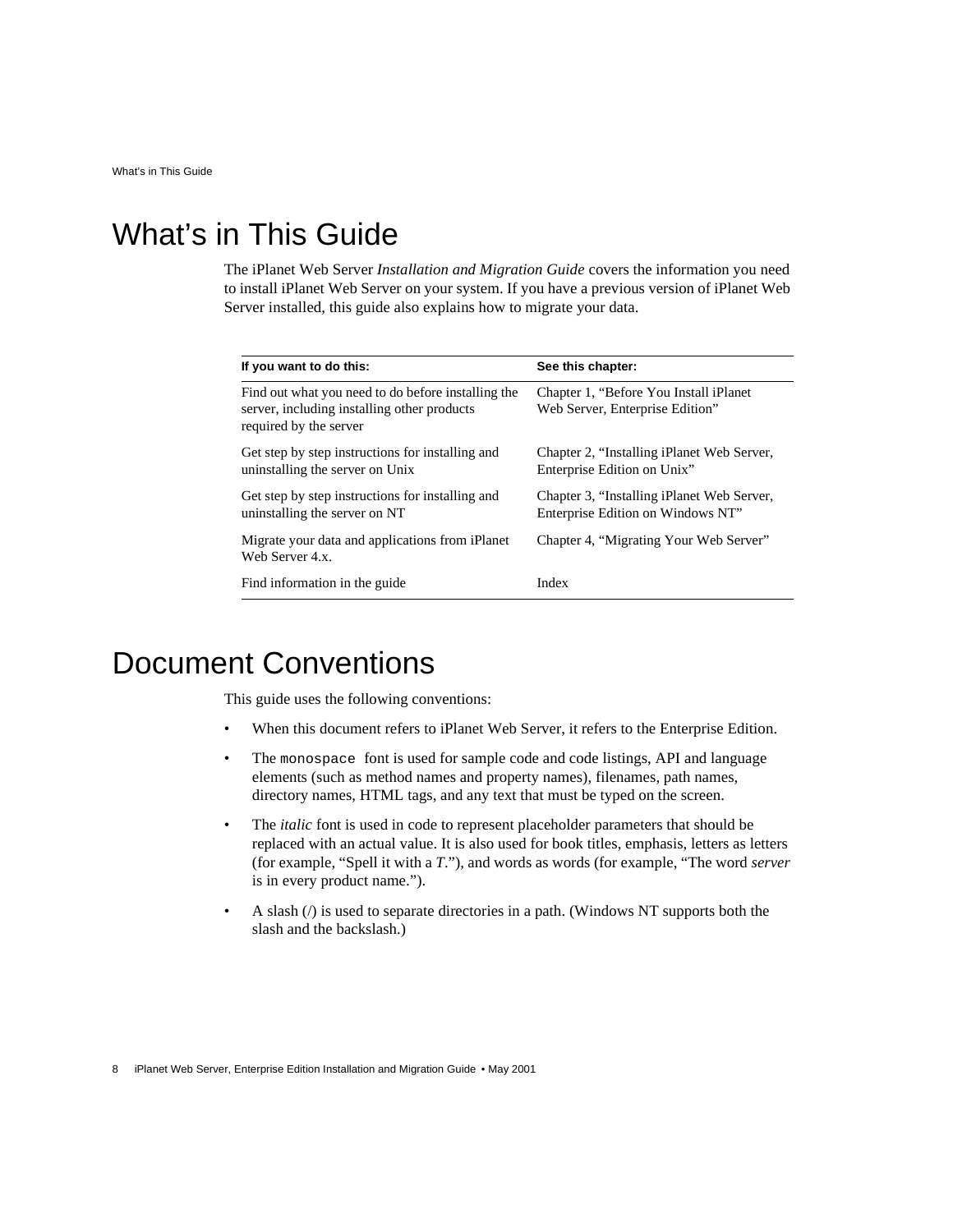# What's in This Guide

The iPlanet Web Server *Installation and Migration Guide* covers the information you need to install iPlanet Web Server on your system. If you have a previous version of iPlanet Web Server installed, this guide also explains how to migrate your data.

| If you want to do this: | See this chapter: |
|---|---|
| Find out what you need to do before installing the server, including installing other products required by the server | Chapter 1, "Before You Install iPlanet Web Server, Enterprise Edition" |
| Get step by step instructions for installing and uninstalling the server on Unix | Chapter 2, "Installing iPlanet Web Server, Enterprise Edition on Unix" |
| Get step by step instructions for installing and uninstalling the server on NT | Chapter 3, "Installing iPlanet Web Server, Enterprise Edition on Windows NT" |
| Migrate your data and applications from iPlanet Web Server 4.x. | Chapter 4, "Migrating Your Web Server" |
| Find information in the guide | Index |

# Document Conventions

This guide uses the following conventions:

- When this document refers to iPlanet Web Server, it refers to the Enterprise Edition.
- The `monospace` font is used for sample code and code listings, API and language elements (such as method names and property names), filenames, path names, directory names, HTML tags, and any text that must be typed on the screen.
- The *italic* font is used in code to represent placeholder parameters that should be replaced with an actual value. It is also used for book titles, emphasis, letters as letters (for example, "Spell it with a *T*."), and words as words (for example, "The word *server* is in every product name.").
- A slash (/) is used to separate directories in a path. (Windows NT supports both the slash and the backslash.)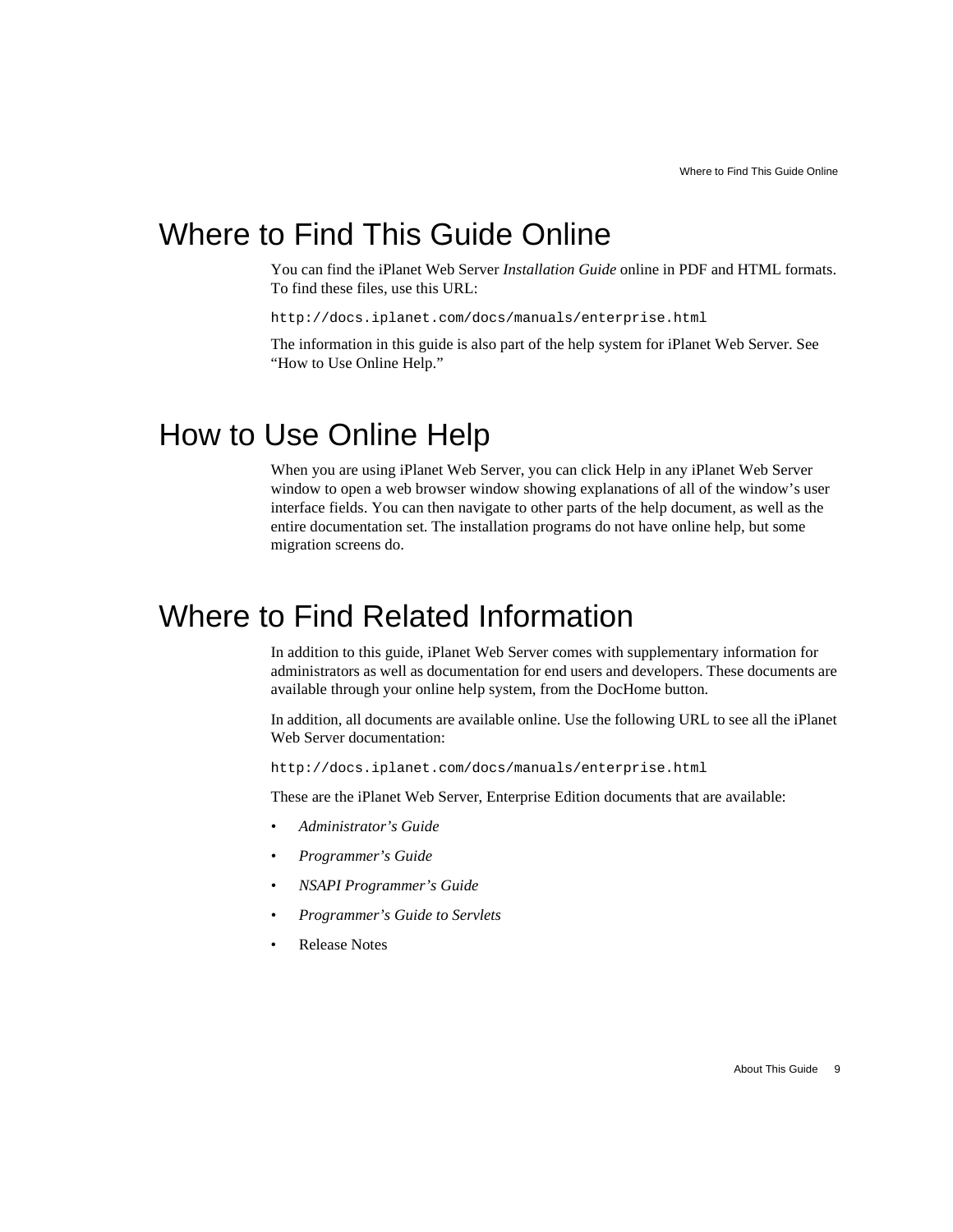# Where to Find This Guide Online

You can find the iPlanet Web Server *Installation Guide* online in PDF and HTML formats. To find these files, use this URL:

```
http://docs.iplanet.com/docs/manuals/enterprise.html
```

The information in this guide is also part of the help system for iPlanet Web Server. See “How to Use Online Help.”

# How to Use Online Help

When you are using iPlanet Web Server, you can click Help in any iPlanet Web Server window to open a web browser window showing explanations of all of the window’s user interface fields. You can then navigate to other parts of the help document, as well as the entire documentation set. The installation programs do not have online help, but some migration screens do.

# Where to Find Related Information

In addition to this guide, iPlanet Web Server comes with supplementary information for administrators as well as documentation for end users and developers. These documents are available through your online help system, from the DocHome button.

In addition, all documents are available online. Use the following URL to see all the iPlanet Web Server documentation:

```
http://docs.iplanet.com/docs/manuals/enterprise.html
```

These are the iPlanet Web Server, Enterprise Edition documents that are available:

- *Administrator’s Guide*
- *Programmer’s Guide*
- *NSAPI Programmer’s Guide*
- *Programmer’s Guide to Servlets*
- Release Notes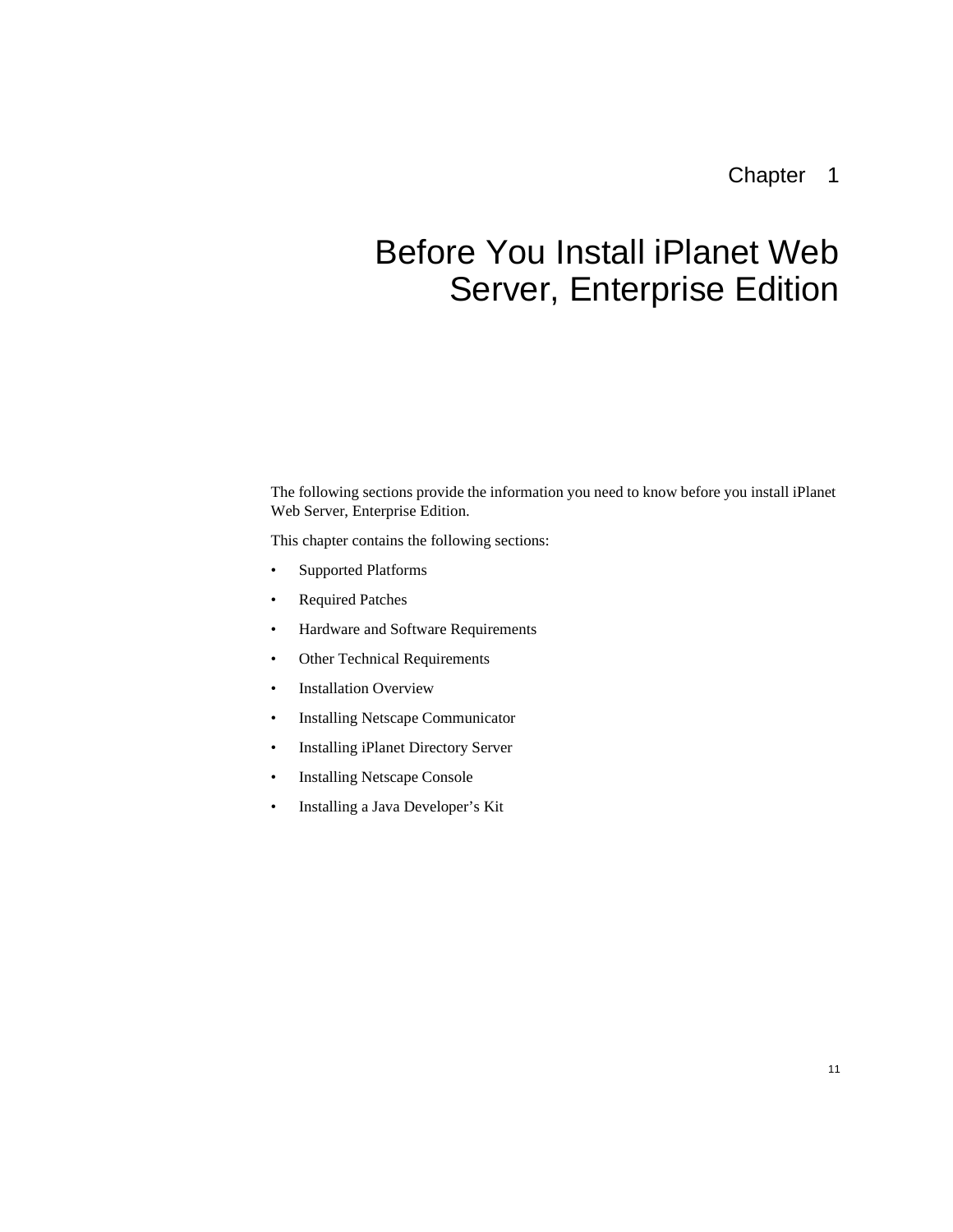# Chapter 1

# Before You Install iPlanet Web Server, Enterprise Edition

The following sections provide the information you need to know before you install iPlanet Web Server, Enterprise Edition.

This chapter contains the following sections:

- Supported Platforms
- Required Patches
- Hardware and Software Requirements
- Other Technical Requirements
- Installation Overview
- Installing Netscape Communicator
- Installing iPlanet Directory Server
- Installing Netscape Console
- Installing a Java Developer's Kit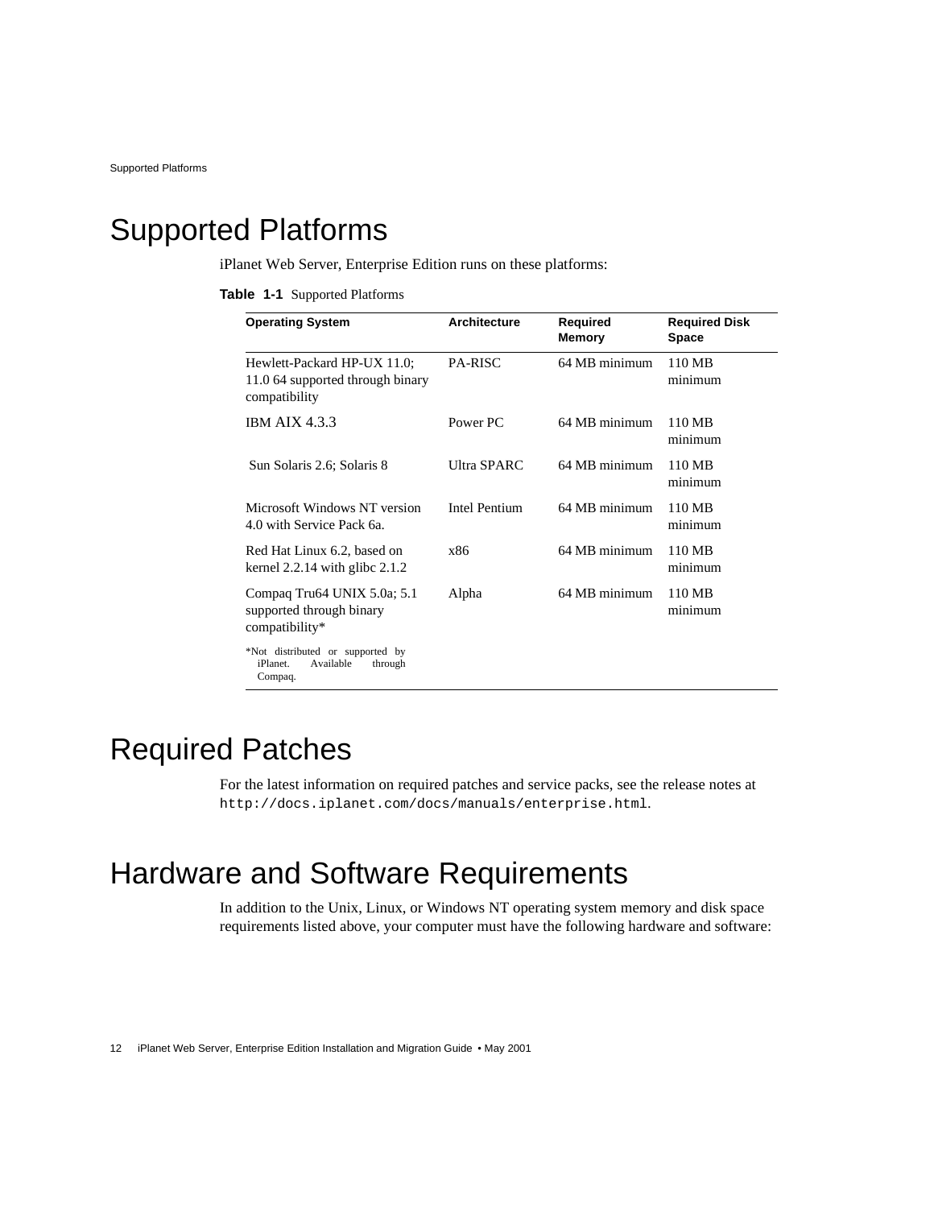# Supported Platforms

iPlanet Web Server, Enterprise Edition runs on these platforms:

**Table 1-1** Supported Platforms

| Operating System | Architecture | Required Memory | Required Disk Space |
|---|---|---|---|
| Hewlett-Packard HP-UX 11.0; 11.0 64 supported through binary compatibility | PA-RISC | 64 MB minimum | 110 MB minimum |
| IBM AIX 4.3.3 | Power PC | 64 MB minimum | 110 MB minimum |
| Sun Solaris 2.6; Solaris 8 | Ultra SPARC | 64 MB minimum | 110 MB minimum |
| Microsoft Windows NT version 4.0 with Service Pack 6a. | Intel Pentium | 64 MB minimum | 110 MB minimum |
| Red Hat Linux 6.2, based on kernel 2.2.14 with glibc 2.1.2 | x86 | 64 MB minimum | 110 MB minimum |
| Compaq Tru64 UNIX 5.0a; 5.1 supported through binary compatibility* | Alpha | 64 MB minimum | 110 MB minimum |

*Not distributed or supported by iPlanet. Available through Compaq.

# Required Patches

For the latest information on required patches and service packs, see the release notes at `http://docs.iplanet.com/docs/manuals/enterprise.html`.

# Hardware and Software Requirements

In addition to the Unix, Linux, or Windows NT operating system memory and disk space requirements listed above, your computer must have the following hardware and software: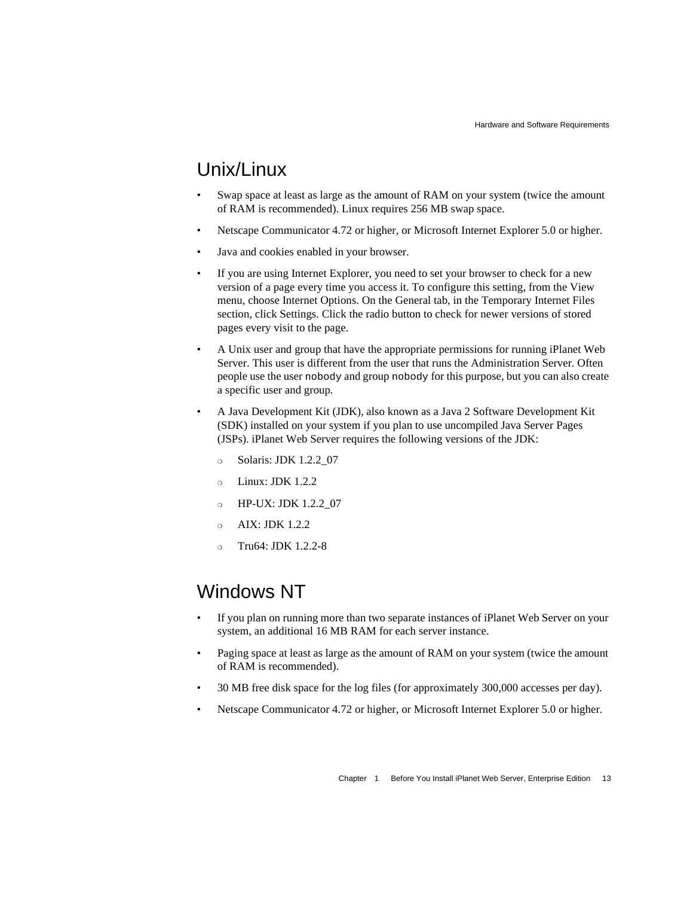## Unix/Linux

- Swap space at least as large as the amount of RAM on your system (twice the amount of RAM is recommended). Linux requires 256 MB swap space.
- Netscape Communicator 4.72 or higher, or Microsoft Internet Explorer 5.0 or higher.
- Java and cookies enabled in your browser.
- If you are using Internet Explorer, you need to set your browser to check for a new version of a page every time you access it. To configure this setting, from the View menu, choose Internet Options. On the General tab, in the Temporary Internet Files section, click Settings. Click the radio button to check for newer versions of stored pages every visit to the page.
- A Unix user and group that have the appropriate permissions for running iPlanet Web Server. This user is different from the user that runs the Administration Server. Often people use the user `nobody` and group `nobody` for this purpose, but you can also create a specific user and group.
- A Java Development Kit (JDK), also known as a Java 2 Software Development Kit (SDK) installed on your system if you plan to use uncompiled Java Server Pages (JSPs). iPlanet Web Server requires the following versions of the JDK:
  - Solaris: JDK 1.2.2_07
  - Linux: JDK 1.2.2
  - HP-UX: JDK 1.2.2_07
  - AIX: JDK 1.2.2
  - Tru64: JDK 1.2.2-8

## Windows NT

- If you plan on running more than two separate instances of iPlanet Web Server on your system, an additional 16 MB RAM for each server instance.
- Paging space at least as large as the amount of RAM on your system (twice the amount of RAM is recommended).
- 30 MB free disk space for the log files (for approximately 300,000 accesses per day).
- Netscape Communicator 4.72 or higher, or Microsoft Internet Explorer 5.0 or higher.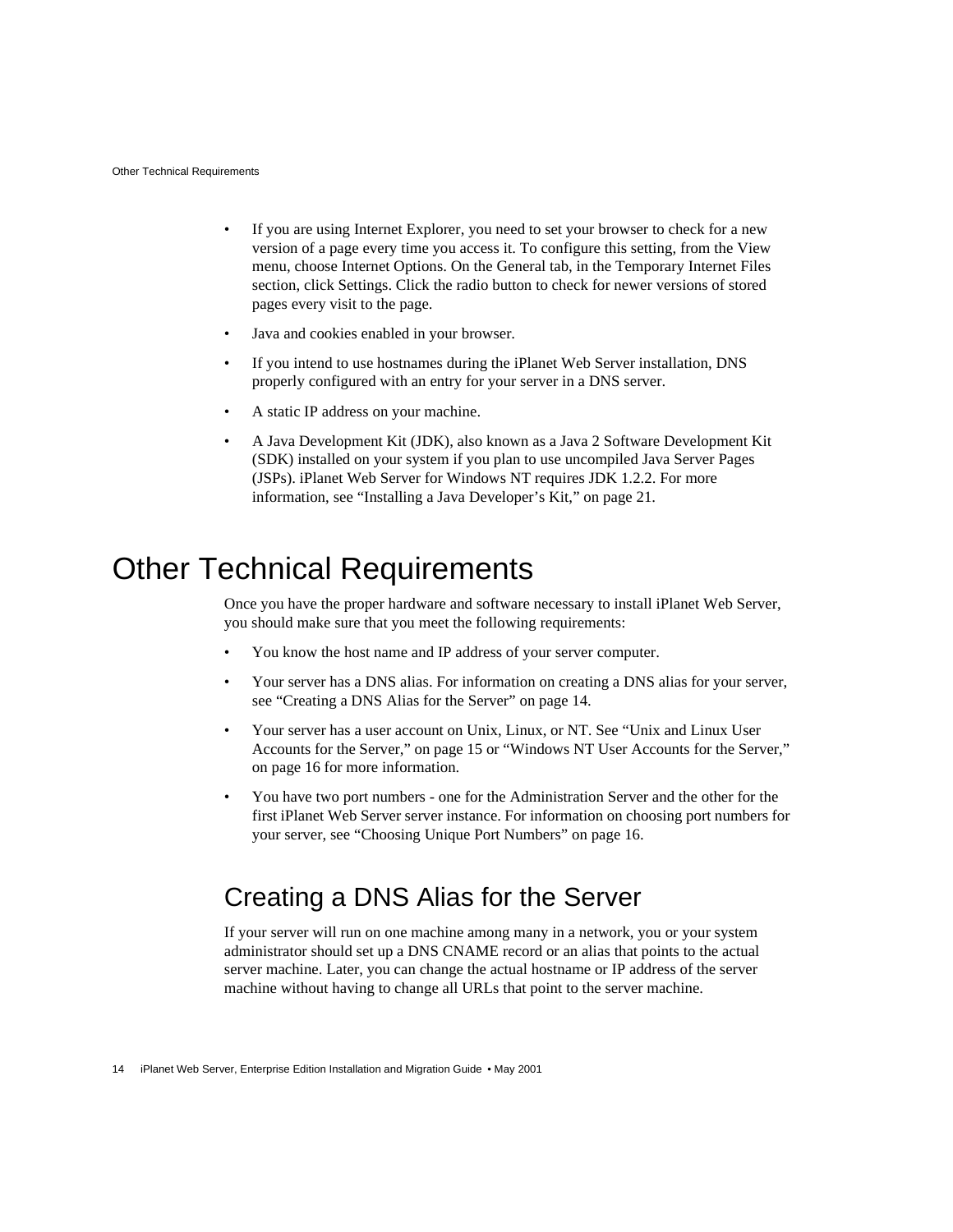- If you are using Internet Explorer, you need to set your browser to check for a new version of a page every time you access it. To configure this setting, from the View menu, choose Internet Options. On the General tab, in the Temporary Internet Files section, click Settings. Click the radio button to check for newer versions of stored pages every visit to the page.
- Java and cookies enabled in your browser.
- If you intend to use hostnames during the iPlanet Web Server installation, DNS properly configured with an entry for your server in a DNS server.
- A static IP address on your machine.
- A Java Development Kit (JDK), also known as a Java 2 Software Development Kit (SDK) installed on your system if you plan to use uncompiled Java Server Pages (JSPs). iPlanet Web Server for Windows NT requires JDK 1.2.2. For more information, see "Installing a Java Developer's Kit," on page 21.

# Other Technical Requirements

Once you have the proper hardware and software necessary to install iPlanet Web Server, you should make sure that you meet the following requirements:

- You know the host name and IP address of your server computer.
- Your server has a DNS alias. For information on creating a DNS alias for your server, see "Creating a DNS Alias for the Server" on page 14.
- Your server has a user account on Unix, Linux, or NT. See "Unix and Linux User Accounts for the Server," on page 15 or "Windows NT User Accounts for the Server," on page 16 for more information.
- You have two port numbers - one for the Administration Server and the other for the first iPlanet Web Server server instance. For information on choosing port numbers for your server, see "Choosing Unique Port Numbers" on page 16.

## Creating a DNS Alias for the Server

If your server will run on one machine among many in a network, you or your system administrator should set up a DNS CNAME record or an alias that points to the actual server machine. Later, you can change the actual hostname or IP address of the server machine without having to change all URLs that point to the server machine.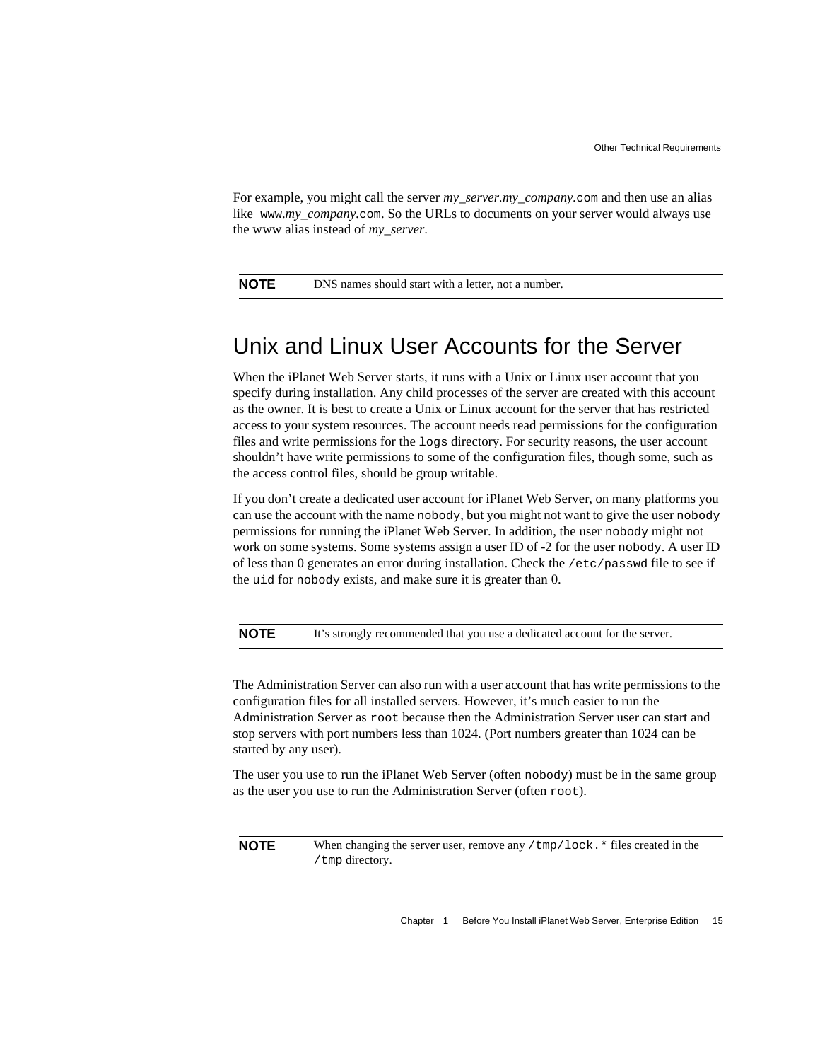For example, you might call the server *my_server.my_company*.com and then use an alias like www.*my_company*.com. So the URLs to documents on your server would always use the www alias instead of *my_server*.

| **NOTE** | DNS names should start with a letter, not a number. |
|---|---|

## Unix and Linux User Accounts for the Server

When the iPlanet Web Server starts, it runs with a Unix or Linux user account that you specify during installation. Any child processes of the server are created with this account as the owner. It is best to create a Unix or Linux account for the server that has restricted access to your system resources. The account needs read permissions for the configuration files and write permissions for the `logs` directory. For security reasons, the user account shouldn't have write permissions to some of the configuration files, though some, such as the access control files, should be group writable.

If you don't create a dedicated user account for iPlanet Web Server, on many platforms you can use the account with the name `nobody`, but you might not want to give the user `nobody` permissions for running the iPlanet Web Server. In addition, the user `nobody` might not work on some systems. Some systems assign a user ID of -2 for the user `nobody`. A user ID of less than 0 generates an error during installation. Check the `/etc/passwd` file to see if the `uid` for `nobody` exists, and make sure it is greater than 0.

| **NOTE** | It's strongly recommended that you use a dedicated account for the server. |
|---|---|

The Administration Server can also run with a user account that has write permissions to the configuration files for all installed servers. However, it's much easier to run the Administration Server as `root` because then the Administration Server user can start and stop servers with port numbers less than 1024. (Port numbers greater than 1024 can be started by any user).

The user you use to run the iPlanet Web Server (often `nobody`) must be in the same group as the user you use to run the Administration Server (often `root`).

| **NOTE** | When changing the server user, remove any `/tmp/lock.*` files created in the `/tmp` directory. |
|---|---|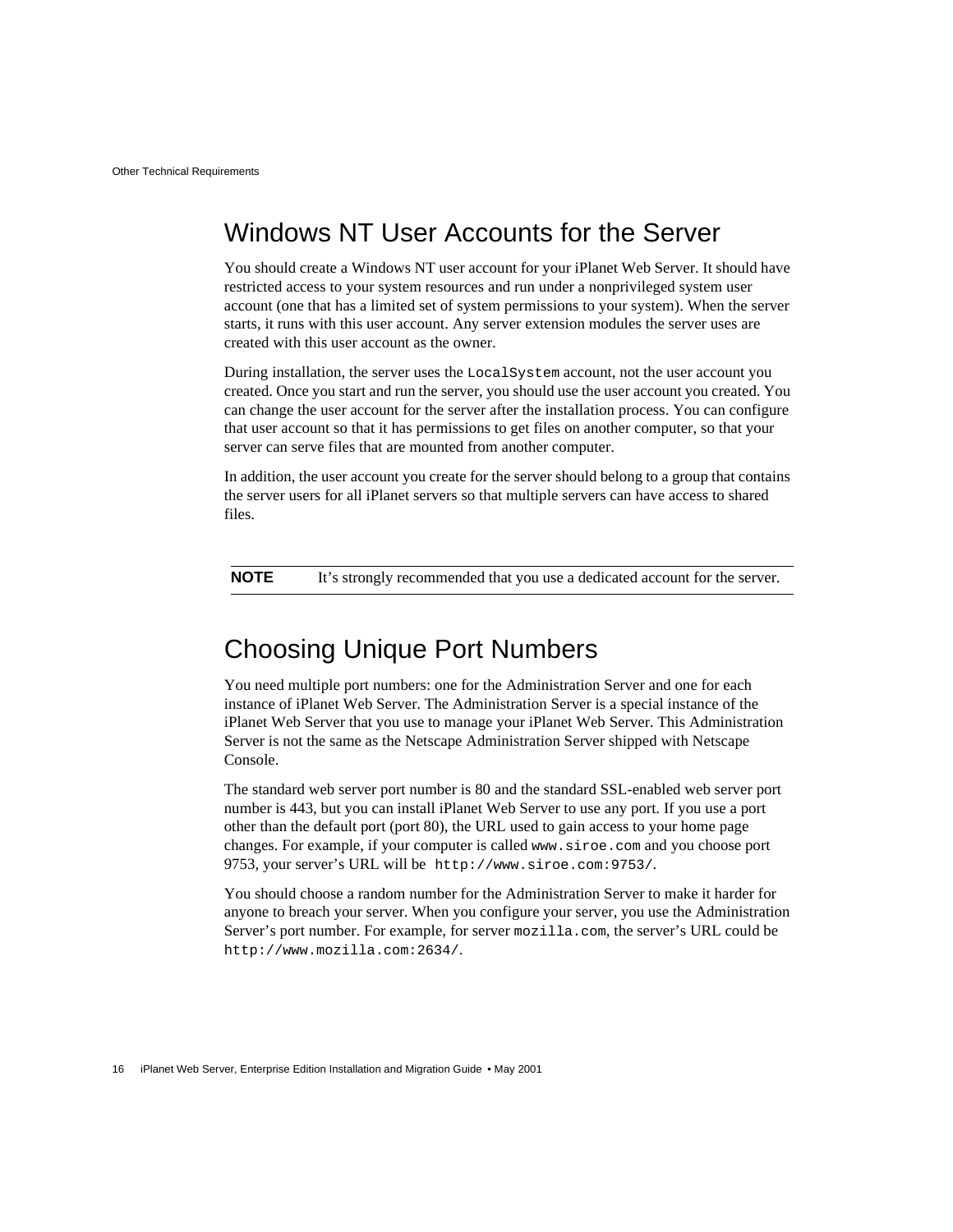## Windows NT User Accounts for the Server

You should create a Windows NT user account for your iPlanet Web Server. It should have restricted access to your system resources and run under a nonprivileged system user account (one that has a limited set of system permissions to your system). When the server starts, it runs with this user account. Any server extension modules the server uses are created with this user account as the owner.

During installation, the server uses the `LocalSystem` account, not the user account you created. Once you start and run the server, you should use the user account you created. You can change the user account for the server after the installation process. You can configure that user account so that it has permissions to get files on another computer, so that your server can serve files that are mounted from another computer.

In addition, the user account you create for the server should belong to a group that contains the server users for all iPlanet servers so that multiple servers can have access to shared files.

| **NOTE** | It's strongly recommended that you use a dedicated account for the server. |
|---|---|

## Choosing Unique Port Numbers

You need multiple port numbers: one for the Administration Server and one for each instance of iPlanet Web Server. The Administration Server is a special instance of the iPlanet Web Server that you use to manage your iPlanet Web Server. This Administration Server is not the same as the Netscape Administration Server shipped with Netscape Console.

The standard web server port number is 80 and the standard SSL-enabled web server port number is 443, but you can install iPlanet Web Server to use any port. If you use a port other than the default port (port 80), the URL used to gain access to your home page changes. For example, if your computer is called `www.siroe.com` and you choose port 9753, your server's URL will be `http://www.siroe.com:9753/`.

You should choose a random number for the Administration Server to make it harder for anyone to breach your server. When you configure your server, you use the Administration Server's port number. For example, for server `mozilla.com`, the server's URL could be `http://www.mozilla.com:2634/`.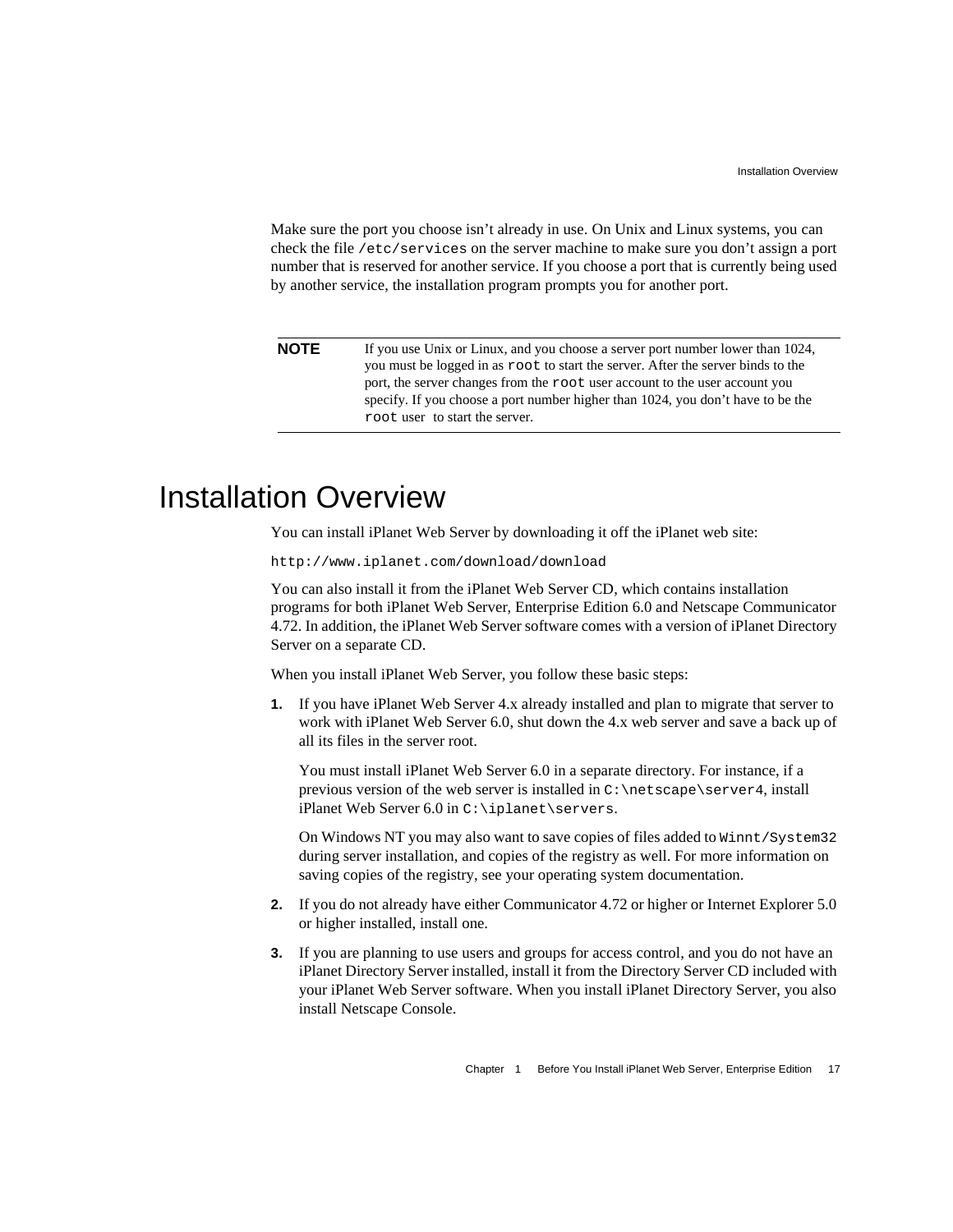Make sure the port you choose isn't already in use. On Unix and Linux systems, you can check the file `/etc/services` on the server machine to make sure you don't assign a port number that is reserved for another service. If you choose a port that is currently being used by another service, the installation program prompts you for another port.

| **NOTE** | If you use Unix or Linux, and you choose a server port number lower than 1024, you must be logged in as `root` to start the server. After the server binds to the port, the server changes from the `root` user account to the user account you specify. If you choose a port number higher than 1024, you don't have to be the `root` user to start the server. |
|---|---|

# Installation Overview

You can install iPlanet Web Server by downloading it off the iPlanet web site:

`http://www.iplanet.com/download/download`

You can also install it from the iPlanet Web Server CD, which contains installation programs for both iPlanet Web Server, Enterprise Edition 6.0 and Netscape Communicator 4.72. In addition, the iPlanet Web Server software comes with a version of iPlanet Directory Server on a separate CD.

When you install iPlanet Web Server, you follow these basic steps:

1. If you have iPlanet Web Server 4.x already installed and plan to migrate that server to work with iPlanet Web Server 6.0, shut down the 4.x web server and save a back up of all its files in the server root.

   You must install iPlanet Web Server 6.0 in a separate directory. For instance, if a previous version of the web server is installed in `C:\netscape\server4`, install iPlanet Web Server 6.0 in `C:\iplanet\servers`.

   On Windows NT you may also want to save copies of files added to `Winnt/System32` during server installation, and copies of the registry as well. For more information on saving copies of the registry, see your operating system documentation.

2. If you do not already have either Communicator 4.72 or higher or Internet Explorer 5.0 or higher installed, install one.

3. If you are planning to use users and groups for access control, and you do not have an iPlanet Directory Server installed, install it from the Directory Server CD included with your iPlanet Web Server software. When you install iPlanet Directory Server, you also install Netscape Console.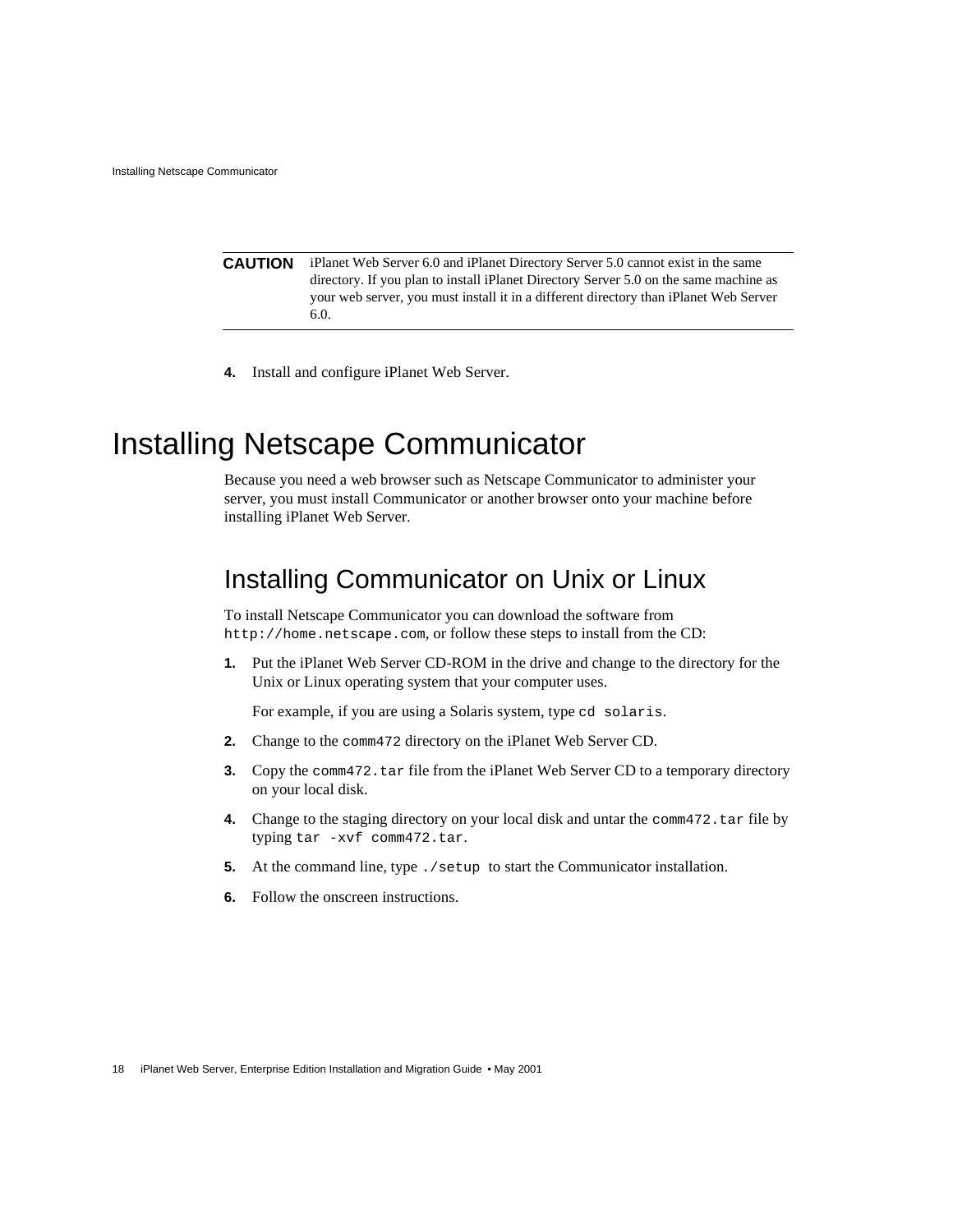**CAUTION** iPlanet Web Server 6.0 and iPlanet Directory Server 5.0 cannot exist in the same directory. If you plan to install iPlanet Directory Server 5.0 on the same machine as your web server, you must install it in a different directory than iPlanet Web Server 6.0.

4. Install and configure iPlanet Web Server.

# Installing Netscape Communicator

Because you need a web browser such as Netscape Communicator to administer your server, you must install Communicator or another browser onto your machine before installing iPlanet Web Server.

## Installing Communicator on Unix or Linux

To install Netscape Communicator you can download the software from `http://home.netscape.com`, or follow these steps to install from the CD:

1. Put the iPlanet Web Server CD-ROM in the drive and change to the directory for the Unix or Linux operating system that your computer uses.

   For example, if you are using a Solaris system, type `cd solaris`.

2. Change to the `comm472` directory on the iPlanet Web Server CD.

3. Copy the `comm472.tar` file from the iPlanet Web Server CD to a temporary directory on your local disk.

4. Change to the staging directory on your local disk and untar the `comm472.tar` file by typing `tar -xvf comm472.tar`.

5. At the command line, type `./setup` to start the Communicator installation.

6. Follow the onscreen instructions.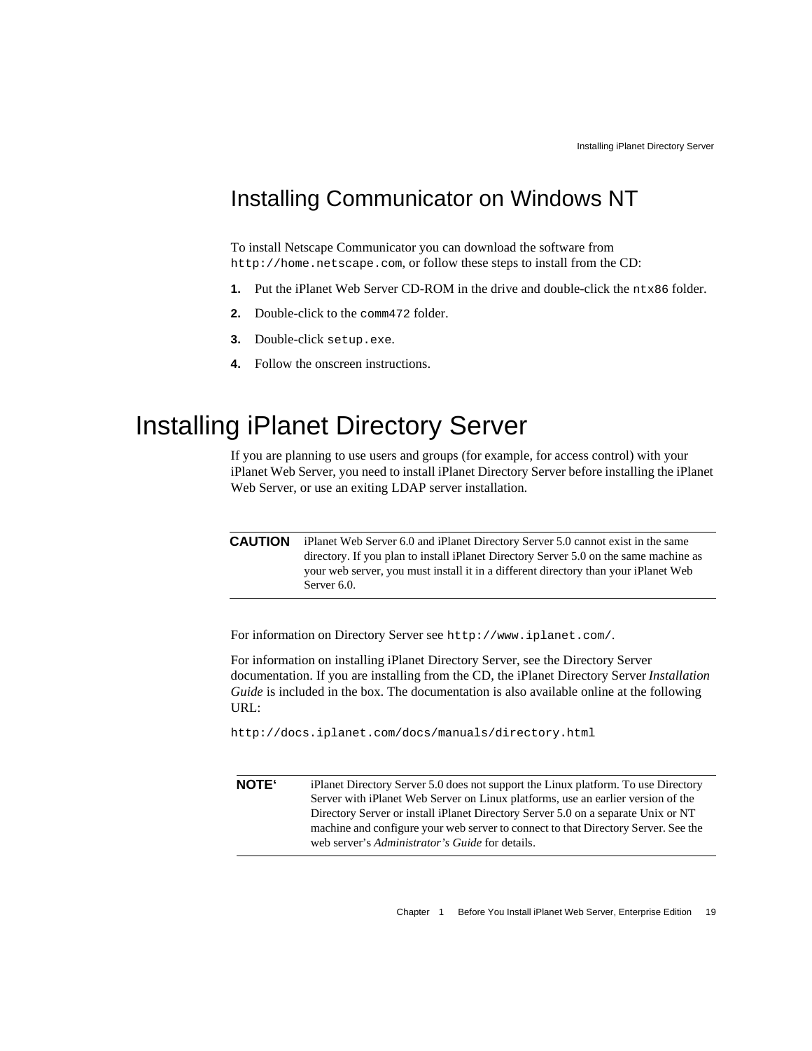## Installing Communicator on Windows NT

To install Netscape Communicator you can download the software from `http://home.netscape.com`, or follow these steps to install from the CD:

1. Put the iPlanet Web Server CD-ROM in the drive and double-click the `ntx86` folder.
2. Double-click to the `comm472` folder.
3. Double-click `setup.exe`.
4. Follow the onscreen instructions.

# Installing iPlanet Directory Server

If you are planning to use users and groups (for example, for access control) with your iPlanet Web Server, you need to install iPlanet Directory Server before installing the iPlanet Web Server, or use an exiting LDAP server installation.

**CAUTION** iPlanet Web Server 6.0 and iPlanet Directory Server 5.0 cannot exist in the same directory. If you plan to install iPlanet Directory Server 5.0 on the same machine as your web server, you must install it in a different directory than your iPlanet Web Server 6.0.

For information on Directory Server see `http://www.iplanet.com/`.

For information on installing iPlanet Directory Server, see the Directory Server documentation. If you are installing from the CD, the iPlanet Directory Server *Installation Guide* is included in the box. The documentation is also available online at the following URL:

`http://docs.iplanet.com/docs/manuals/directory.html`

**NOTE‘** iPlanet Directory Server 5.0 does not support the Linux platform. To use Directory Server with iPlanet Web Server on Linux platforms, use an earlier version of the Directory Server or install iPlanet Directory Server 5.0 on a separate Unix or NT machine and configure your web server to connect to that Directory Server. See the web server's *Administrator's Guide* for details.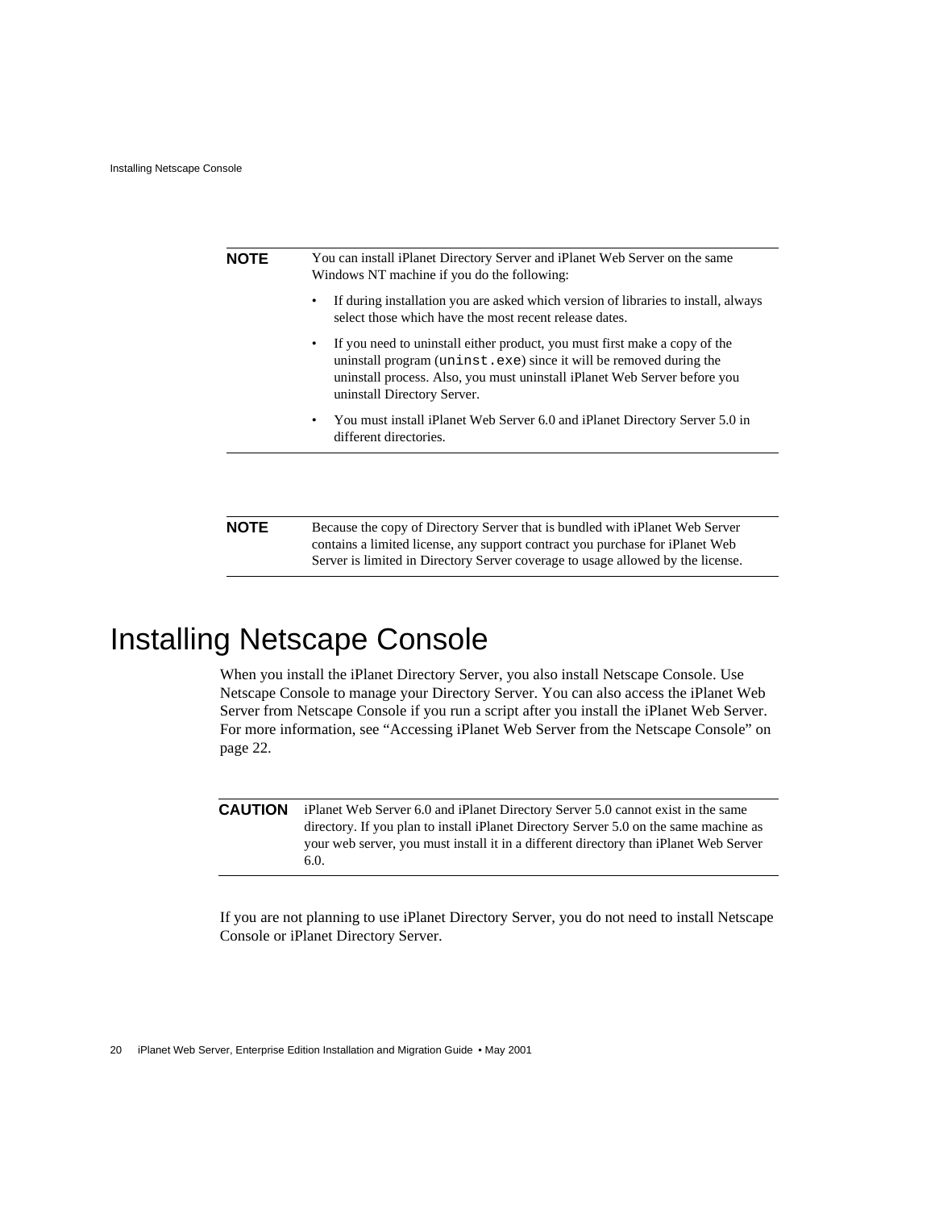**NOTE** You can install iPlanet Directory Server and iPlanet Web Server on the same Windows NT machine if you do the following:

- If during installation you are asked which version of libraries to install, always select those which have the most recent release dates.
- If you need to uninstall either product, you must first make a copy of the uninstall program (`uninst.exe`) since it will be removed during the uninstall process. Also, you must uninstall iPlanet Web Server before you uninstall Directory Server.
- You must install iPlanet Web Server 6.0 and iPlanet Directory Server 5.0 in different directories.

---

**NOTE** Because the copy of Directory Server that is bundled with iPlanet Web Server contains a limited license, any support contract you purchase for iPlanet Web Server is limited in Directory Server coverage to usage allowed by the license.

---

# Installing Netscape Console

When you install the iPlanet Directory Server, you also install Netscape Console. Use Netscape Console to manage your Directory Server. You can also access the iPlanet Web Server from Netscape Console if you run a script after you install the iPlanet Web Server. For more information, see "Accessing iPlanet Web Server from the Netscape Console" on page 22.

---

**CAUTION** iPlanet Web Server 6.0 and iPlanet Directory Server 5.0 cannot exist in the same directory. If you plan to install iPlanet Directory Server 5.0 on the same machine as your web server, you must install it in a different directory than iPlanet Web Server 6.0.

---

If you are not planning to use iPlanet Directory Server, you do not need to install Netscape Console or iPlanet Directory Server.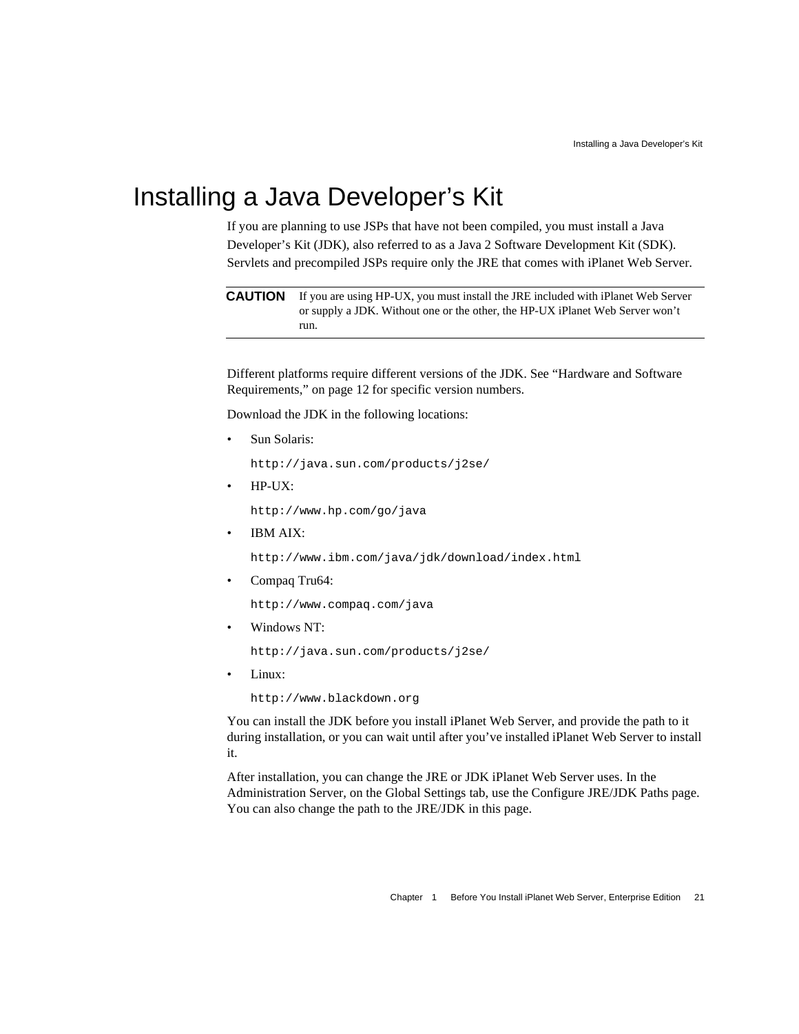# Installing a Java Developer's Kit

If you are planning to use JSPs that have not been compiled, you must install a Java Developer's Kit (JDK), also referred to as a Java 2 Software Development Kit (SDK). Servlets and precompiled JSPs require only the JRE that comes with iPlanet Web Server.

> **CAUTION** If you are using HP-UX, you must install the JRE included with iPlanet Web Server or supply a JDK. Without one or the other, the HP-UX iPlanet Web Server won't run.

Different platforms require different versions of the JDK. See "Hardware and Software Requirements," on page 12 for specific version numbers.

Download the JDK in the following locations:

- Sun Solaris:

  `http://java.sun.com/products/j2se/`

- HP-UX:

  `http://www.hp.com/go/java`

- IBM AIX:

  `http://www.ibm.com/java/jdk/download/index.html`

- Compaq Tru64:

  `http://www.compaq.com/java`

- Windows NT:

  `http://java.sun.com/products/j2se/`

- Linux:

  `http://www.blackdown.org`

You can install the JDK before you install iPlanet Web Server, and provide the path to it during installation, or you can wait until after you've installed iPlanet Web Server to install it.

After installation, you can change the JRE or JDK iPlanet Web Server uses. In the Administration Server, on the Global Settings tab, use the Configure JRE/JDK Paths page. You can also change the path to the JRE/JDK in this page.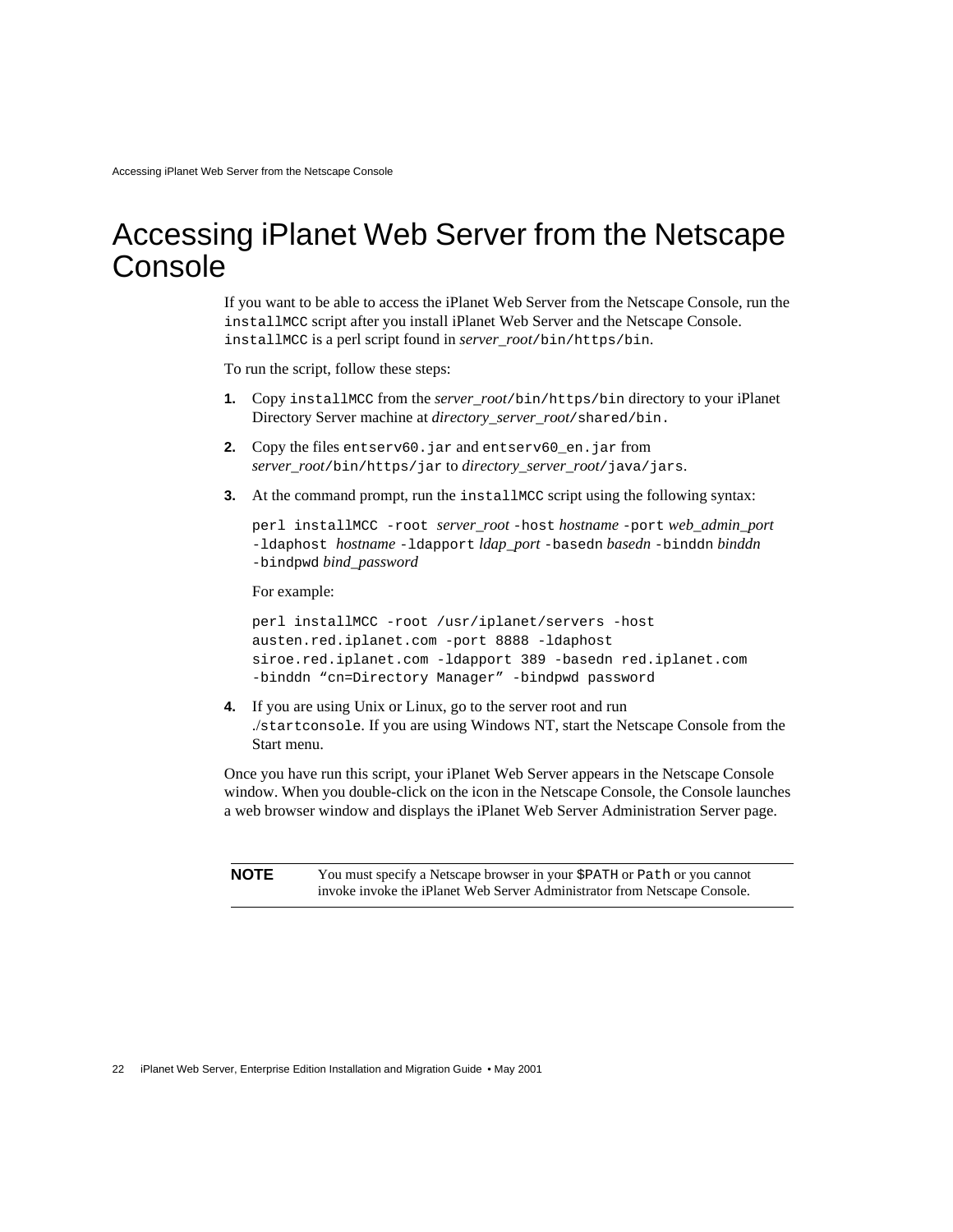# Accessing iPlanet Web Server from the Netscape Console

If you want to be able to access the iPlanet Web Server from the Netscape Console, run the `installMCC` script after you install iPlanet Web Server and the Netscape Console. `installMCC` is a perl script found in *server_root*`/bin/https/bin`.

To run the script, follow these steps:

1. Copy `installMCC` from the *server_root*`/bin/https/bin` directory to your iPlanet Directory Server machine at *directory_server_root*`/shared/bin.`

2. Copy the files `entserv60.jar` and `entserv60_en.jar` from *server_root*`/bin/https/jar` to *directory_server_root*`/java/jars`.

3. At the command prompt, run the `installMCC` script using the following syntax:

   `perl installMCC -root` *server_root* `-host` *hostname* `-port` *web_admin_port* `-ldaphost` *hostname* `-ldapport` *ldap_port* `-basedn` *basedn* `-binddn` *binddn* `-bindpwd` *bind_password*

   For example:

   ```
   perl installMCC -root /usr/iplanet/servers -host
   austen.red.iplanet.com -port 8888 -ldaphost
   siroe.red.iplanet.com -ldapport 389 -basedn red.iplanet.com
   -binddn “cn=Directory Manager” -bindpwd password
   ```

4. If you are using Unix or Linux, go to the server root and run ./`startconsole`. If you are using Windows NT, start the Netscape Console from the Start menu.

Once you have run this script, your iPlanet Web Server appears in the Netscape Console window. When you double-click on the icon in the Netscape Console, the Console launches a web browser window and displays the iPlanet Web Server Administration Server page.

| **NOTE** | You must specify a Netscape browser in your `$PATH` or `Path` or you cannot invoke invoke the iPlanet Web Server Administrator from Netscape Console. |
|---|---|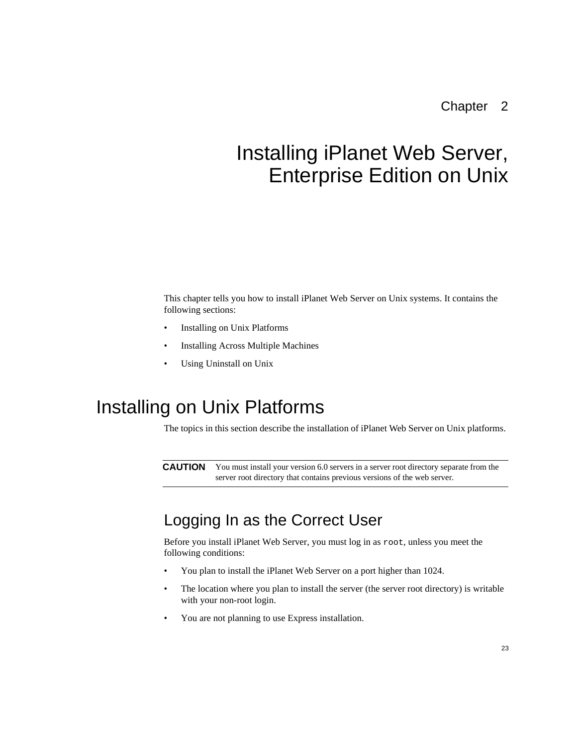Chapter 2

# Installing iPlanet Web Server, Enterprise Edition on Unix

This chapter tells you how to install iPlanet Web Server on Unix systems. It contains the following sections:

- Installing on Unix Platforms
- Installing Across Multiple Machines
- Using Uninstall on Unix

## Installing on Unix Platforms

The topics in this section describe the installation of iPlanet Web Server on Unix platforms.

| **CAUTION** | You must install your version 6.0 servers in a server root directory separate from the server root directory that contains previous versions of the web server. |
|---|---|

### Logging In as the Correct User

Before you install iPlanet Web Server, you must log in as `root`, unless you meet the following conditions:

- You plan to install the iPlanet Web Server on a port higher than 1024.
- The location where you plan to install the server (the server root directory) is writable with your non-root login.
- You are not planning to use Express installation.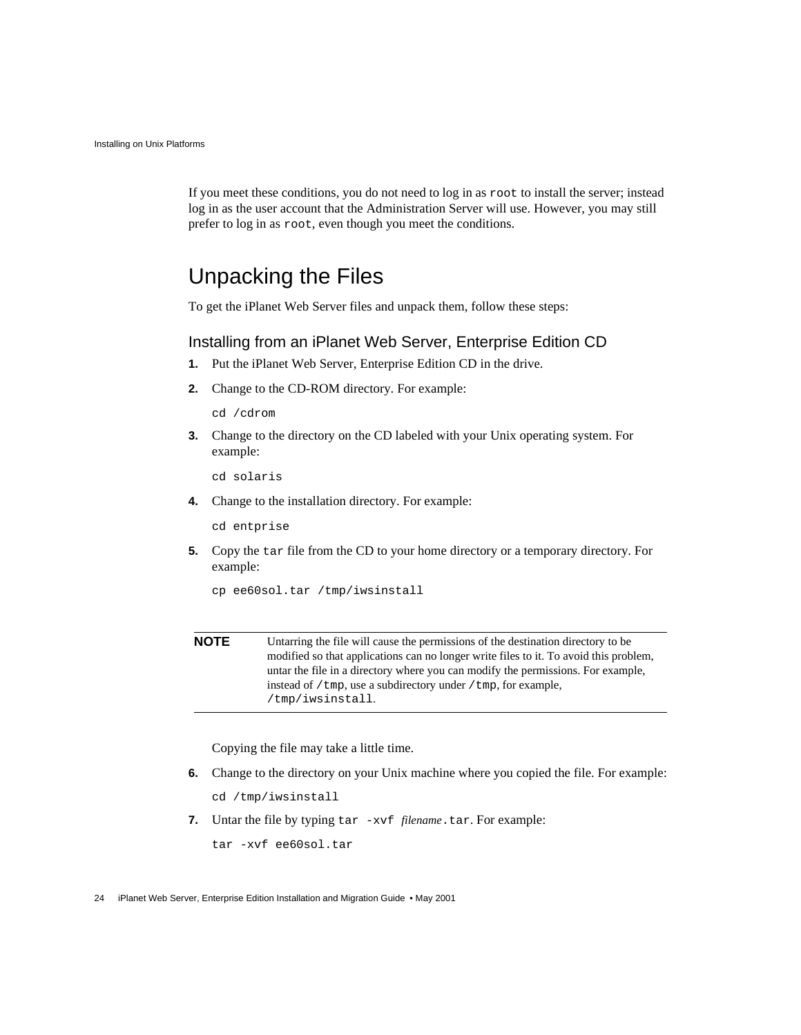If you meet these conditions, you do not need to log in as `root` to install the server; instead log in as the user account that the Administration Server will use. However, you may still prefer to log in as `root`, even though you meet the conditions.

## Unpacking the Files

To get the iPlanet Web Server files and unpack them, follow these steps:

### Installing from an iPlanet Web Server, Enterprise Edition CD

1. Put the iPlanet Web Server, Enterprise Edition CD in the drive.

2. Change to the CD-ROM directory. For example:

   ```
   cd /cdrom
   ```

3. Change to the directory on the CD labeled with your Unix operating system. For example:

   ```
   cd solaris
   ```

4. Change to the installation directory. For example:

   ```
   cd entprise
   ```

5. Copy the `tar` file from the CD to your home directory or a temporary directory. For example:

   ```
   cp ee60sol.tar /tmp/iwsinstall
   ```

   > **NOTE** Untarring the file will cause the permissions of the destination directory to be modified so that applications can no longer write files to it. To avoid this problem, untar the file in a directory where you can modify the permissions. For example, instead of `/tmp`, use a subdirectory under `/tmp`, for example, `/tmp/iwsinstall`.

   Copying the file may take a little time.

6. Change to the directory on your Unix machine where you copied the file. For example:

   ```
   cd /tmp/iwsinstall
   ```

7. Untar the file by typing `tar -xvf` *filename*`.tar`. For example:

   ```
   tar -xvf ee60sol.tar
   ```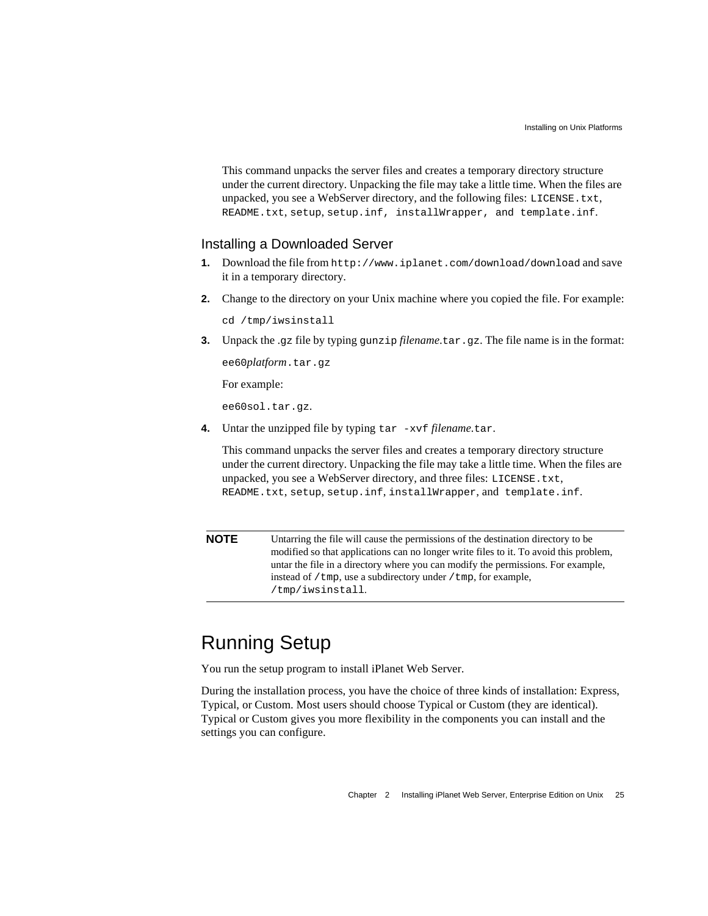This command unpacks the server files and creates a temporary directory structure under the current directory. Unpacking the file may take a little time. When the files are unpacked, you see a WebServer directory, and the following files: `LICENSE.txt`, `README.txt`, `setup`, `setup.inf, installWrapper, and template.inf`.

### Installing a Downloaded Server

1. Download the file from `http://www.iplanet.com/download/download` and save it in a temporary directory.

2. Change to the directory on your Unix machine where you copied the file. For example:

   ```
   cd /tmp/iwsinstall
   ```

3. Unpack the .gz file by typing `gunzip` *filename*`.tar.gz`. The file name is in the format:

   `ee60`*platform*`.tar.gz`

   For example:

   `ee60sol.tar.gz`.

4. Untar the unzipped file by typing `tar -xvf` *filename*`.tar`.

   This command unpacks the server files and creates a temporary directory structure under the current directory. Unpacking the file may take a little time. When the files are unpacked, you see a WebServer directory, and three files: `LICENSE.txt`, `README.txt`, `setup`, `setup.inf`, `installWrapper`, and `template.inf`.

| **NOTE** | Untarring the file will cause the permissions of the destination directory to be modified so that applications can no longer write files to it. To avoid this problem, untar the file in a directory where you can modify the permissions. For example, instead of `/tmp`, use a subdirectory under `/tmp`, for example, `/tmp/iwsinstall`. |
|---|---|

## Running Setup

You run the setup program to install iPlanet Web Server.

During the installation process, you have the choice of three kinds of installation: Express, Typical, or Custom. Most users should choose Typical or Custom (they are identical). Typical or Custom gives you more flexibility in the components you can install and the settings you can configure.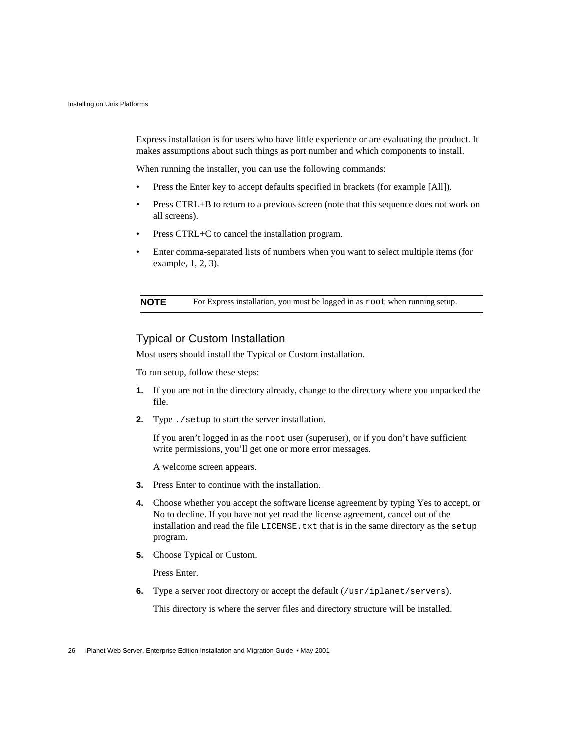Express installation is for users who have little experience or are evaluating the product. It makes assumptions about such things as port number and which components to install.

When running the installer, you can use the following commands:

- Press the Enter key to accept defaults specified in brackets (for example [All]).
- Press CTRL+B to return to a previous screen (note that this sequence does not work on all screens).
- Press CTRL+C to cancel the installation program.
- Enter comma-separated lists of numbers when you want to select multiple items (for example, 1, 2, 3).

| **NOTE** | For Express installation, you must be logged in as `root` when running setup. |
|---|---|

### Typical or Custom Installation

Most users should install the Typical or Custom installation.

To run setup, follow these steps:

1. If you are not in the directory already, change to the directory where you unpacked the file.
2. Type `./setup` to start the server installation.

   If you aren't logged in as the `root` user (superuser), or if you don't have sufficient write permissions, you'll get one or more error messages.

   A welcome screen appears.
3. Press Enter to continue with the installation.
4. Choose whether you accept the software license agreement by typing Yes to accept, or No to decline. If you have not yet read the license agreement, cancel out of the installation and read the file `LICENSE.txt` that is in the same directory as the `setup` program.
5. Choose Typical or Custom.

   Press Enter.
6. Type a server root directory or accept the default (`/usr/iplanet/servers`).

   This directory is where the server files and directory structure will be installed.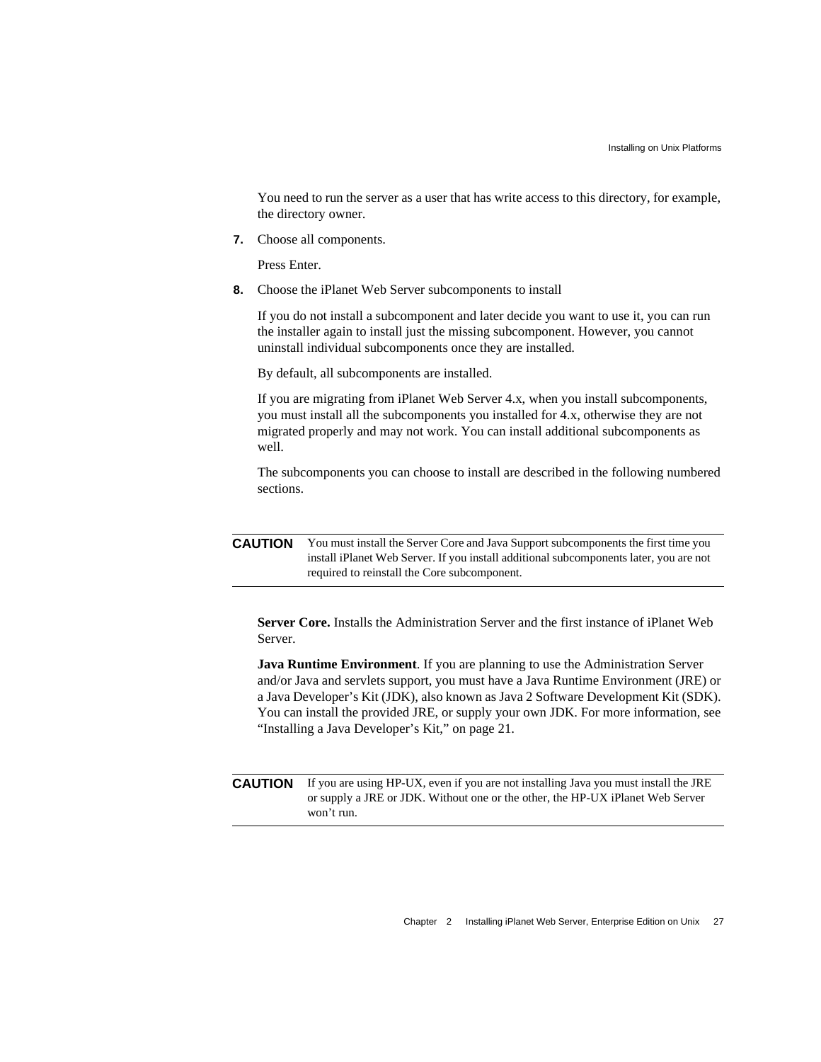You need to run the server as a user that has write access to this directory, for example, the directory owner.

7. Choose all components.

   Press Enter.

8. Choose the iPlanet Web Server subcomponents to install

   If you do not install a subcomponent and later decide you want to use it, you can run the installer again to install just the missing subcomponent. However, you cannot uninstall individual subcomponents once they are installed.

   By default, all subcomponents are installed.

   If you are migrating from iPlanet Web Server 4.x, when you install subcomponents, you must install all the subcomponents you installed for 4.x, otherwise they are not migrated properly and may not work. You can install additional subcomponents as well.

   The subcomponents you can choose to install are described in the following numbered sections.

---

**CAUTION** You must install the Server Core and Java Support subcomponents the first time you install iPlanet Web Server. If you install additional subcomponents later, you are not required to reinstall the Core subcomponent.

---

**Server Core.** Installs the Administration Server and the first instance of iPlanet Web Server.

**Java Runtime Environment**. If you are planning to use the Administration Server and/or Java and servlets support, you must have a Java Runtime Environment (JRE) or a Java Developer's Kit (JDK), also known as Java 2 Software Development Kit (SDK). You can install the provided JRE, or supply your own JDK. For more information, see "Installing a Java Developer's Kit," on page 21.

---

**CAUTION** If you are using HP-UX, even if you are not installing Java you must install the JRE or supply a JRE or JDK. Without one or the other, the HP-UX iPlanet Web Server won't run.

---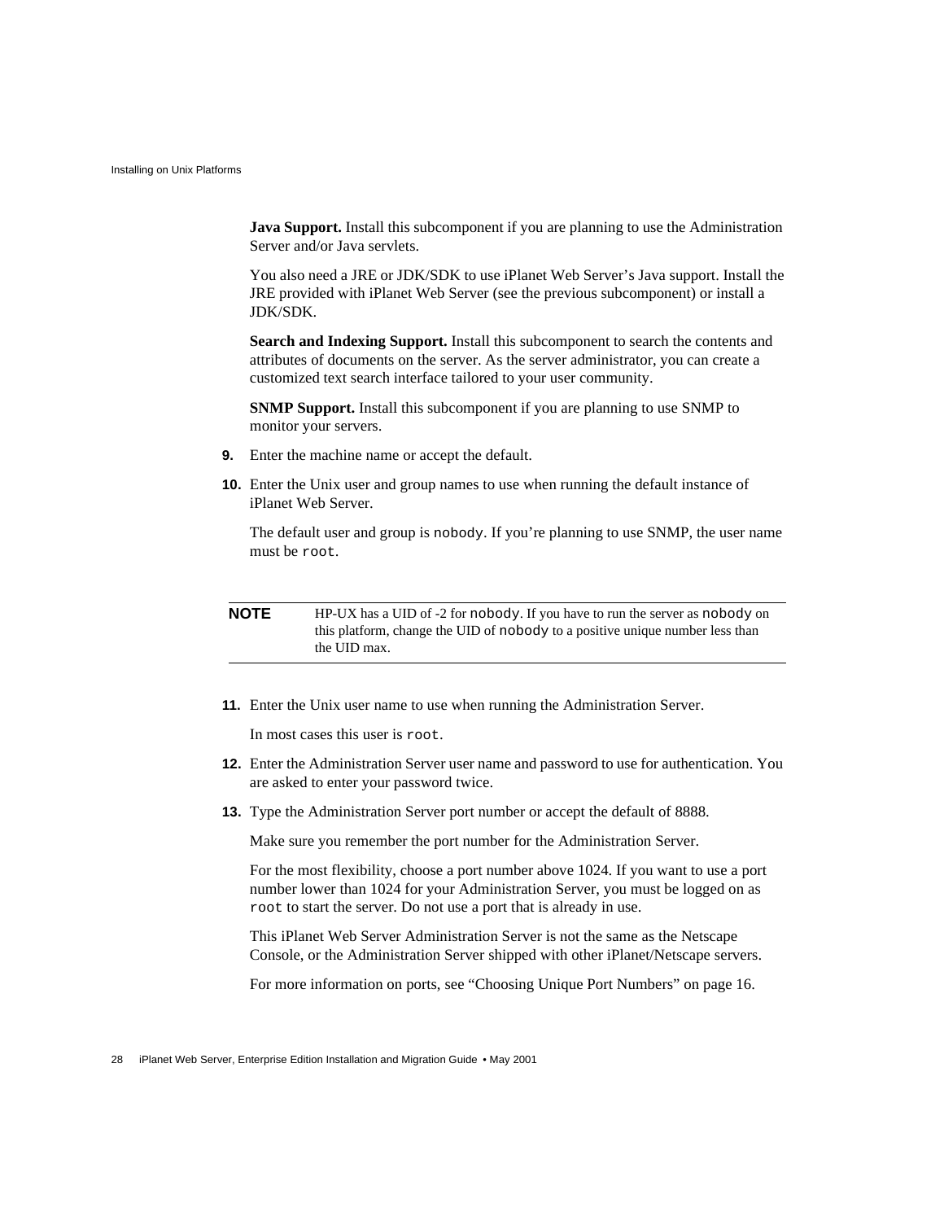**Java Support.** Install this subcomponent if you are planning to use the Administration Server and/or Java servlets.

You also need a JRE or JDK/SDK to use iPlanet Web Server's Java support. Install the JRE provided with iPlanet Web Server (see the previous subcomponent) or install a JDK/SDK.

**Search and Indexing Support.** Install this subcomponent to search the contents and attributes of documents on the server. As the server administrator, you can create a customized text search interface tailored to your user community.

**SNMP Support.** Install this subcomponent if you are planning to use SNMP to monitor your servers.

9. Enter the machine name or accept the default.

10. Enter the Unix user and group names to use when running the default instance of iPlanet Web Server.

    The default user and group is `nobody`. If you're planning to use SNMP, the user name must be `root`.

| **NOTE** | HP-UX has a UID of -2 for `nobody`. If you have to run the server as `nobody` on this platform, change the UID of `nobody` to a positive unique number less than the UID max. |
|---|---|

11. Enter the Unix user name to use when running the Administration Server.

    In most cases this user is `root`.

12. Enter the Administration Server user name and password to use for authentication. You are asked to enter your password twice.

13. Type the Administration Server port number or accept the default of 8888.

    Make sure you remember the port number for the Administration Server.

    For the most flexibility, choose a port number above 1024. If you want to use a port number lower than 1024 for your Administration Server, you must be logged on as `root` to start the server. Do not use a port that is already in use.

    This iPlanet Web Server Administration Server is not the same as the Netscape Console, or the Administration Server shipped with other iPlanet/Netscape servers.

    For more information on ports, see "Choosing Unique Port Numbers" on page 16.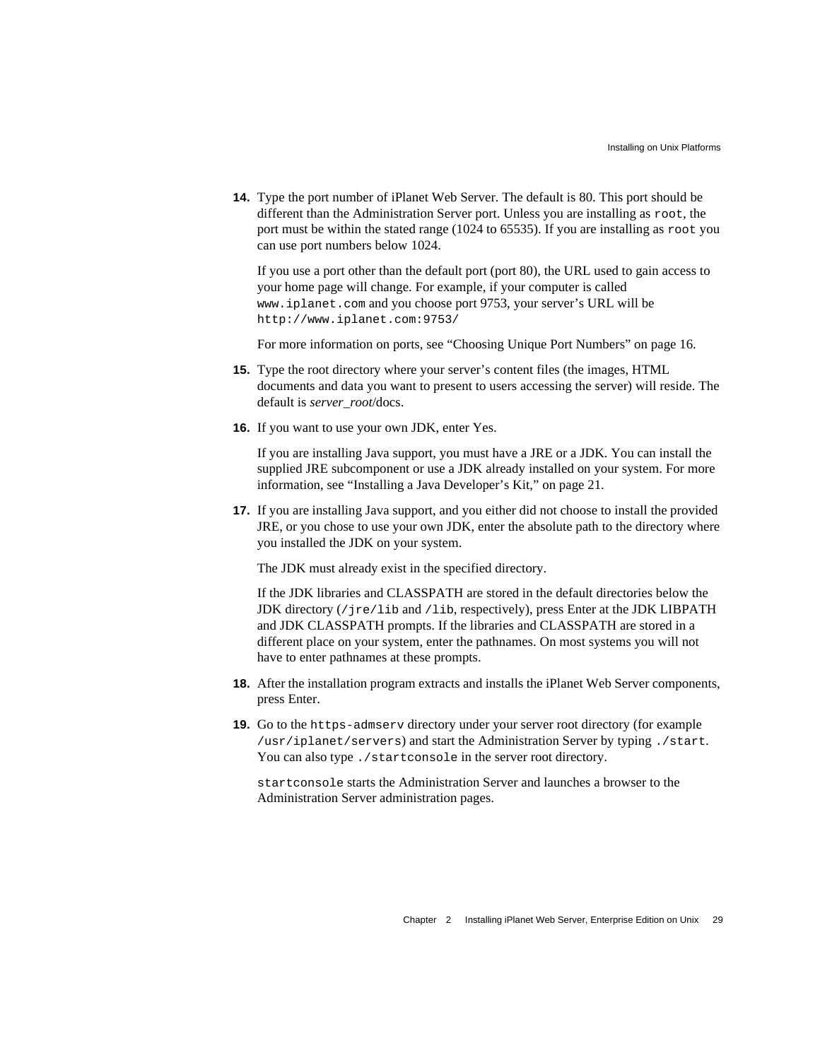14. Type the port number of iPlanet Web Server. The default is 80. This port should be different than the Administration Server port. Unless you are installing as `root`, the port must be within the stated range (1024 to 65535). If you are installing as `root` you can use port numbers below 1024.

    If you use a port other than the default port (port 80), the URL used to gain access to your home page will change. For example, if your computer is called `www.iplanet.com` and you choose port 9753, your server's URL will be `http://www.iplanet.com:9753/`

    For more information on ports, see "Choosing Unique Port Numbers" on page 16.

15. Type the root directory where your server's content files (the images, HTML documents and data you want to present to users accessing the server) will reside. The default is *server_root*/docs.

16. If you want to use your own JDK, enter Yes.

    If you are installing Java support, you must have a JRE or a JDK. You can install the supplied JRE subcomponent or use a JDK already installed on your system. For more information, see "Installing a Java Developer's Kit," on page 21.

17. If you are installing Java support, and you either did not choose to install the provided JRE, or you chose to use your own JDK, enter the absolute path to the directory where you installed the JDK on your system.

    The JDK must already exist in the specified directory.

    If the JDK libraries and CLASSPATH are stored in the default directories below the JDK directory (`/jre/lib` and `/lib`, respectively), press Enter at the JDK LIBPATH and JDK CLASSPATH prompts. If the libraries and CLASSPATH are stored in a different place on your system, enter the pathnames. On most systems you will not have to enter pathnames at these prompts.

18. After the installation program extracts and installs the iPlanet Web Server components, press Enter.

19. Go to the `https-admserv` directory under your server root directory (for example `/usr/iplanet/servers`) and start the Administration Server by typing `./start`. You can also type `./startconsole` in the server root directory.

    `startconsole` starts the Administration Server and launches a browser to the Administration Server administration pages.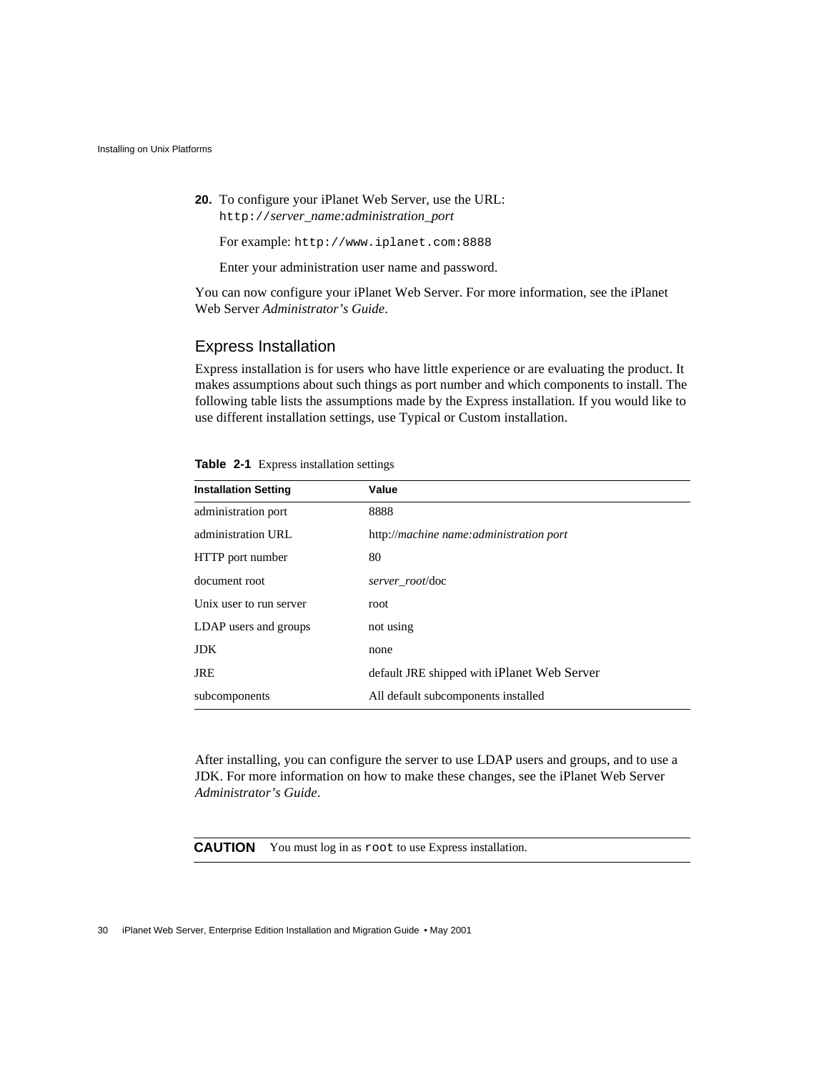20. To configure your iPlanet Web Server, use the URL:
    `http://`*server_name:administration_port*

    For example: `http://www.iplanet.com:8888`

    Enter your administration user name and password.

You can now configure your iPlanet Web Server. For more information, see the iPlanet Web Server *Administrator's Guide*.

## Express Installation

Express installation is for users who have little experience or are evaluating the product. It makes assumptions about such things as port number and which components to install. The following table lists the assumptions made by the Express installation. If you would like to use different installation settings, use Typical or Custom installation.

**Table 2-1** Express installation settings

| Installation Setting | Value |
|---|---|
| administration port | 8888 |
| administration URL | http://*machine name:administration port* |
| HTTP port number | 80 |
| document root | *server_root*/doc |
| Unix user to run server | root |
| LDAP users and groups | not using |
| JDK | none |
| JRE | default JRE shipped with iPlanet Web Server |
| subcomponents | All default subcomponents installed |

After installing, you can configure the server to use LDAP users and groups, and to use a JDK. For more information on how to make these changes, see the iPlanet Web Server *Administrator's Guide*.

**CAUTION** You must log in as `root` to use Express installation.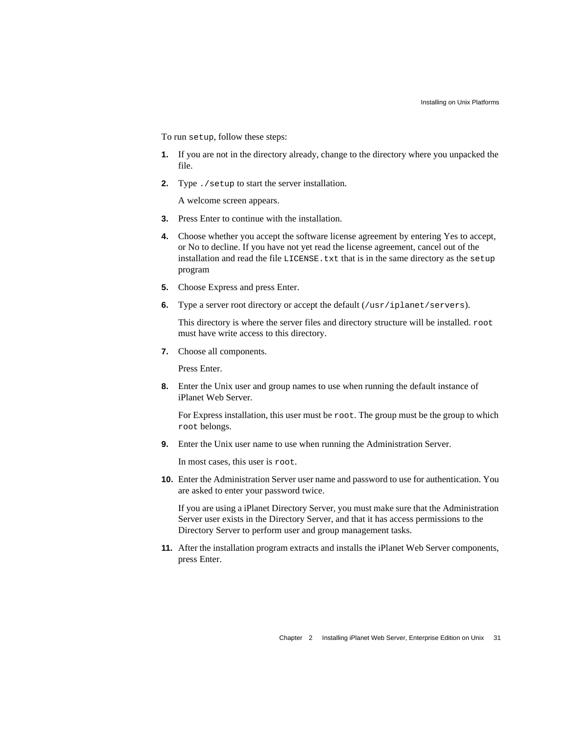To run `setup`, follow these steps:

1. If you are not in the directory already, change to the directory where you unpacked the file.
2. Type `./setup` to start the server installation.

   A welcome screen appears.
3. Press Enter to continue with the installation.
4. Choose whether you accept the software license agreement by entering Yes to accept, or No to decline. If you have not yet read the license agreement, cancel out of the installation and read the file `LICENSE.txt` that is in the same directory as the `setup` program
5. Choose Express and press Enter.
6. Type a server root directory or accept the default (`/usr/iplanet/servers`).

   This directory is where the server files and directory structure will be installed. `root` must have write access to this directory.
7. Choose all components.

   Press Enter.
8. Enter the Unix user and group names to use when running the default instance of iPlanet Web Server.

   For Express installation, this user must be `root`. The group must be the group to which `root` belongs.
9. Enter the Unix user name to use when running the Administration Server.

   In most cases, this user is `root`.
10. Enter the Administration Server user name and password to use for authentication. You are asked to enter your password twice.

    If you are using a iPlanet Directory Server, you must make sure that the Administration Server user exists in the Directory Server, and that it has access permissions to the Directory Server to perform user and group management tasks.
11. After the installation program extracts and installs the iPlanet Web Server components, press Enter.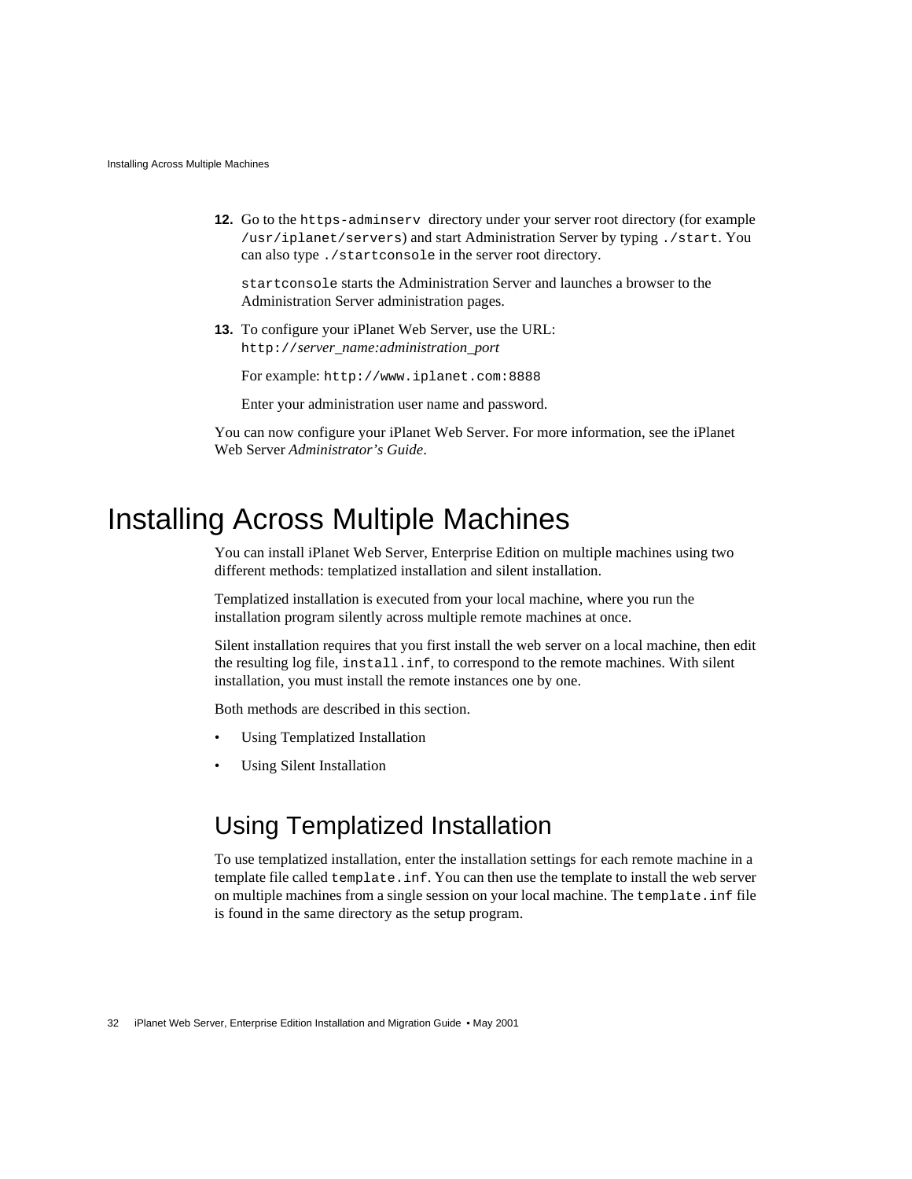12. Go to the `https-adminserv` directory under your server root directory (for example `/usr/iplanet/servers`) and start Administration Server by typing `./start`. You can also type `./startconsole` in the server root directory.

    `startconsole` starts the Administration Server and launches a browser to the Administration Server administration pages.

13. To configure your iPlanet Web Server, use the URL:
    `http://`*server_name:administration_port*

    For example: `http://www.iplanet.com:8888`

    Enter your administration user name and password.

You can now configure your iPlanet Web Server. For more information, see the iPlanet Web Server *Administrator's Guide*.

# Installing Across Multiple Machines

You can install iPlanet Web Server, Enterprise Edition on multiple machines using two different methods: templatized installation and silent installation.

Templatized installation is executed from your local machine, where you run the installation program silently across multiple remote machines at once.

Silent installation requires that you first install the web server on a local machine, then edit the resulting log file, `install.inf`, to correspond to the remote machines. With silent installation, you must install the remote instances one by one.

Both methods are described in this section.

- Using Templatized Installation
- Using Silent Installation

## Using Templatized Installation

To use templatized installation, enter the installation settings for each remote machine in a template file called `template.inf`. You can then use the template to install the web server on multiple machines from a single session on your local machine. The `template.inf` file is found in the same directory as the setup program.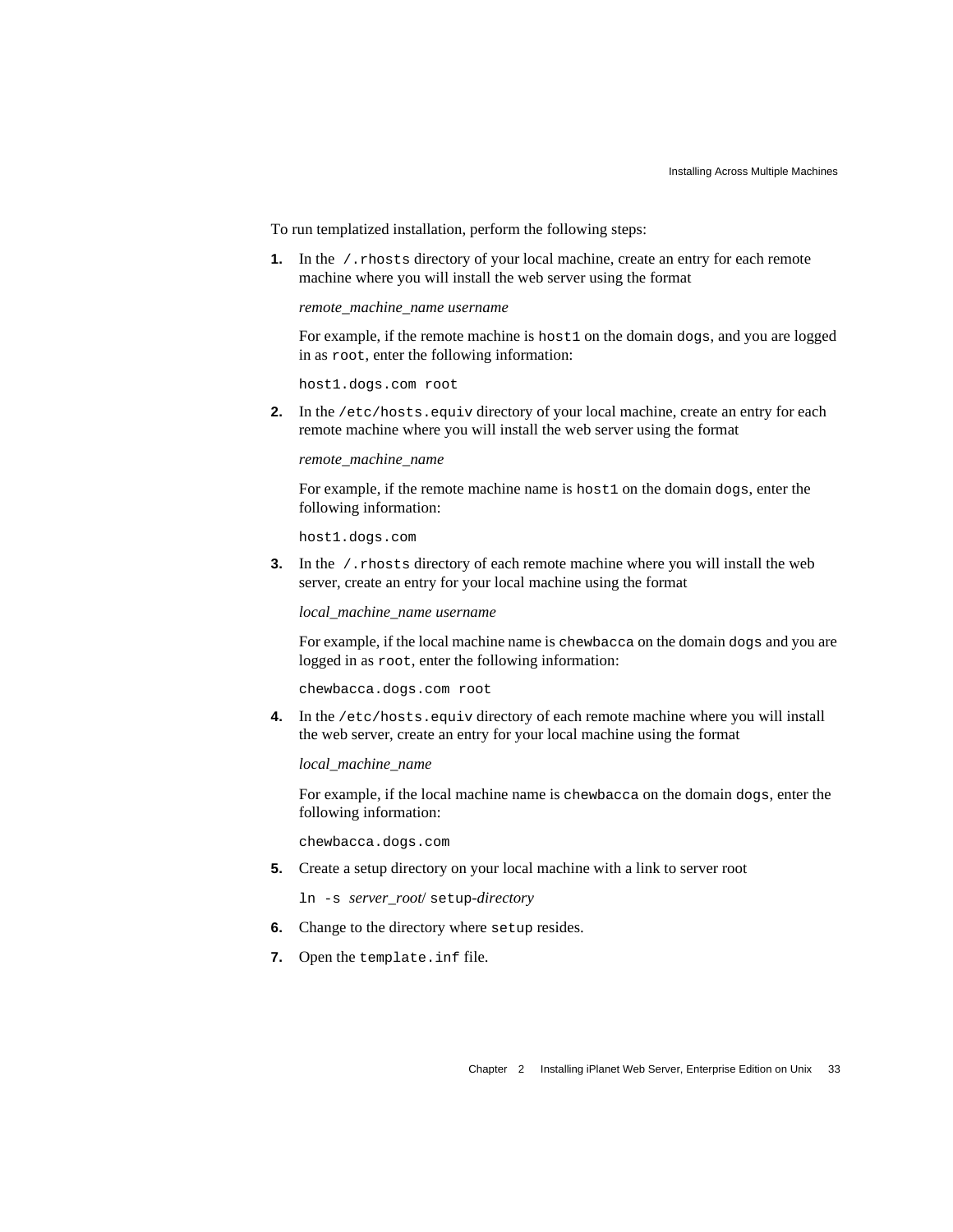To run templatized installation, perform the following steps:

1. In the `/.rhosts` directory of your local machine, create an entry for each remote machine where you will install the web server using the format

   *remote_machine_name username*

   For example, if the remote machine is `host1` on the domain `dogs`, and you are logged in as `root`, enter the following information:

   ```
   host1.dogs.com root
   ```

2. In the `/etc/hosts.equiv` directory of your local machine, create an entry for each remote machine where you will install the web server using the format

   *remote_machine_name*

   For example, if the remote machine name is `host1` on the domain `dogs`, enter the following information:

   ```
   host1.dogs.com
   ```

3. In the `/.rhosts` directory of each remote machine where you will install the web server, create an entry for your local machine using the format

   *local_machine_name username*

   For example, if the local machine name is `chewbacca` on the domain `dogs` and you are logged in as `root`, enter the following information:

   ```
   chewbacca.dogs.com root
   ```

4. In the `/etc/hosts.equiv` directory of each remote machine where you will install the web server, create an entry for your local machine using the format

   *local_machine_name*

   For example, if the local machine name is `chewbacca` on the domain `dogs`, enter the following information:

   ```
   chewbacca.dogs.com
   ```

5. Create a setup directory on your local machine with a link to server root

   `ln -s` *server_root*/ `setup-`*directory*

6. Change to the directory where `setup` resides.

7. Open the `template.inf` file.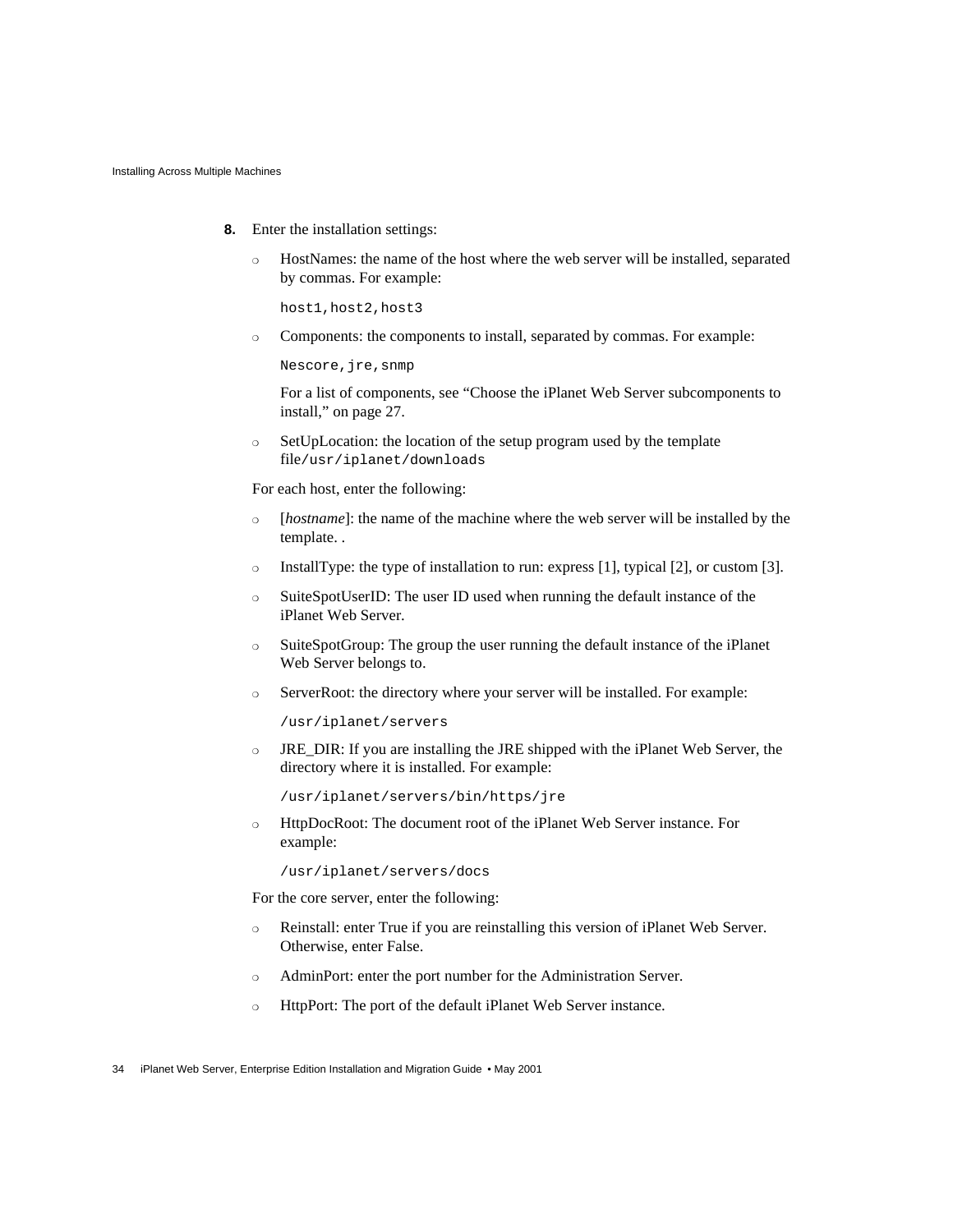8. Enter the installation settings:

   - HostNames: the name of the host where the web server will be installed, separated by commas. For example:

     ```
     host1,host2,host3
     ```

   - Components: the components to install, separated by commas. For example:

     ```
     Nescore,jre,snmp
     ```

     For a list of components, see "Choose the iPlanet Web Server subcomponents to install," on page 27.

   - SetUpLocation: the location of the setup program used by the template file`/usr/iplanet/downloads`

   For each host, enter the following:

   - [*hostname*]: the name of the machine where the web server will be installed by the template. .
   - InstallType: the type of installation to run: express [1], typical [2], or custom [3].
   - SuiteSpotUserID: The user ID used when running the default instance of the iPlanet Web Server.
   - SuiteSpotGroup: The group the user running the default instance of the iPlanet Web Server belongs to.
   - ServerRoot: the directory where your server will be installed. For example:

     ```
     /usr/iplanet/servers
     ```

   - JRE_DIR: If you are installing the JRE shipped with the iPlanet Web Server, the directory where it is installed. For example:

     ```
     /usr/iplanet/servers/bin/https/jre
     ```

   - HttpDocRoot: The document root of the iPlanet Web Server instance. For example:

     ```
     /usr/iplanet/servers/docs
     ```

   For the core server, enter the following:

   - Reinstall: enter True if you are reinstalling this version of iPlanet Web Server. Otherwise, enter False.
   - AdminPort: enter the port number for the Administration Server.
   - HttpPort: The port of the default iPlanet Web Server instance.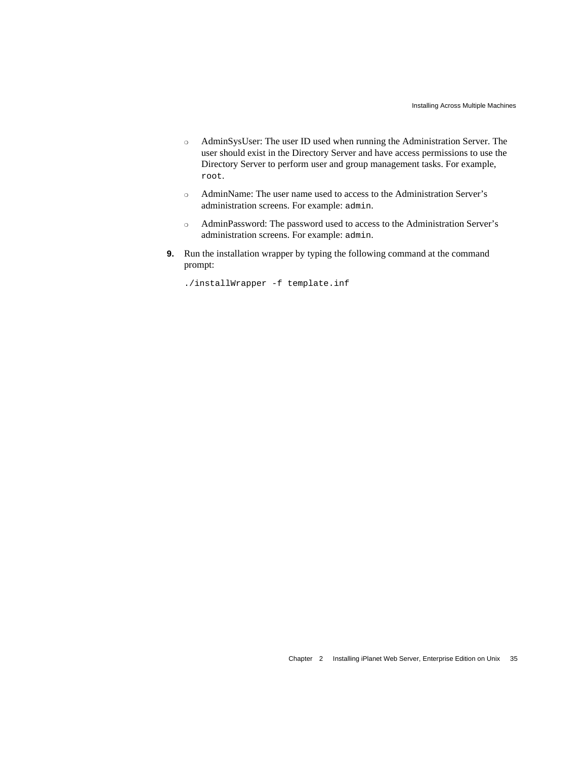- AdminSysUser: The user ID used when running the Administration Server. The user should exist in the Directory Server and have access permissions to use the Directory Server to perform user and group management tasks. For example, `root`.
- AdminName: The user name used to access to the Administration Server's administration screens. For example: `admin`.
- AdminPassword: The password used to access to the Administration Server's administration screens. For example: `admin`.

9. Run the installation wrapper by typing the following command at the command prompt:

```
./installWrapper -f template.inf
```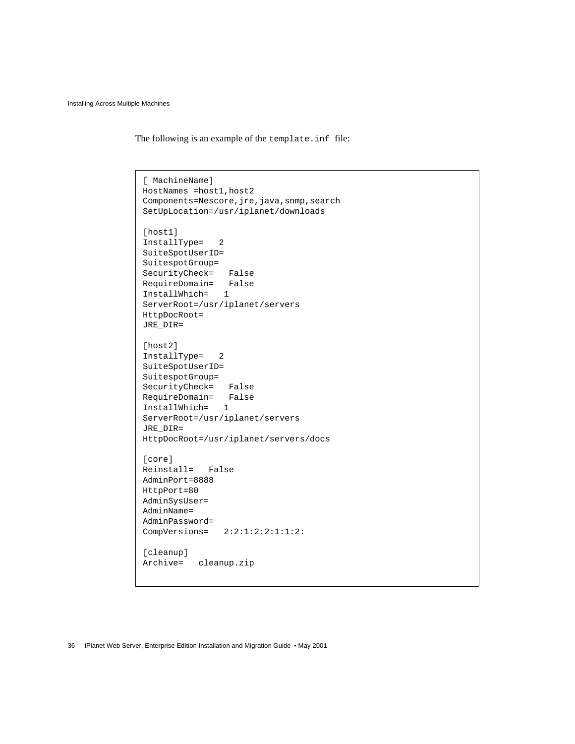The following is an example of the `template.inf` file:

```
[ MachineName]
HostNames =host1,host2
Components=Nescore,jre,java,snmp,search
SetUpLocation=/usr/iplanet/downloads

[host1]
InstallType=   2
SuiteSpotUserID=
SuitespotGroup=
SecurityCheck=   False
RequireDomain=   False
InstallWhich=   1
ServerRoot=/usr/iplanet/servers
HttpDocRoot=
JRE_DIR=

[host2]
InstallType=   2
SuiteSpotUserID=
SuitespotGroup=
SecurityCheck=   False
RequireDomain=   False
InstallWhich=   1
ServerRoot=/usr/iplanet/servers
JRE_DIR=
HttpDocRoot=/usr/iplanet/servers/docs

[core]
Reinstall=   False
AdminPort=8888
HttpPort=80
AdminSysUser=
AdminName=
AdminPassword=
CompVersions=   2:2:1:2:2:1:1:2:

[cleanup]
Archive=   cleanup.zip
```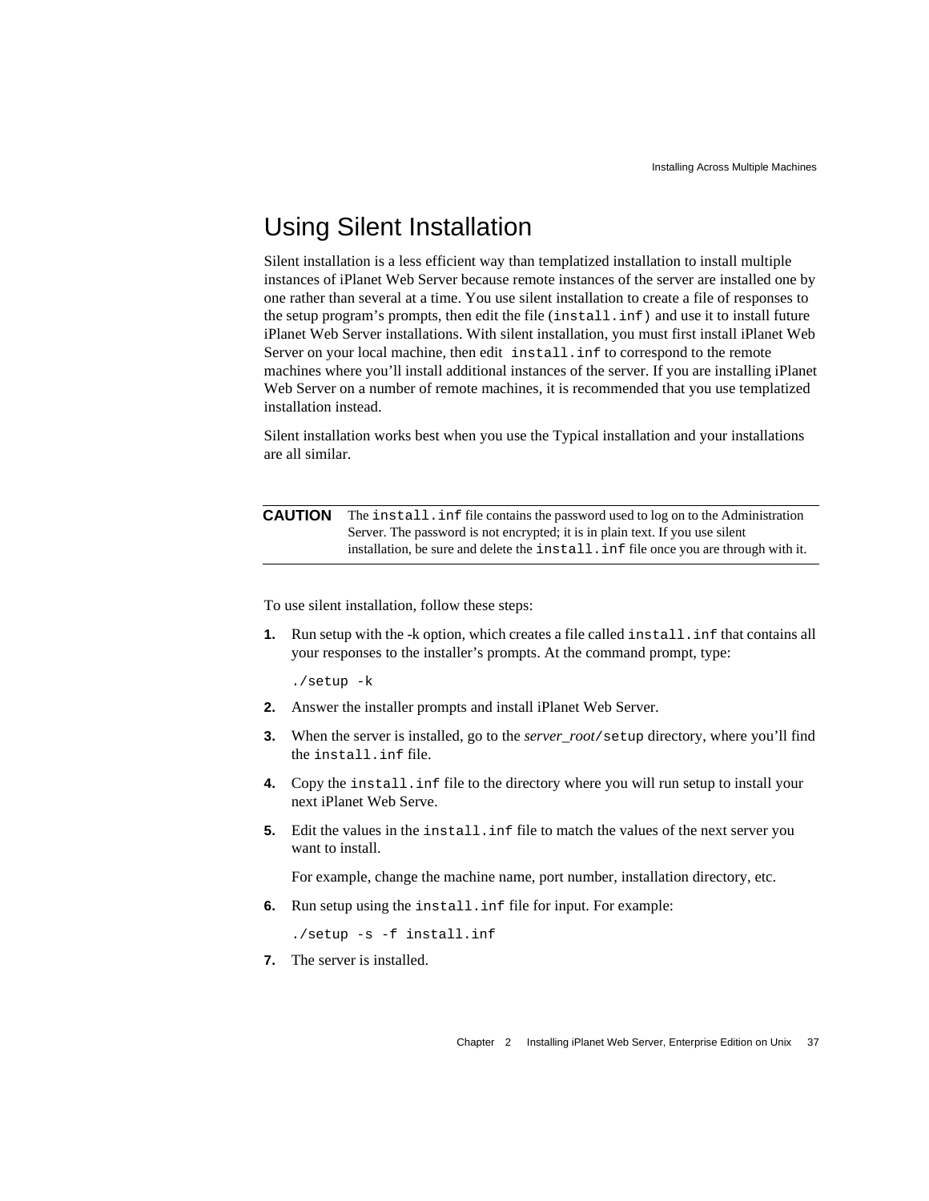## Using Silent Installation

Silent installation is a less efficient way than templatized installation to install multiple instances of iPlanet Web Server because remote instances of the server are installed one by one rather than several at a time. You use silent installation to create a file of responses to the setup program's prompts, then edit the file (`install.inf`) and use it to install future iPlanet Web Server installations. With silent installation, you must first install iPlanet Web Server on your local machine, then edit `install.inf` to correspond to the remote machines where you'll install additional instances of the server. If you are installing iPlanet Web Server on a number of remote machines, it is recommended that you use templatized installation instead.

Silent installation works best when you use the Typical installation and your installations are all similar.

**CAUTION** The `install.inf` file contains the password used to log on to the Administration Server. The password is not encrypted; it is in plain text. If you use silent installation, be sure and delete the `install.inf` file once you are through with it.

To use silent installation, follow these steps:

1. Run setup with the -k option, which creates a file called `install.inf` that contains all your responses to the installer's prompts. At the command prompt, type:

   ```
   ./setup -k
   ```

2. Answer the installer prompts and install iPlanet Web Server.
3. When the server is installed, go to the *server_root*`/setup` directory, where you'll find the `install.inf` file.
4. Copy the `install.inf` file to the directory where you will run setup to install your next iPlanet Web Serve.
5. Edit the values in the `install.inf` file to match the values of the next server you want to install.

   For example, change the machine name, port number, installation directory, etc.

6. Run setup using the `install.inf` file for input. For example:

   ```
   ./setup -s -f install.inf
   ```

7. The server is installed.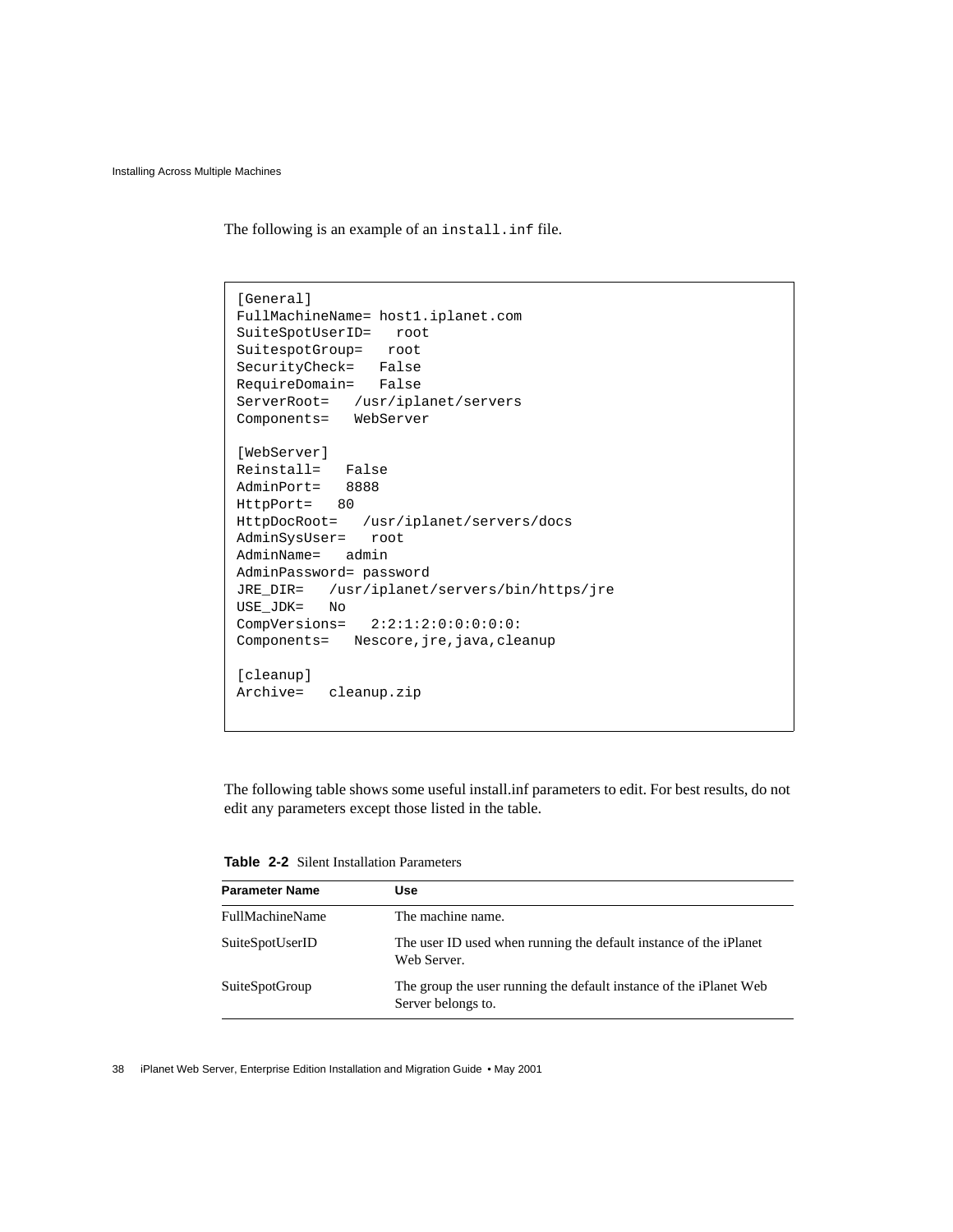The following is an example of an `install.inf` file.

```
[General]
FullMachineName= host1.iplanet.com
SuiteSpotUserID=   root
SuitespotGroup=   root
SecurityCheck=   False
RequireDomain=   False
ServerRoot=   /usr/iplanet/servers
Components=   WebServer

[WebServer]
Reinstall=   False
AdminPort=   8888
HttpPort=   80
HttpDocRoot=   /usr/iplanet/servers/docs
AdminSysUser=   root
AdminName=   admin
AdminPassword= password
JRE_DIR=   /usr/iplanet/servers/bin/https/jre
USE_JDK=   No
CompVersions=   2:2:1:2:0:0:0:0:0:
Components=   Nescore,jre,java,cleanup

[cleanup]
Archive=   cleanup.zip
```

The following table shows some useful install.inf parameters to edit. For best results, do not edit any parameters except those listed in the table.

**Table 2-2** Silent Installation Parameters

| Parameter Name | Use |
|---|---|
| FullMachineName | The machine name. |
| SuiteSpotUserID | The user ID used when running the default instance of the iPlanet Web Server. |
| SuiteSpotGroup | The group the user running the default instance of the iPlanet Web Server belongs to. |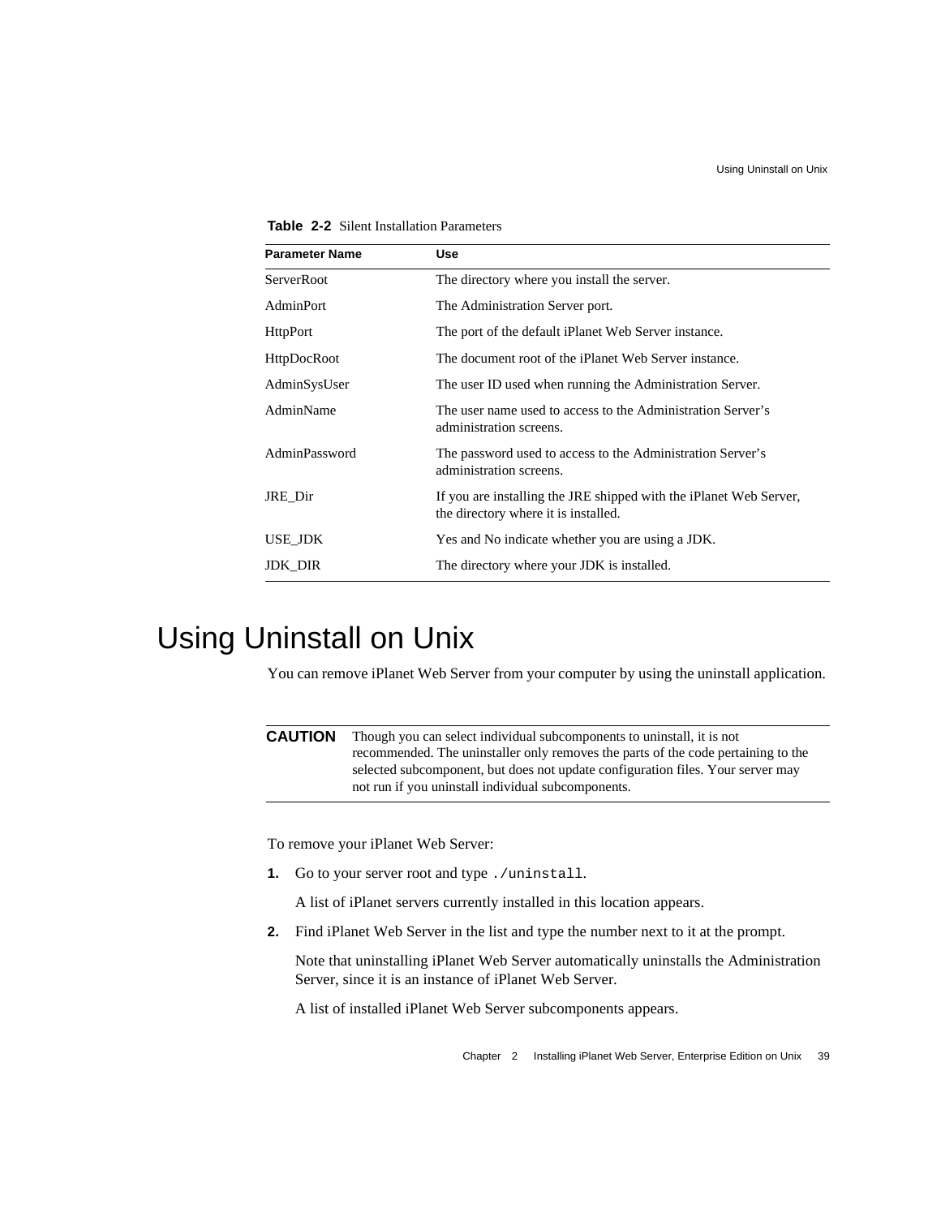**Table 2-2** Silent Installation Parameters

| Parameter Name | Use |
|---|---|
| ServerRoot | The directory where you install the server. |
| AdminPort | The Administration Server port. |
| HttpPort | The port of the default iPlanet Web Server instance. |
| HttpDocRoot | The document root of the iPlanet Web Server instance. |
| AdminSysUser | The user ID used when running the Administration Server. |
| AdminName | The user name used to access to the Administration Server's administration screens. |
| AdminPassword | The password used to access to the Administration Server's administration screens. |
| JRE_Dir | If you are installing the JRE shipped with the iPlanet Web Server, the directory where it is installed. |
| USE_JDK | Yes and No indicate whether you are using a JDK. |
| JDK_DIR | The directory where your JDK is installed. |

# Using Uninstall on Unix

You can remove iPlanet Web Server from your computer by using the uninstall application.

**CAUTION** Though you can select individual subcomponents to uninstall, it is not recommended. The uninstaller only removes the parts of the code pertaining to the selected subcomponent, but does not update configuration files. Your server may not run if you uninstall individual subcomponents.

To remove your iPlanet Web Server:

1. Go to your server root and type `./uninstall`.

   A list of iPlanet servers currently installed in this location appears.

2. Find iPlanet Web Server in the list and type the number next to it at the prompt.

   Note that uninstalling iPlanet Web Server automatically uninstalls the Administration Server, since it is an instance of iPlanet Web Server.

   A list of installed iPlanet Web Server subcomponents appears.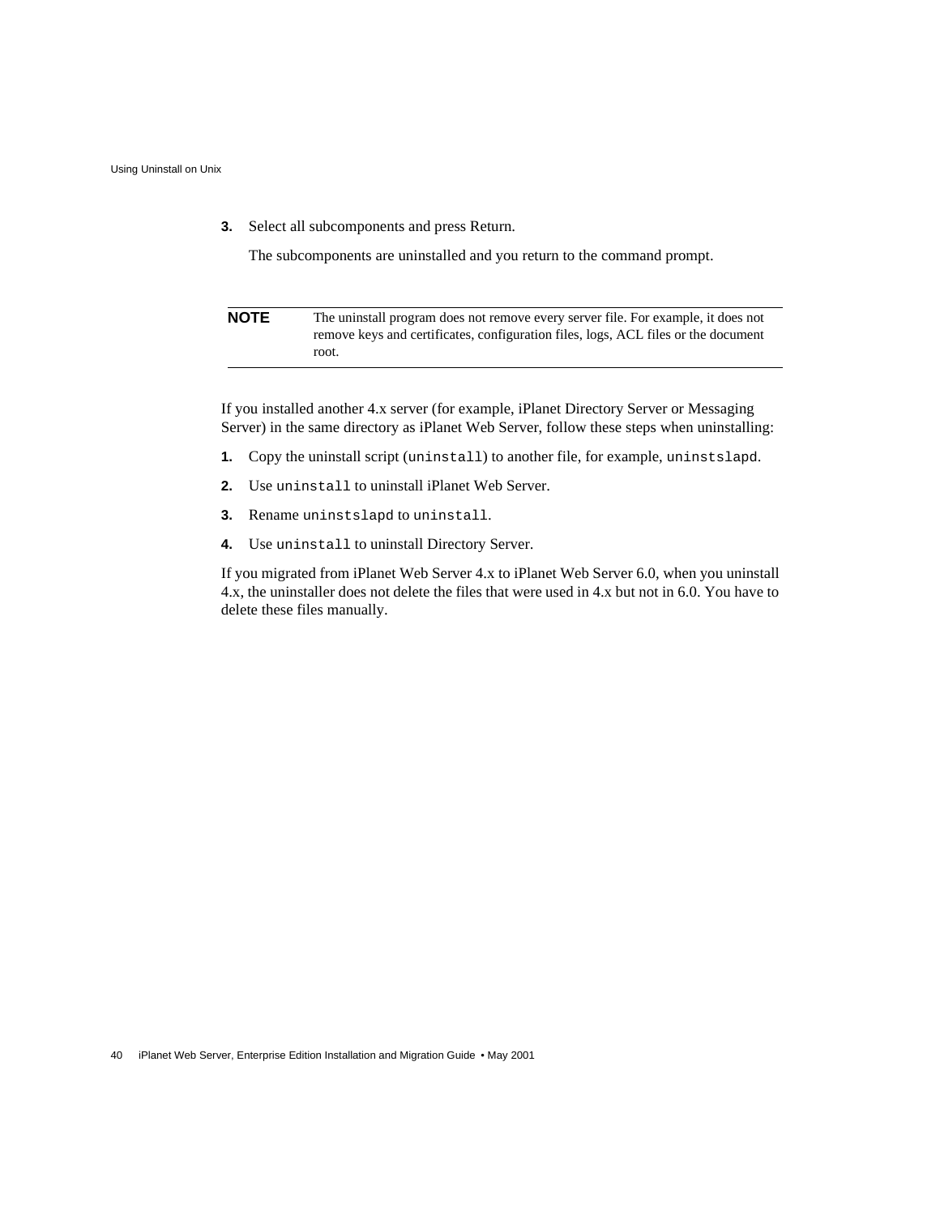3. Select all subcomponents and press Return.

   The subcomponents are uninstalled and you return to the command prompt.

| **NOTE** | The uninstall program does not remove every server file. For example, it does not remove keys and certificates, configuration files, logs, ACL files or the document root. |
| --- | --- |

If you installed another 4.x server (for example, iPlanet Directory Server or Messaging Server) in the same directory as iPlanet Web Server, follow these steps when uninstalling:

1. Copy the uninstall script (`uninstall`) to another file, for example, `uninstslapd`.
2. Use `uninstall` to uninstall iPlanet Web Server.
3. Rename `uninstslapd` to `uninstall`.
4. Use `uninstall` to uninstall Directory Server.

If you migrated from iPlanet Web Server 4.x to iPlanet Web Server 6.0, when you uninstall 4.x, the uninstaller does not delete the files that were used in 4.x but not in 6.0. You have to delete these files manually.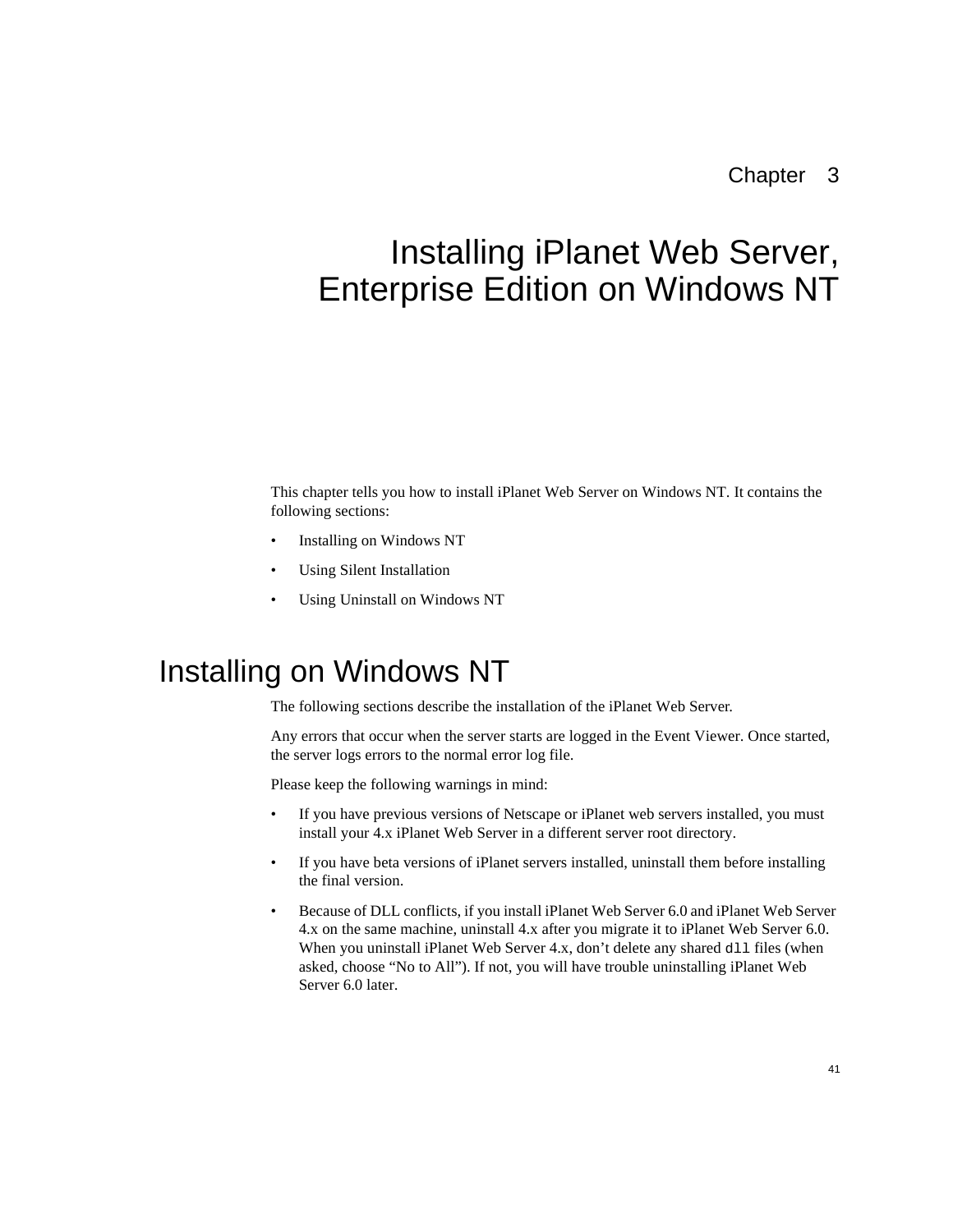Chapter 3

# Installing iPlanet Web Server, Enterprise Edition on Windows NT

This chapter tells you how to install iPlanet Web Server on Windows NT. It contains the following sections:

- Installing on Windows NT
- Using Silent Installation
- Using Uninstall on Windows NT

## Installing on Windows NT

The following sections describe the installation of the iPlanet Web Server.

Any errors that occur when the server starts are logged in the Event Viewer. Once started, the server logs errors to the normal error log file.

Please keep the following warnings in mind:

- If you have previous versions of Netscape or iPlanet web servers installed, you must install your 4.x iPlanet Web Server in a different server root directory.
- If you have beta versions of iPlanet servers installed, uninstall them before installing the final version.
- Because of DLL conflicts, if you install iPlanet Web Server 6.0 and iPlanet Web Server 4.x on the same machine, uninstall 4.x after you migrate it to iPlanet Web Server 6.0. When you uninstall iPlanet Web Server 4.x, don't delete any shared `dll` files (when asked, choose "No to All"). If not, you will have trouble uninstalling iPlanet Web Server 6.0 later.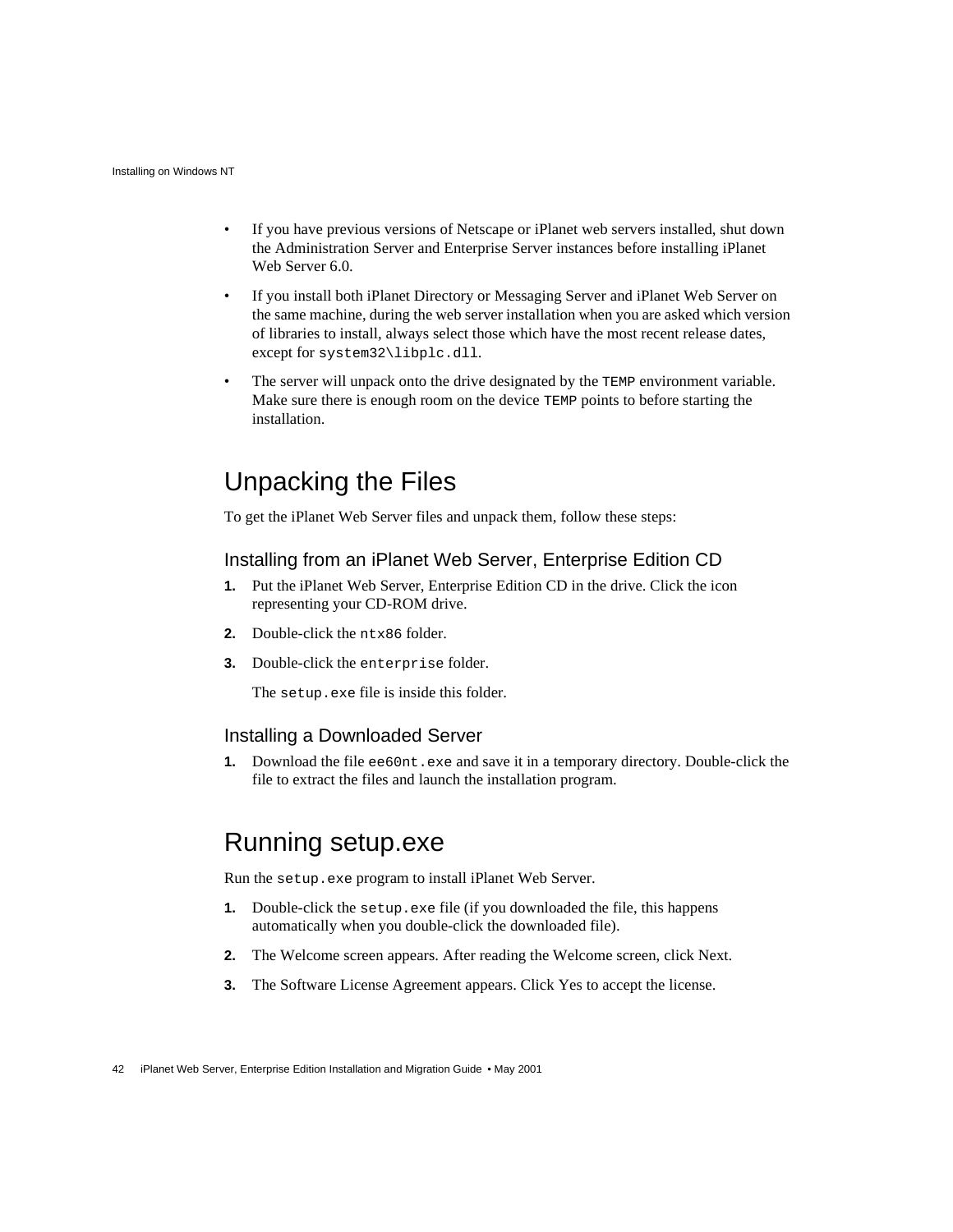- If you have previous versions of Netscape or iPlanet web servers installed, shut down the Administration Server and Enterprise Server instances before installing iPlanet Web Server 6.0.
- If you install both iPlanet Directory or Messaging Server and iPlanet Web Server on the same machine, during the web server installation when you are asked which version of libraries to install, always select those which have the most recent release dates, except for `system32\libplc.dll`.
- The server will unpack onto the drive designated by the `TEMP` environment variable. Make sure there is enough room on the device `TEMP` points to before starting the installation.

## Unpacking the Files

To get the iPlanet Web Server files and unpack them, follow these steps:

### Installing from an iPlanet Web Server, Enterprise Edition CD

1. Put the iPlanet Web Server, Enterprise Edition CD in the drive. Click the icon representing your CD-ROM drive.
2. Double-click the `ntx86` folder.
3. Double-click the `enterprise` folder.

   The `setup.exe` file is inside this folder.

### Installing a Downloaded Server

1. Download the file `ee60nt.exe` and save it in a temporary directory. Double-click the file to extract the files and launch the installation program.

## Running setup.exe

Run the `setup.exe` program to install iPlanet Web Server.

1. Double-click the `setup.exe` file (if you downloaded the file, this happens automatically when you double-click the downloaded file).
2. The Welcome screen appears. After reading the Welcome screen, click Next.
3. The Software License Agreement appears. Click Yes to accept the license.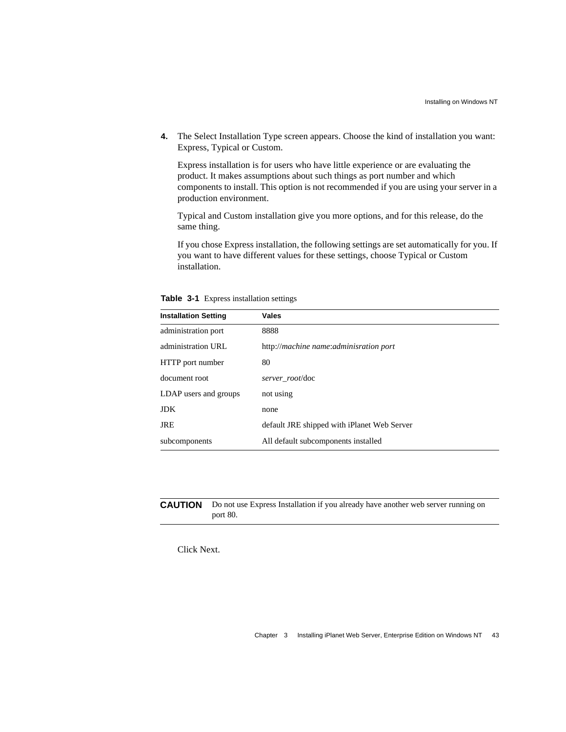4. The Select Installation Type screen appears. Choose the kind of installation you want: Express, Typical or Custom.

   Express installation is for users who have little experience or are evaluating the product. It makes assumptions about such things as port number and which components to install. This option is not recommended if you are using your server in a production environment.

   Typical and Custom installation give you more options, and for this release, do the same thing.

   If you chose Express installation, the following settings are set automatically for you. If you want to have different values for these settings, choose Typical or Custom installation.

**Table 3-1** Express installation settings

| Installation Setting | Vales |
|---|---|
| administration port | 8888 |
| administration URL | http://*machine name*:*adminisration port* |
| HTTP port number | 80 |
| document root | *server_root*/doc |
| LDAP users and groups | not using |
| JDK | none |
| JRE | default JRE shipped with iPlanet Web Server |
| subcomponents | All default subcomponents installed |

**CAUTION** Do not use Express Installation if you already have another web server running on port 80.

   Click Next.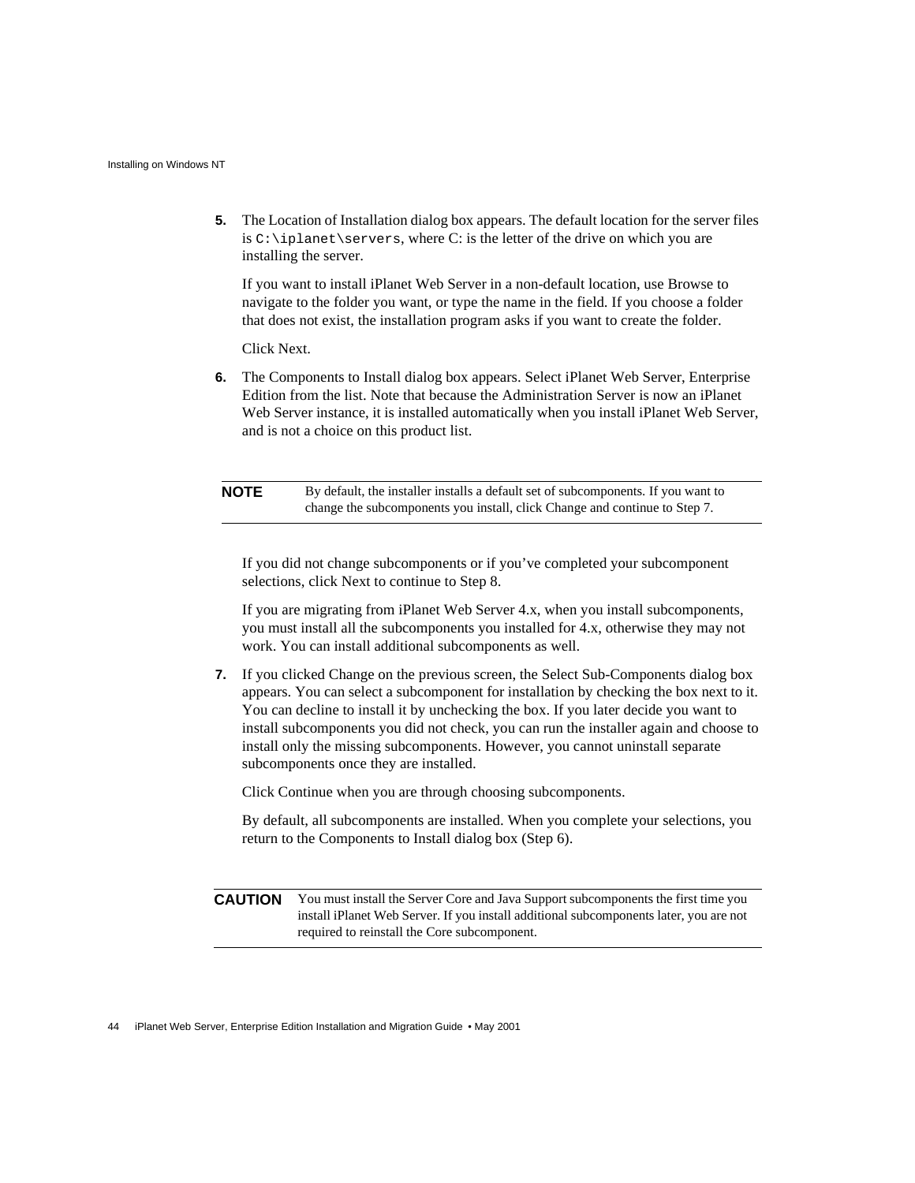5. The Location of Installation dialog box appears. The default location for the server files is `C:\iplanet\servers`, where C: is the letter of the drive on which you are installing the server.

   If you want to install iPlanet Web Server in a non-default location, use Browse to navigate to the folder you want, or type the name in the field. If you choose a folder that does not exist, the installation program asks if you want to create the folder.

   Click Next.

6. The Components to Install dialog box appears. Select iPlanet Web Server, Enterprise Edition from the list. Note that because the Administration Server is now an iPlanet Web Server instance, it is installed automatically when you install iPlanet Web Server, and is not a choice on this product list.

| **NOTE** | By default, the installer installs a default set of subcomponents. If you want to change the subcomponents you install, click Change and continue to Step 7. |
|---|---|

   If you did not change subcomponents or if you've completed your subcomponent selections, click Next to continue to Step 8.

   If you are migrating from iPlanet Web Server 4.x, when you install subcomponents, you must install all the subcomponents you installed for 4.x, otherwise they may not work. You can install additional subcomponents as well.

7. If you clicked Change on the previous screen, the Select Sub-Components dialog box appears. You can select a subcomponent for installation by checking the box next to it. You can decline to install it by unchecking the box. If you later decide you want to install subcomponents you did not check, you can run the installer again and choose to install only the missing subcomponents. However, you cannot uninstall separate subcomponents once they are installed.

   Click Continue when you are through choosing subcomponents.

   By default, all subcomponents are installed. When you complete your selections, you return to the Components to Install dialog box (Step 6).

| **CAUTION** | You must install the Server Core and Java Support subcomponents the first time you install iPlanet Web Server. If you install additional subcomponents later, you are not required to reinstall the Core subcomponent. |
|---|---|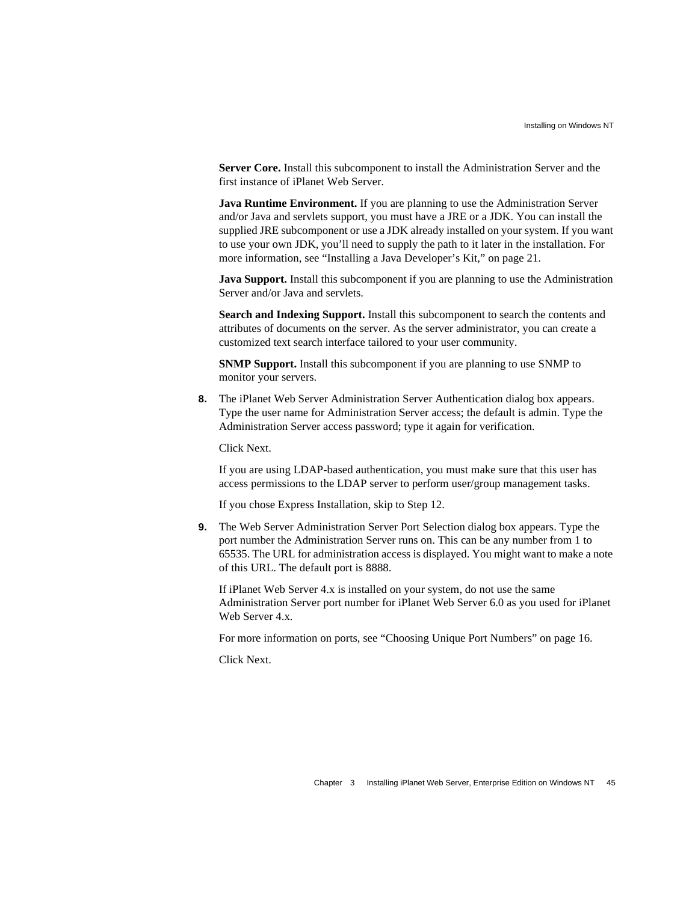**Server Core.** Install this subcomponent to install the Administration Server and the first instance of iPlanet Web Server.

**Java Runtime Environment.** If you are planning to use the Administration Server and/or Java and servlets support, you must have a JRE or a JDK. You can install the supplied JRE subcomponent or use a JDK already installed on your system. If you want to use your own JDK, you'll need to supply the path to it later in the installation. For more information, see "Installing a Java Developer's Kit," on page 21.

**Java Support.** Install this subcomponent if you are planning to use the Administration Server and/or Java and servlets.

**Search and Indexing Support.** Install this subcomponent to search the contents and attributes of documents on the server. As the server administrator, you can create a customized text search interface tailored to your user community.

**SNMP Support.** Install this subcomponent if you are planning to use SNMP to monitor your servers.

**8.** The iPlanet Web Server Administration Server Authentication dialog box appears. Type the user name for Administration Server access; the default is admin. Type the Administration Server access password; type it again for verification.

   Click Next.

   If you are using LDAP-based authentication, you must make sure that this user has access permissions to the LDAP server to perform user/group management tasks.

   If you chose Express Installation, skip to Step 12.

**9.** The Web Server Administration Server Port Selection dialog box appears. Type the port number the Administration Server runs on. This can be any number from 1 to 65535. The URL for administration access is displayed. You might want to make a note of this URL. The default port is 8888.

   If iPlanet Web Server 4.x is installed on your system, do not use the same Administration Server port number for iPlanet Web Server 6.0 as you used for iPlanet Web Server 4.x.

   For more information on ports, see "Choosing Unique Port Numbers" on page 16.

   Click Next.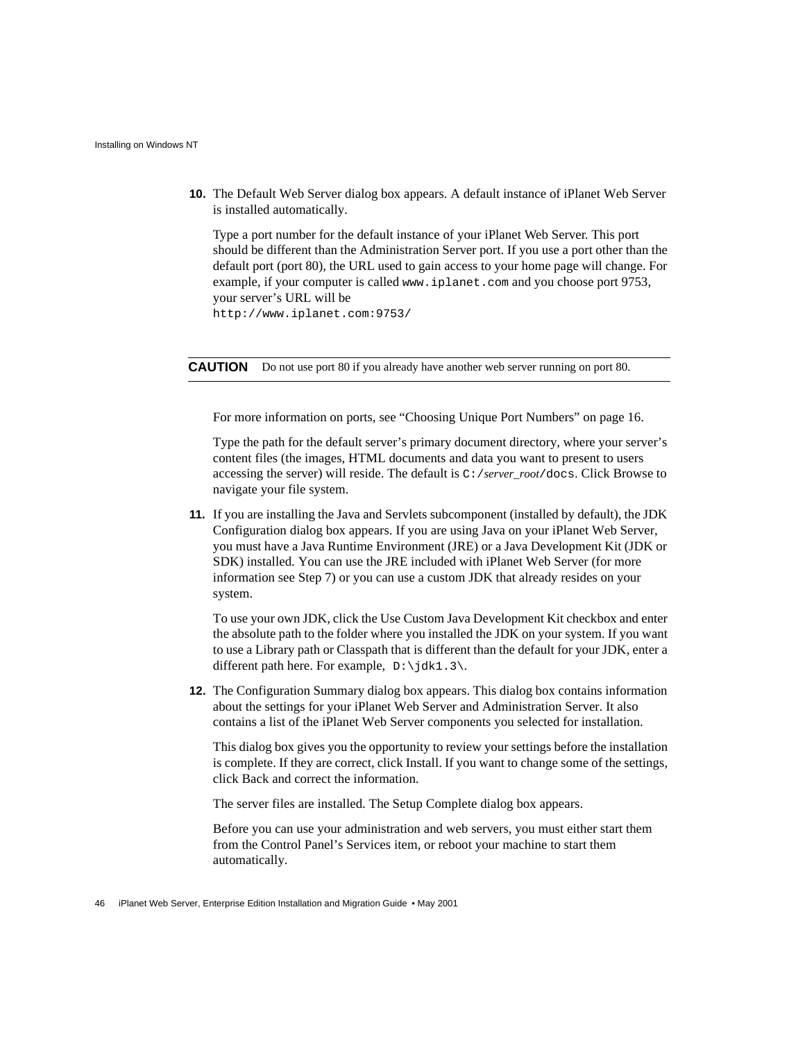10. The Default Web Server dialog box appears. A default instance of iPlanet Web Server is installed automatically.

    Type a port number for the default instance of your iPlanet Web Server. This port should be different than the Administration Server port. If you use a port other than the default port (port 80), the URL used to gain access to your home page will change. For example, if your computer is called `www.iplanet.com` and you choose port 9753, your server's URL will be
    `http://www.iplanet.com:9753/`

**CAUTION** Do not use port 80 if you already have another web server running on port 80.

    For more information on ports, see "Choosing Unique Port Numbers" on page 16.

    Type the path for the default server's primary document directory, where your server's content files (the images, HTML documents and data you want to present to users accessing the server) will reside. The default is `C:/`*server_root*`/docs`. Click Browse to navigate your file system.

11. If you are installing the Java and Servlets subcomponent (installed by default), the JDK Configuration dialog box appears. If you are using Java on your iPlanet Web Server, you must have a Java Runtime Environment (JRE) or a Java Development Kit (JDK or SDK) installed. You can use the JRE included with iPlanet Web Server (for more information see Step 7) or you can use a custom JDK that already resides on your system.

    To use your own JDK, click the Use Custom Java Development Kit checkbox and enter the absolute path to the folder where you installed the JDK on your system. If you want to use a Library path or Classpath that is different than the default for your JDK, enter a different path here. For example, `D:\jdk1.3\`.

12. The Configuration Summary dialog box appears. This dialog box contains information about the settings for your iPlanet Web Server and Administration Server. It also contains a list of the iPlanet Web Server components you selected for installation.

    This dialog box gives you the opportunity to review your settings before the installation is complete. If they are correct, click Install. If you want to change some of the settings, click Back and correct the information.

    The server files are installed. The Setup Complete dialog box appears.

    Before you can use your administration and web servers, you must either start them from the Control Panel's Services item, or reboot your machine to start them automatically.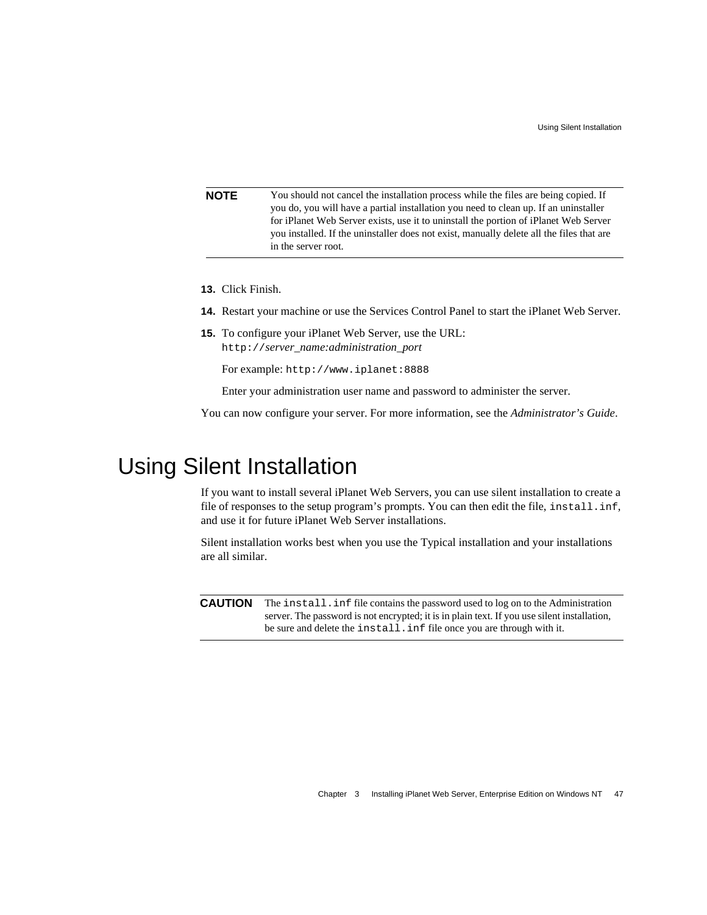| **NOTE** | You should not cancel the installation process while the files are being copied. If you do, you will have a partial installation you need to clean up. If an uninstaller for iPlanet Web Server exists, use it to uninstall the portion of iPlanet Web Server you installed. If the uninstaller does not exist, manually delete all the files that are in the server root. |
|---|---|

13. Click Finish.
14. Restart your machine or use the Services Control Panel to start the iPlanet Web Server.
15. To configure your iPlanet Web Server, use the URL:
    `http://`*server_name:administration_port*

    For example: `http://www.iplanet:8888`

    Enter your administration user name and password to administer the server.

You can now configure your server. For more information, see the *Administrator's Guide*.

# Using Silent Installation

If you want to install several iPlanet Web Servers, you can use silent installation to create a file of responses to the setup program's prompts. You can then edit the file, `install.inf`, and use it for future iPlanet Web Server installations.

Silent installation works best when you use the Typical installation and your installations are all similar.

| **CAUTION** | The `install.inf` file contains the password used to log on to the Administration server. The password is not encrypted; it is in plain text. If you use silent installation, be sure and delete the `install.inf` file once you are through with it. |
|---|---|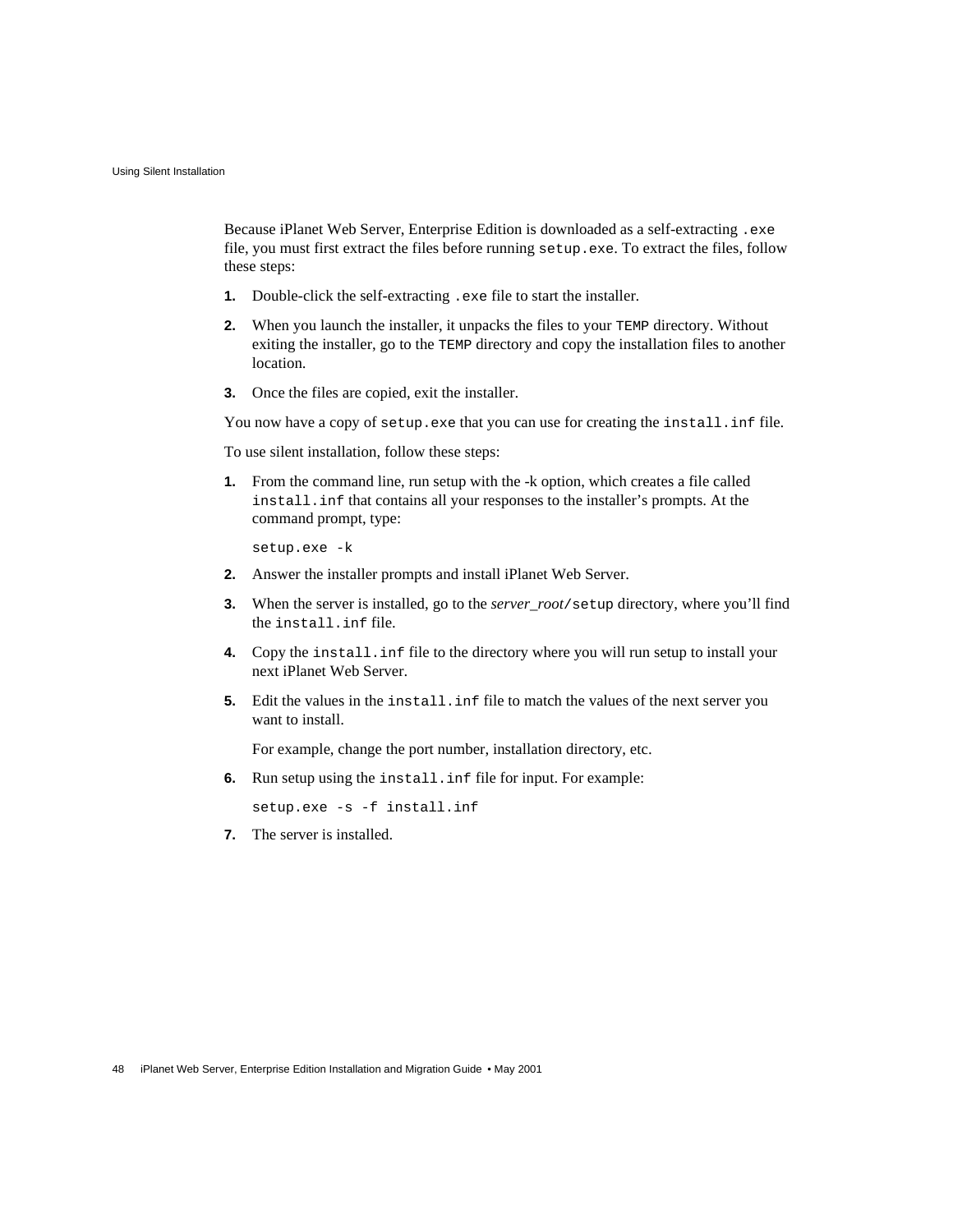Because iPlanet Web Server, Enterprise Edition is downloaded as a self-extracting `.exe` file, you must first extract the files before running `setup.exe`. To extract the files, follow these steps:

1. Double-click the self-extracting `.exe` file to start the installer.
2. When you launch the installer, it unpacks the files to your `TEMP` directory. Without exiting the installer, go to the `TEMP` directory and copy the installation files to another location.
3. Once the files are copied, exit the installer.

You now have a copy of `setup.exe` that you can use for creating the `install.inf` file.

To use silent installation, follow these steps:

1. From the command line, run setup with the -k option, which creates a file called `install.inf` that contains all your responses to the installer's prompts. At the command prompt, type:

   ```
   setup.exe -k
   ```

2. Answer the installer prompts and install iPlanet Web Server.
3. When the server is installed, go to the *server_root*`/setup` directory, where you'll find the `install.inf` file.
4. Copy the `install.inf` file to the directory where you will run setup to install your next iPlanet Web Server.
5. Edit the values in the `install.inf` file to match the values of the next server you want to install.

   For example, change the port number, installation directory, etc.

6. Run setup using the `install.inf` file for input. For example:

   ```
   setup.exe -s -f install.inf
   ```

7. The server is installed.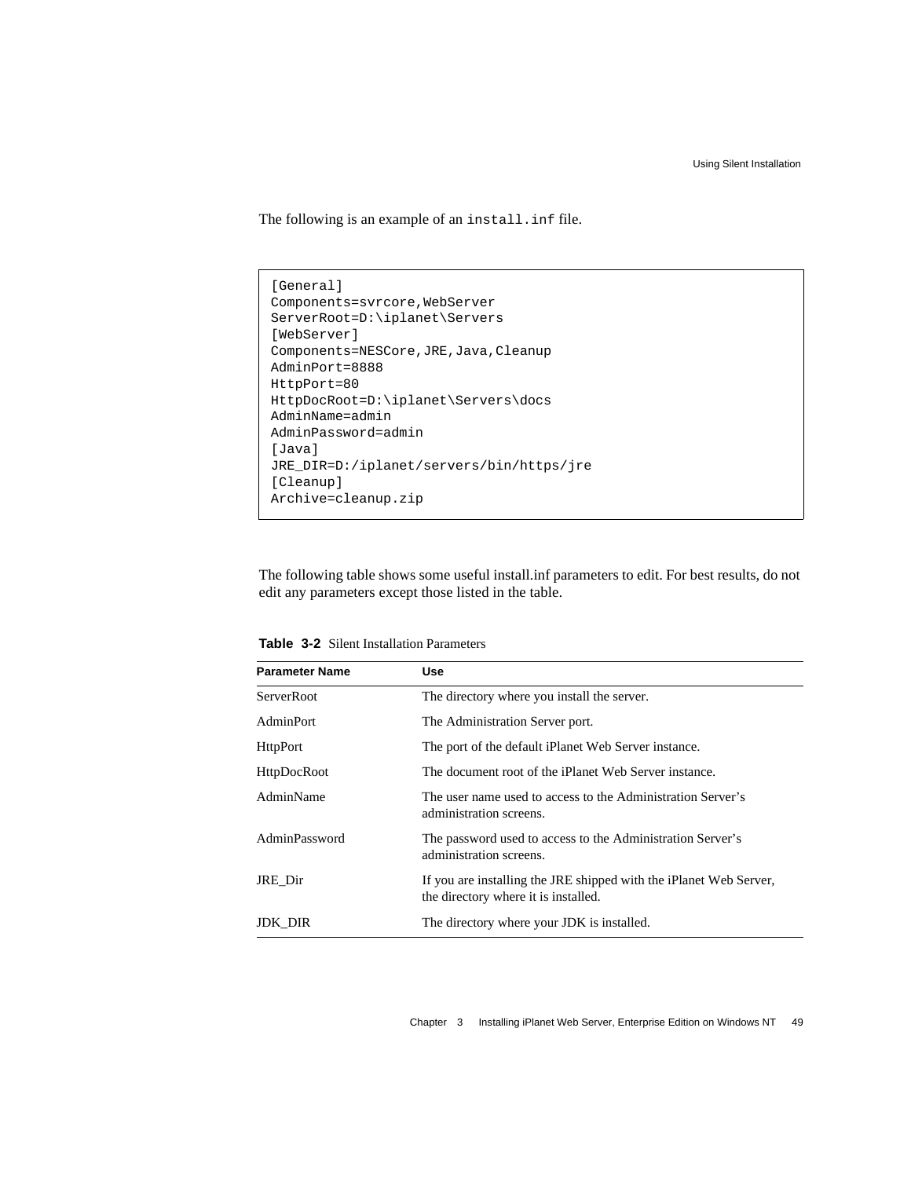The following is an example of an `install.inf` file.

```
[General]
Components=svrcore,WebServer
ServerRoot=D:\iplanet\Servers
[WebServer]
Components=NESCore,JRE,Java,Cleanup
AdminPort=8888
HttpPort=80
HttpDocRoot=D:\iplanet\Servers\docs
AdminName=admin
AdminPassword=admin
[Java]
JRE_DIR=D:/iplanet/servers/bin/https/jre
[Cleanup]
Archive=cleanup.zip
```

The following table shows some useful install.inf parameters to edit. For best results, do not edit any parameters except those listed in the table.

**Table 3-2** Silent Installation Parameters

| Parameter Name | Use |
|---|---|
| ServerRoot | The directory where you install the server. |
| AdminPort | The Administration Server port. |
| HttpPort | The port of the default iPlanet Web Server instance. |
| HttpDocRoot | The document root of the iPlanet Web Server instance. |
| AdminName | The user name used to access to the Administration Server's administration screens. |
| AdminPassword | The password used to access to the Administration Server's administration screens. |
| JRE_Dir | If you are installing the JRE shipped with the iPlanet Web Server, the directory where it is installed. |
| JDK_DIR | The directory where your JDK is installed. |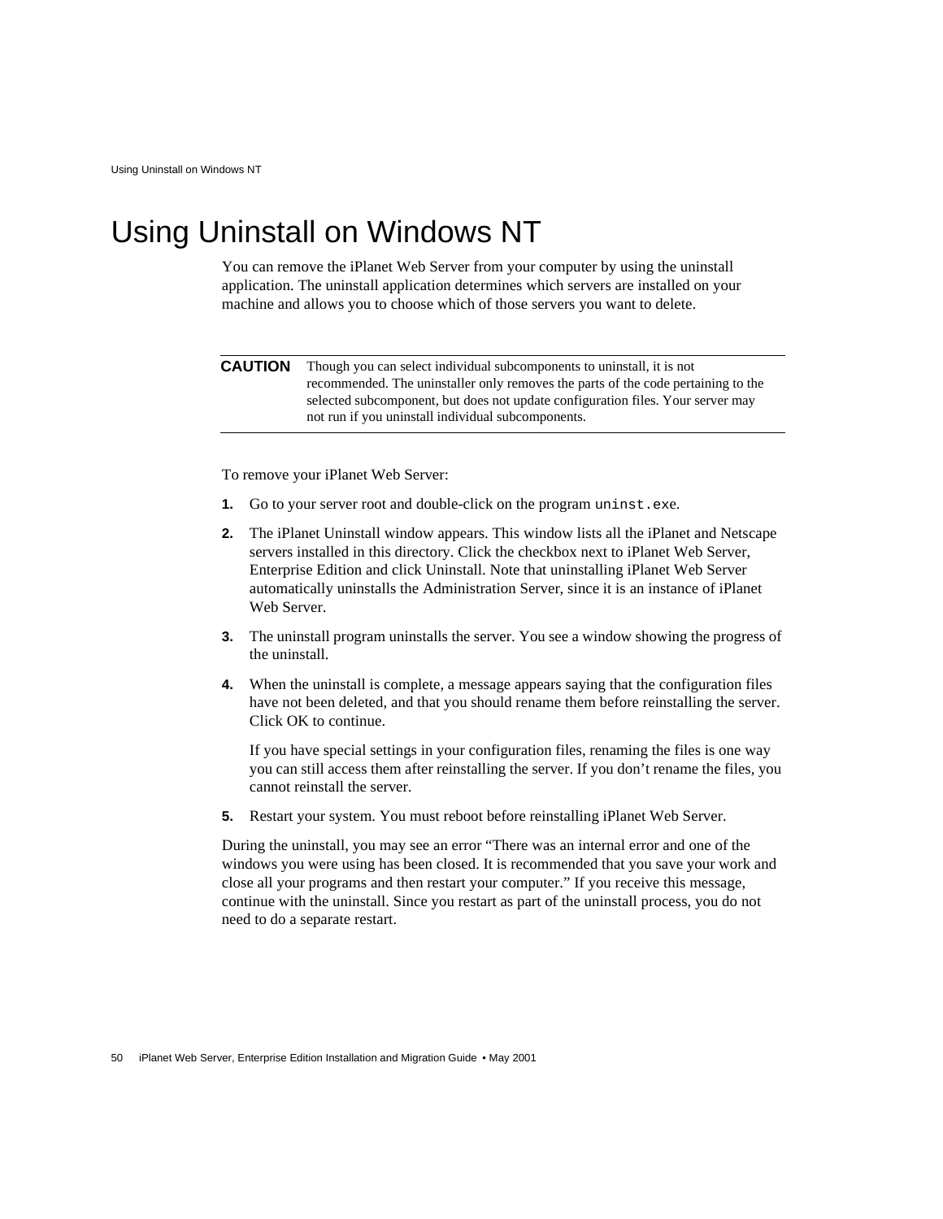# Using Uninstall on Windows NT

You can remove the iPlanet Web Server from your computer by using the uninstall application. The uninstall application determines which servers are installed on your machine and allows you to choose which of those servers you want to delete.

> **CAUTION** Though you can select individual subcomponents to uninstall, it is not recommended. The uninstaller only removes the parts of the code pertaining to the selected subcomponent, but does not update configuration files. Your server may not run if you uninstall individual subcomponents.

To remove your iPlanet Web Server:

1. Go to your server root and double-click on the program `uninst.exe`.
2. The iPlanet Uninstall window appears. This window lists all the iPlanet and Netscape servers installed in this directory. Click the checkbox next to iPlanet Web Server, Enterprise Edition and click Uninstall. Note that uninstalling iPlanet Web Server automatically uninstalls the Administration Server, since it is an instance of iPlanet Web Server.
3. The uninstall program uninstalls the server. You see a window showing the progress of the uninstall.
4. When the uninstall is complete, a message appears saying that the configuration files have not been deleted, and that you should rename them before reinstalling the server. Click OK to continue.

   If you have special settings in your configuration files, renaming the files is one way you can still access them after reinstalling the server. If you don't rename the files, you cannot reinstall the server.
5. Restart your system. You must reboot before reinstalling iPlanet Web Server.

During the uninstall, you may see an error "There was an internal error and one of the windows you were using has been closed. It is recommended that you save your work and close all your programs and then restart your computer." If you receive this message, continue with the uninstall. Since you restart as part of the uninstall process, you do not need to do a separate restart.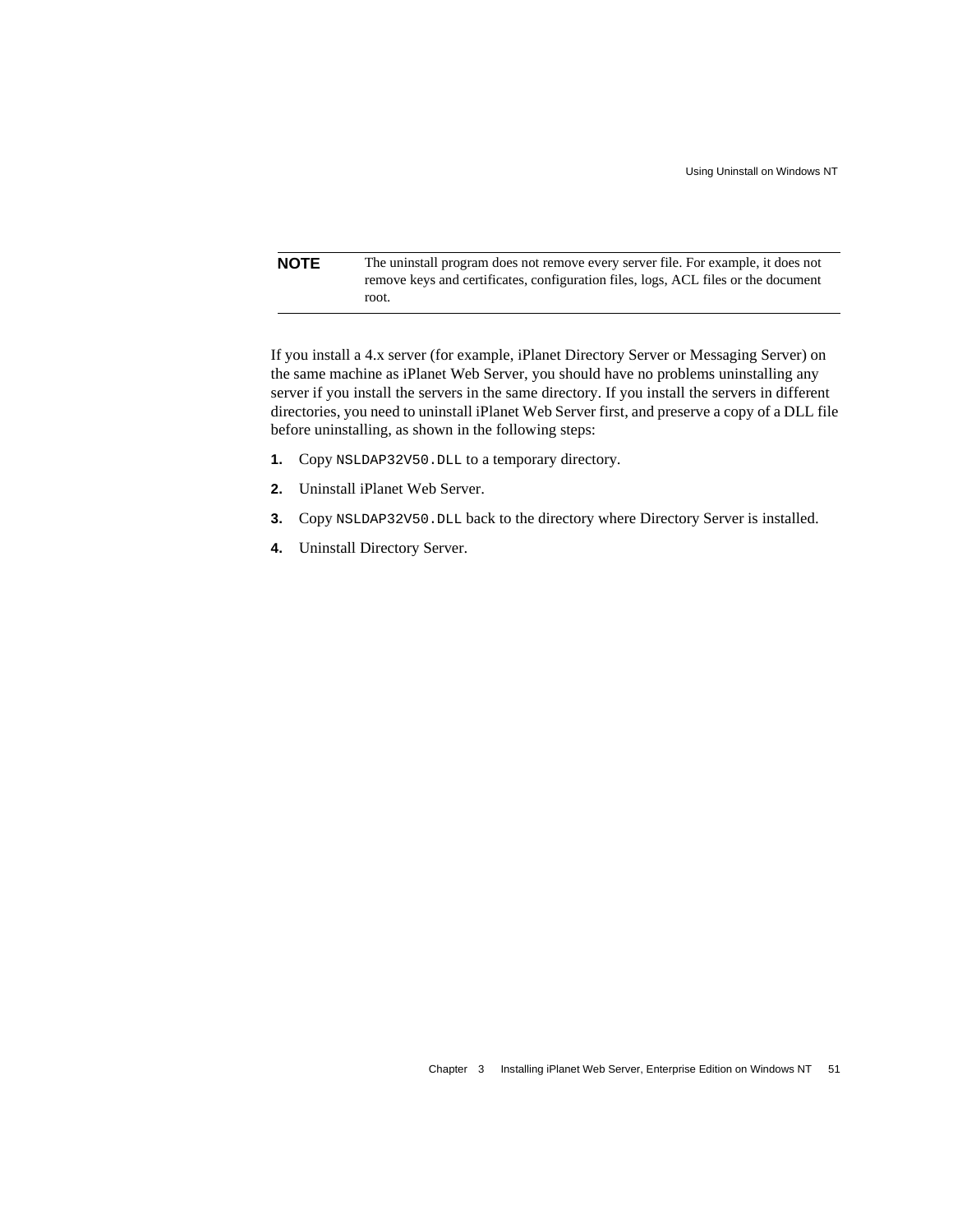**NOTE** The uninstall program does not remove every server file. For example, it does not remove keys and certificates, configuration files, logs, ACL files or the document root.

If you install a 4.x server (for example, iPlanet Directory Server or Messaging Server) on the same machine as iPlanet Web Server, you should have no problems uninstalling any server if you install the servers in the same directory. If you install the servers in different directories, you need to uninstall iPlanet Web Server first, and preserve a copy of a DLL file before uninstalling, as shown in the following steps:

1. Copy `NSLDAP32V50.DLL` to a temporary directory.
2. Uninstall iPlanet Web Server.
3. Copy `NSLDAP32V50.DLL` back to the directory where Directory Server is installed.
4. Uninstall Directory Server.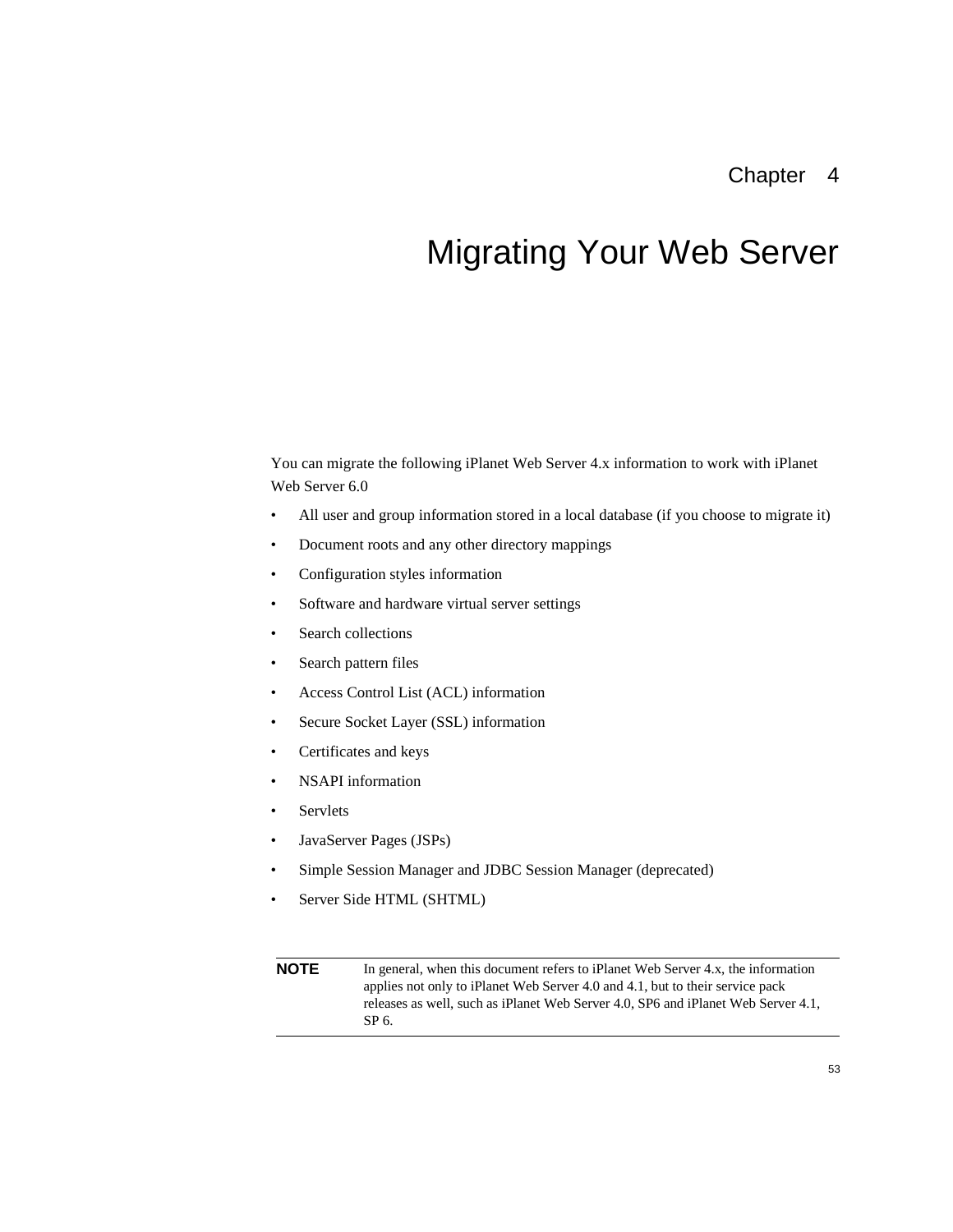# Chapter 4

# Migrating Your Web Server

You can migrate the following iPlanet Web Server 4.x information to work with iPlanet Web Server 6.0

- All user and group information stored in a local database (if you choose to migrate it)
- Document roots and any other directory mappings
- Configuration styles information
- Software and hardware virtual server settings
- Search collections
- Search pattern files
- Access Control List (ACL) information
- Secure Socket Layer (SSL) information
- Certificates and keys
- NSAPI information
- Servlets
- JavaServer Pages (JSPs)
- Simple Session Manager and JDBC Session Manager (deprecated)
- Server Side HTML (SHTML)

| **NOTE** | In general, when this document refers to iPlanet Web Server 4.x, the information applies not only to iPlanet Web Server 4.0 and 4.1, but to their service pack releases as well, such as iPlanet Web Server 4.0, SP6 and iPlanet Web Server 4.1, SP 6. |
| --- | --- |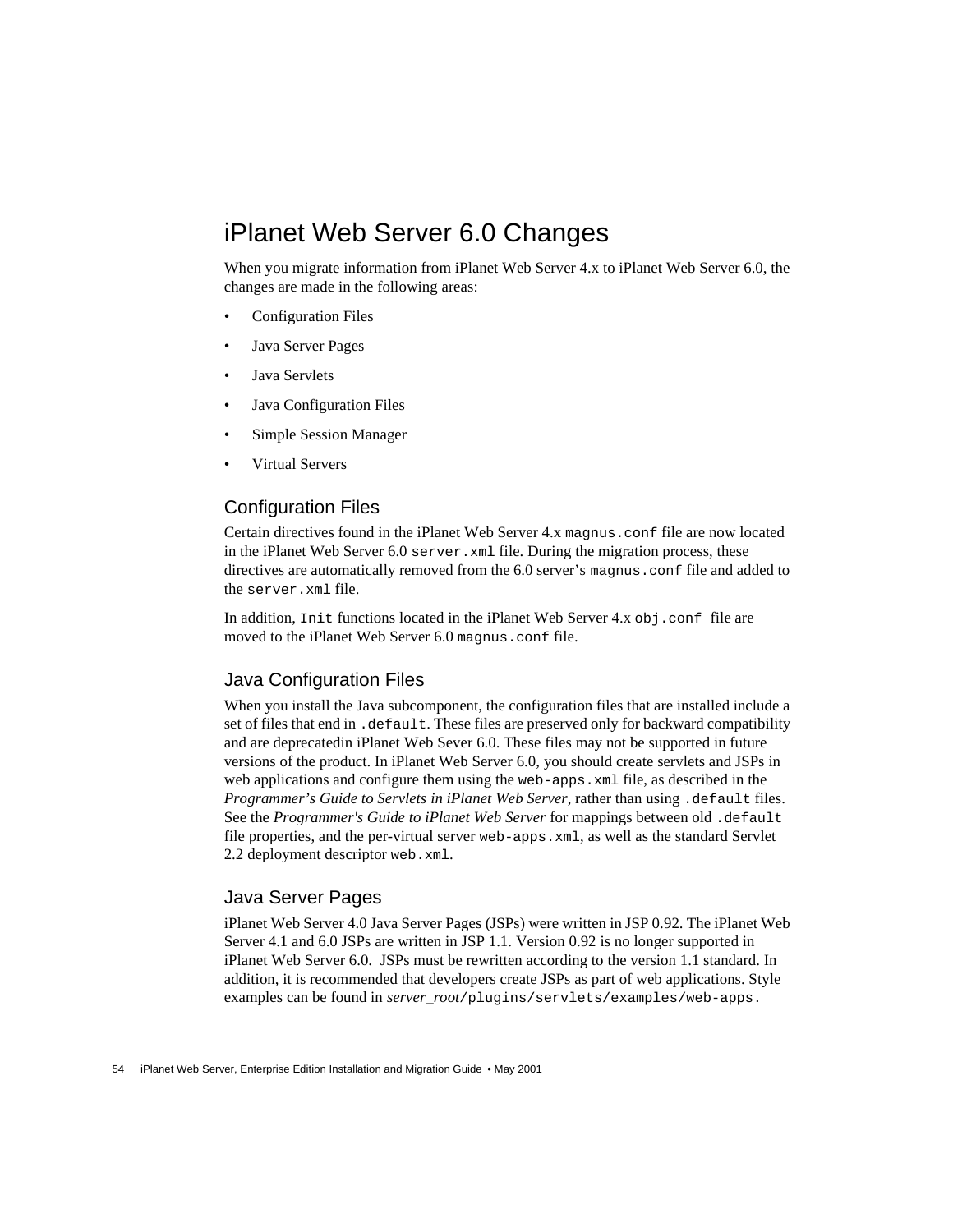# iPlanet Web Server 6.0 Changes

When you migrate information from iPlanet Web Server 4.x to iPlanet Web Server 6.0, the changes are made in the following areas:

- Configuration Files
- Java Server Pages
- Java Servlets
- Java Configuration Files
- Simple Session Manager
- Virtual Servers

## Configuration Files

Certain directives found in the iPlanet Web Server 4.x `magnus.conf` file are now located in the iPlanet Web Server 6.0 `server.xml` file. During the migration process, these directives are automatically removed from the 6.0 server's `magnus.conf` file and added to the `server.xml` file.

In addition, `Init` functions located in the iPlanet Web Server 4.x `obj.conf` file are moved to the iPlanet Web Server 6.0 `magnus.conf` file.

## Java Configuration Files

When you install the Java subcomponent, the configuration files that are installed include a set of files that end in `.default`. These files are preserved only for backward compatibility and are deprecatedin iPlanet Web Sever 6.0. These files may not be supported in future versions of the product. In iPlanet Web Server 6.0, you should create servlets and JSPs in web applications and configure them using the `web-apps.xml` file, as described in the *Programmer's Guide to Servlets in iPlanet Web Server*, rather than using `.default` files. See the *Programmer's Guide to iPlanet Web Server* for mappings between old `.default` file properties, and the per-virtual server `web-apps.xml`, as well as the standard Servlet 2.2 deployment descriptor `web.xml`.

## Java Server Pages

iPlanet Web Server 4.0 Java Server Pages (JSPs) were written in JSP 0.92. The iPlanet Web Server 4.1 and 6.0 JSPs are written in JSP 1.1. Version 0.92 is no longer supported in iPlanet Web Server 6.0. JSPs must be rewritten according to the version 1.1 standard. In addition, it is recommended that developers create JSPs as part of web applications. Style examples can be found in *server_root*`/plugins/servlets/examples/web-apps.`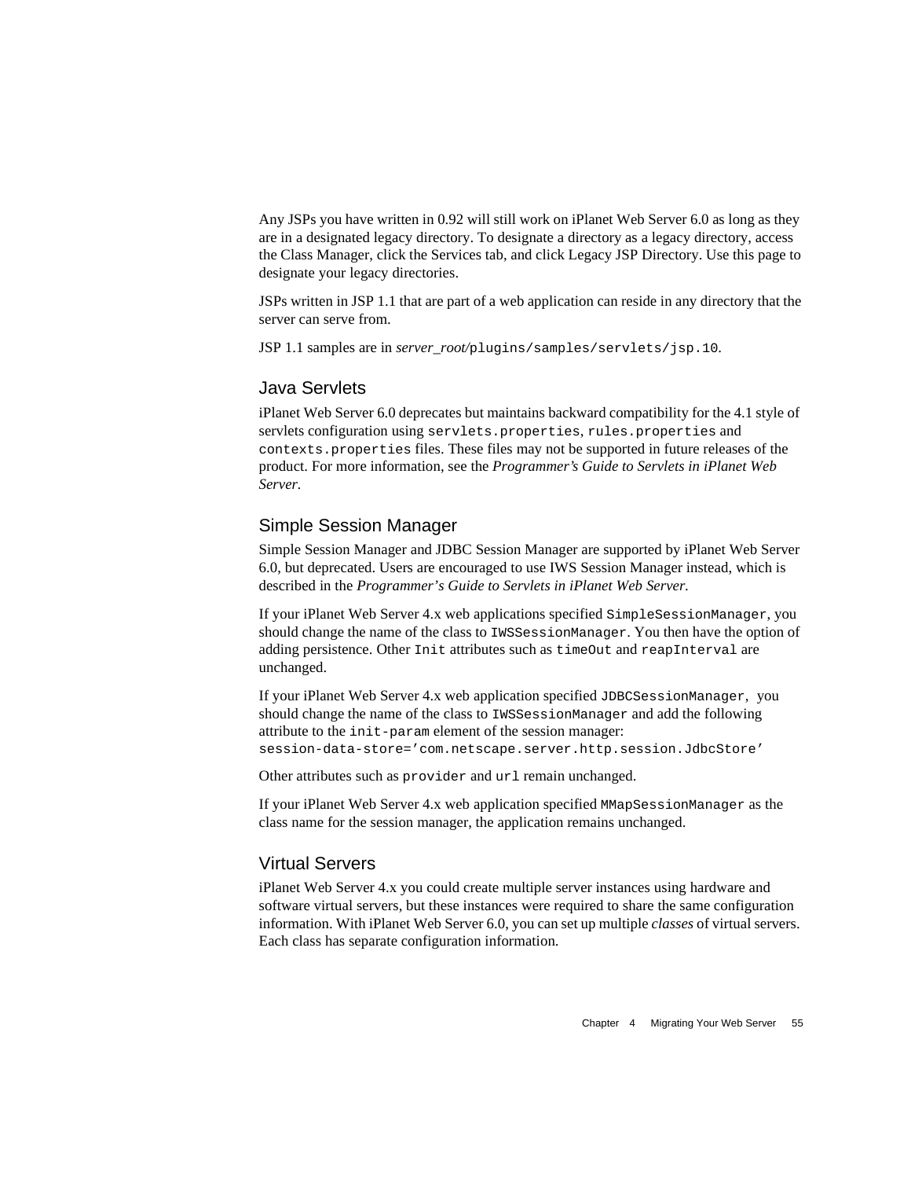Any JSPs you have written in 0.92 will still work on iPlanet Web Server 6.0 as long as they are in a designated legacy directory. To designate a directory as a legacy directory, access the Class Manager, click the Services tab, and click Legacy JSP Directory. Use this page to designate your legacy directories.

JSPs written in JSP 1.1 that are part of a web application can reside in any directory that the server can serve from.

JSP 1.1 samples are in *server_root*/`plugins/samples/servlets/jsp.10`.

## Java Servlets

iPlanet Web Server 6.0 deprecates but maintains backward compatibility for the 4.1 style of servlets configuration using `servlets.properties`, `rules.properties` and `contexts.properties` files. These files may not be supported in future releases of the product. For more information, see the *Programmer's Guide to Servlets in iPlanet Web Server.*

## Simple Session Manager

Simple Session Manager and JDBC Session Manager are supported by iPlanet Web Server 6.0, but deprecated. Users are encouraged to use IWS Session Manager instead, which is described in the *Programmer's Guide to Servlets in iPlanet Web Server.*

If your iPlanet Web Server 4.x web applications specified `SimpleSessionManager`, you should change the name of the class to `IWSSessionManager`. You then have the option of adding persistence. Other `Init` attributes such as `timeOut` and `reapInterval` are unchanged.

If your iPlanet Web Server 4.x web application specified `JDBCSessionManager`, you should change the name of the class to `IWSSessionManager` and add the following attribute to the `init-param` element of the session manager:
`session-data-store='com.netscape.server.http.session.JdbcStore'`

Other attributes such as `provider` and `url` remain unchanged.

If your iPlanet Web Server 4.x web application specified `MMapSessionManager` as the class name for the session manager, the application remains unchanged.

## Virtual Servers

iPlanet Web Server 4.x you could create multiple server instances using hardware and software virtual servers, but these instances were required to share the same configuration information. With iPlanet Web Server 6.0, you can set up multiple *classes* of virtual servers. Each class has separate configuration information.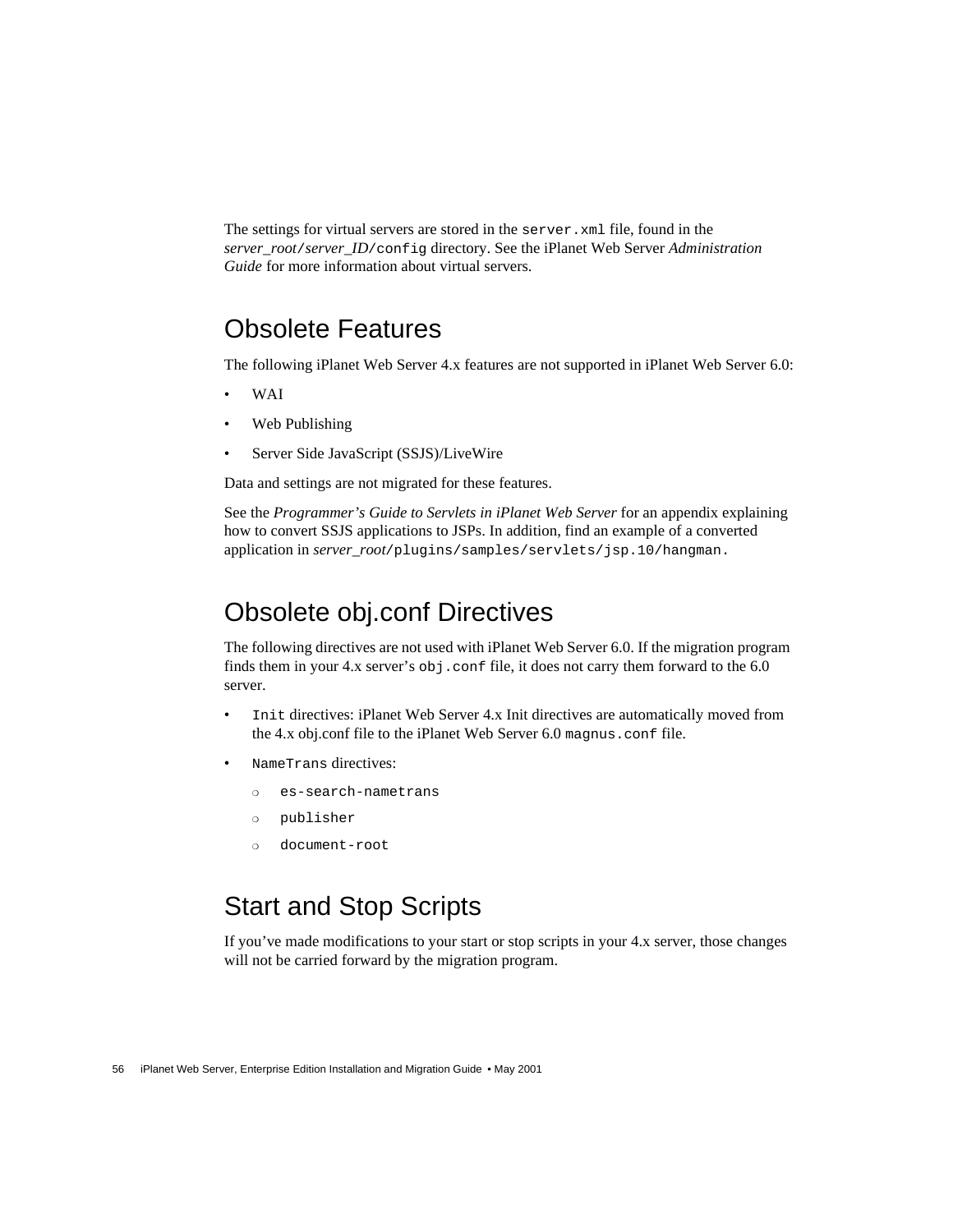The settings for virtual servers are stored in the `server.xml` file, found in the *server_root*/*server_ID*/`config` directory. See the iPlanet Web Server *Administration Guide* for more information about virtual servers.

## Obsolete Features

The following iPlanet Web Server 4.x features are not supported in iPlanet Web Server 6.0:

- WAI
- Web Publishing
- Server Side JavaScript (SSJS)/LiveWire

Data and settings are not migrated for these features.

See the *Programmer's Guide to Servlets in iPlanet Web Server* for an appendix explaining how to convert SSJS applications to JSPs. In addition, find an example of a converted application in *server_root*`/plugins/samples/servlets/jsp.10/hangman.`

## Obsolete obj.conf Directives

The following directives are not used with iPlanet Web Server 6.0. If the migration program finds them in your 4.x server's `obj.conf` file, it does not carry them forward to the 6.0 server.

- `Init` directives: iPlanet Web Server 4.x Init directives are automatically moved from the 4.x obj.conf file to the iPlanet Web Server 6.0 `magnus.conf` file.
- `NameTrans` directives:
  - `es-search-nametrans`
  - `publisher`
  - `document-root`

## Start and Stop Scripts

If you've made modifications to your start or stop scripts in your 4.x server, those changes will not be carried forward by the migration program.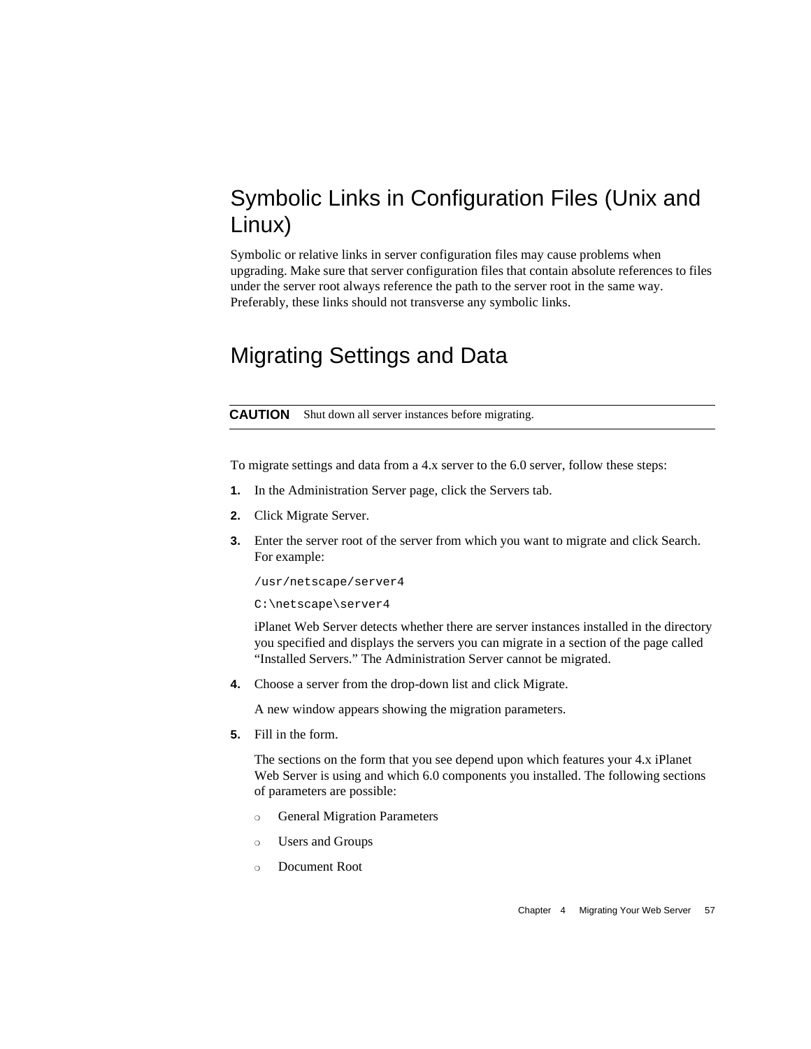## Symbolic Links in Configuration Files (Unix and Linux)

Symbolic or relative links in server configuration files may cause problems when upgrading. Make sure that server configuration files that contain absolute references to files under the server root always reference the path to the server root in the same way. Preferably, these links should not transverse any symbolic links.

## Migrating Settings and Data

**CAUTION** Shut down all server instances before migrating.

To migrate settings and data from a 4.x server to the 6.0 server, follow these steps:

1. In the Administration Server page, click the Servers tab.
2. Click Migrate Server.
3. Enter the server root of the server from which you want to migrate and click Search. For example:

   ```
   /usr/netscape/server4
   ```

   ```
   C:\netscape\server4
   ```

   iPlanet Web Server detects whether there are server instances installed in the directory you specified and displays the servers you can migrate in a section of the page called "Installed Servers." The Administration Server cannot be migrated.

4. Choose a server from the drop-down list and click Migrate.

   A new window appears showing the migration parameters.

5. Fill in the form.

   The sections on the form that you see depend upon which features your 4.x iPlanet Web Server is using and which 6.0 components you installed. The following sections of parameters are possible:

   - General Migration Parameters
   - Users and Groups
   - Document Root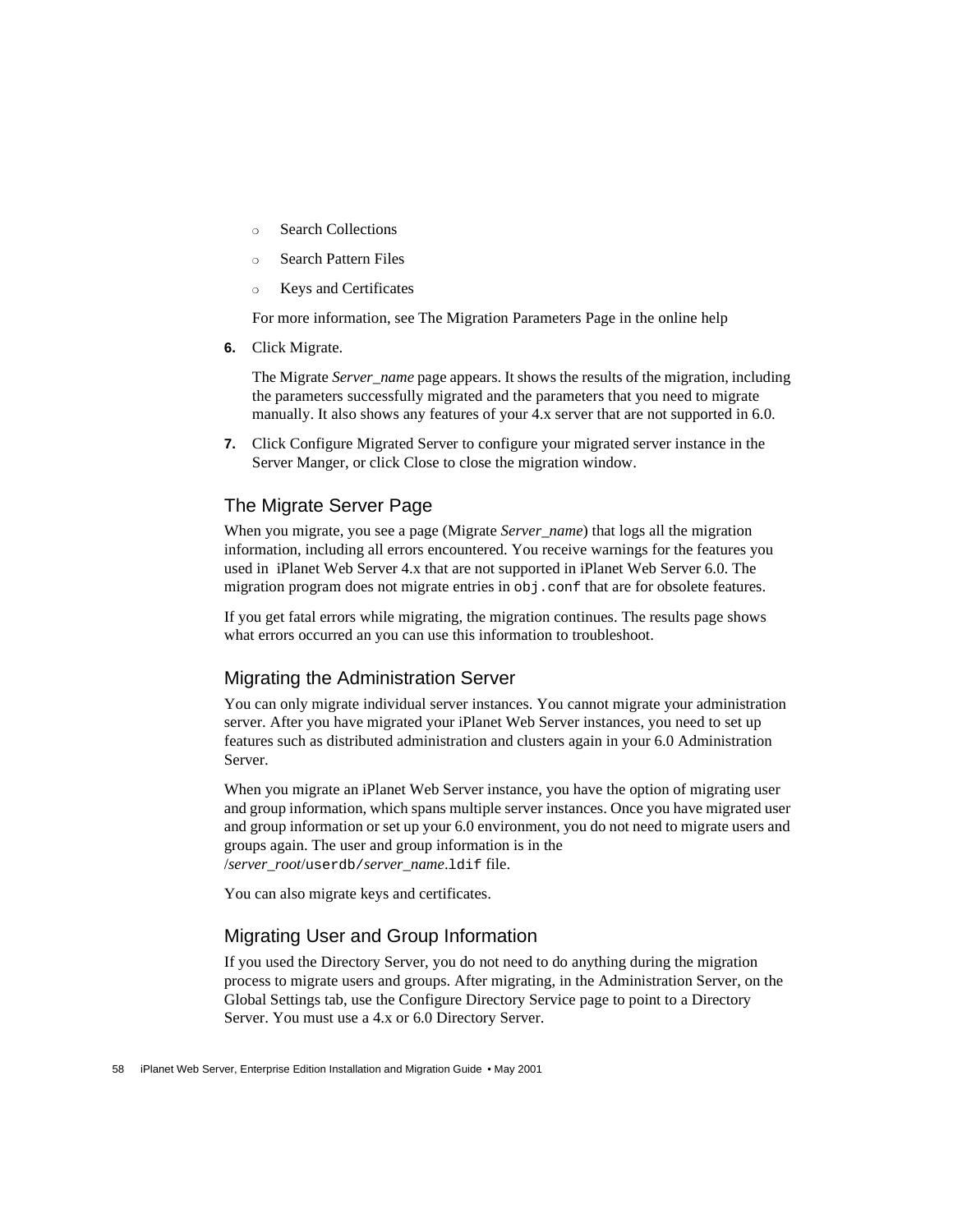- Search Collections
- Search Pattern Files
- Keys and Certificates

For more information, see The Migration Parameters Page in the online help

6. Click Migrate.

   The Migrate *Server_name* page appears. It shows the results of the migration, including the parameters successfully migrated and the parameters that you need to migrate manually. It also shows any features of your 4.x server that are not supported in 6.0.

7. Click Configure Migrated Server to configure your migrated server instance in the Server Manger, or click Close to close the migration window.

### The Migrate Server Page

When you migrate, you see a page (Migrate *Server_name*) that logs all the migration information, including all errors encountered. You receive warnings for the features you used in iPlanet Web Server 4.x that are not supported in iPlanet Web Server 6.0. The migration program does not migrate entries in `obj.conf` that are for obsolete features.

If you get fatal errors while migrating, the migration continues. The results page shows what errors occurred an you can use this information to troubleshoot.

### Migrating the Administration Server

You can only migrate individual server instances. You cannot migrate your administration server. After you have migrated your iPlanet Web Server instances, you need to set up features such as distributed administration and clusters again in your 6.0 Administration Server.

When you migrate an iPlanet Web Server instance, you have the option of migrating user and group information, which spans multiple server instances. Once you have migrated user and group information or set up your 6.0 environment, you do not need to migrate users and groups again. The user and group information is in the /*server_root*/`userdb/`*server_name*`.ldif` file.

You can also migrate keys and certificates.

### Migrating User and Group Information

If you used the Directory Server, you do not need to do anything during the migration process to migrate users and groups. After migrating, in the Administration Server, on the Global Settings tab, use the Configure Directory Service page to point to a Directory Server. You must use a 4.x or 6.0 Directory Server.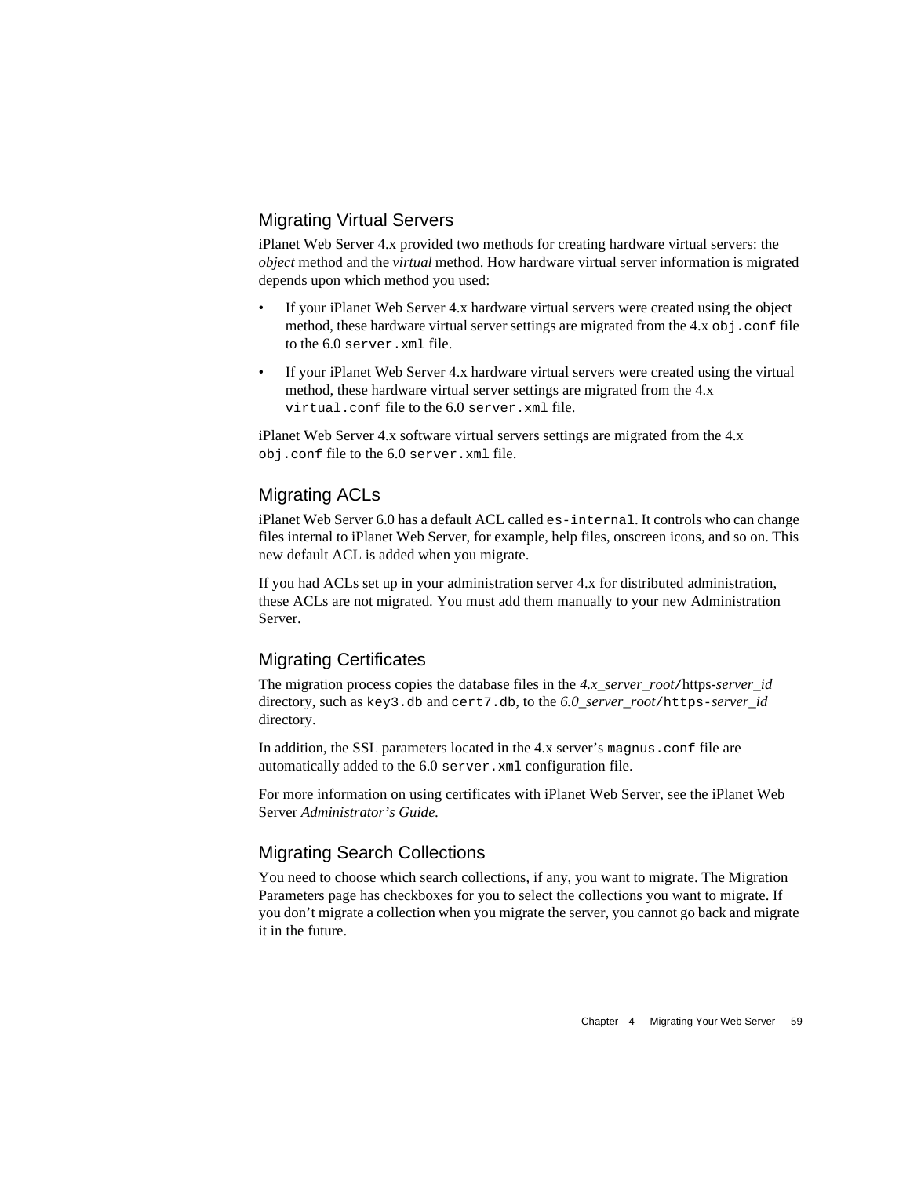## Migrating Virtual Servers

iPlanet Web Server 4.x provided two methods for creating hardware virtual servers: the *object* method and the *virtual* method. How hardware virtual server information is migrated depends upon which method you used:

- If your iPlanet Web Server 4.x hardware virtual servers were created using the object method, these hardware virtual server settings are migrated from the 4.x `obj.conf` file to the 6.0 `server.xml` file.
- If your iPlanet Web Server 4.x hardware virtual servers were created using the virtual method, these hardware virtual server settings are migrated from the 4.x `virtual.conf` file to the 6.0 `server.xml` file.

iPlanet Web Server 4.x software virtual servers settings are migrated from the 4.x `obj.conf` file to the 6.0 `server.xml` file.

## Migrating ACLs

iPlanet Web Server 6.0 has a default ACL called `es-internal`. It controls who can change files internal to iPlanet Web Server, for example, help files, onscreen icons, and so on. This new default ACL is added when you migrate.

If you had ACLs set up in your administration server 4.x for distributed administration, these ACLs are not migrated. You must add them manually to your new Administration Server.

## Migrating Certificates

The migration process copies the database files in the *4.x_server_root*/https-*server_id* directory, such as `key3.db` and `cert7.db`, to the *6.0_server_root*/`https-`*server_id* directory.

In addition, the SSL parameters located in the 4.x server's `magnus.conf` file are automatically added to the 6.0 `server.xml` configuration file.

For more information on using certificates with iPlanet Web Server, see the iPlanet Web Server *Administrator's Guide.*

## Migrating Search Collections

You need to choose which search collections, if any, you want to migrate. The Migration Parameters page has checkboxes for you to select the collections you want to migrate. If you don't migrate a collection when you migrate the server, you cannot go back and migrate it in the future.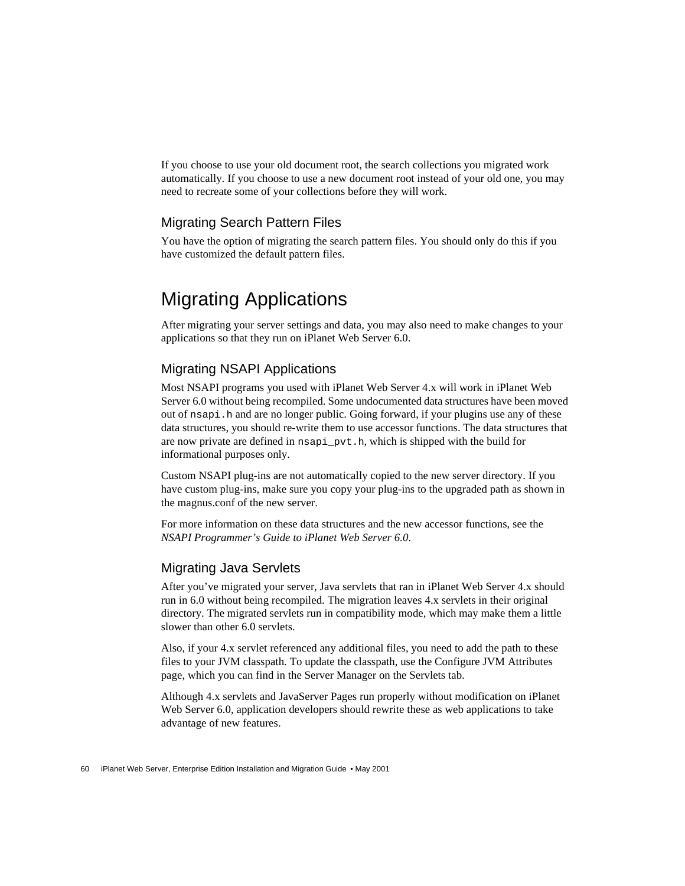If you choose to use your old document root, the search collections you migrated work automatically. If you choose to use a new document root instead of your old one, you may need to recreate some of your collections before they will work.

### Migrating Search Pattern Files

You have the option of migrating the search pattern files. You should only do this if you have customized the default pattern files.

## Migrating Applications

After migrating your server settings and data, you may also need to make changes to your applications so that they run on iPlanet Web Server 6.0.

### Migrating NSAPI Applications

Most NSAPI programs you used with iPlanet Web Server 4.x will work in iPlanet Web Server 6.0 without being recompiled. Some undocumented data structures have been moved out of `nsapi.h` and are no longer public. Going forward, if your plugins use any of these data structures, you should re-write them to use accessor functions. The data structures that are now private are defined in `nsapi_pvt.h`, which is shipped with the build for informational purposes only.

Custom NSAPI plug-ins are not automatically copied to the new server directory. If you have custom plug-ins, make sure you copy your plug-ins to the upgraded path as shown in the magnus.conf of the new server.

For more information on these data structures and the new accessor functions, see the *NSAPI Programmer's Guide to iPlanet Web Server 6.0*.

### Migrating Java Servlets

After you've migrated your server, Java servlets that ran in iPlanet Web Server 4.x should run in 6.0 without being recompiled. The migration leaves 4.x servlets in their original directory. The migrated servlets run in compatibility mode, which may make them a little slower than other 6.0 servlets.

Also, if your 4.x servlet referenced any additional files, you need to add the path to these files to your JVM classpath. To update the classpath, use the Configure JVM Attributes page, which you can find in the Server Manager on the Servlets tab.

Although 4.x servlets and JavaServer Pages run properly without modification on iPlanet Web Server 6.0, application developers should rewrite these as web applications to take advantage of new features.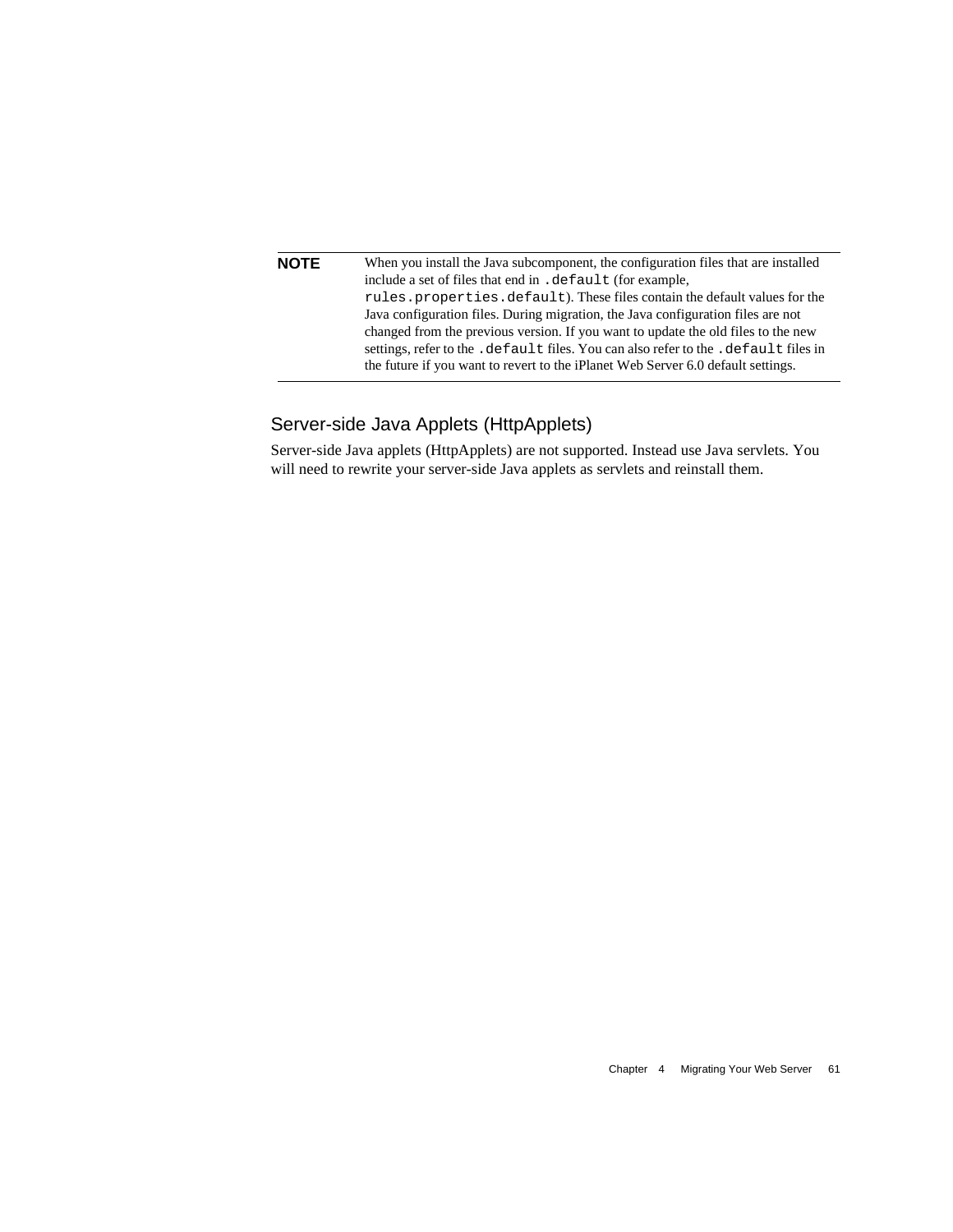> **NOTE** When you install the Java subcomponent, the configuration files that are installed include a set of files that end in `.default` (for example, `rules.properties.default`). These files contain the default values for the Java configuration files. During migration, the Java configuration files are not changed from the previous version. If you want to update the old files to the new settings, refer to the `.default` files. You can also refer to the `.default` files in the future if you want to revert to the iPlanet Web Server 6.0 default settings.

## Server-side Java Applets (HttpApplets)

Server-side Java applets (HttpApplets) are not supported. Instead use Java servlets. You will need to rewrite your server-side Java applets as servlets and reinstall them.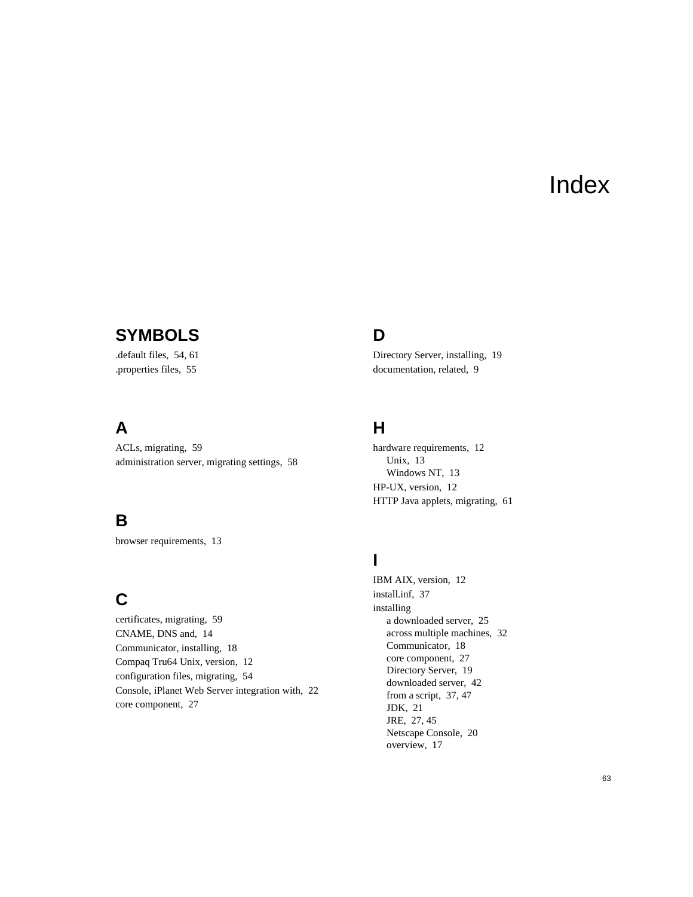# Index

## SYMBOLS

.default files, 54, 61
.properties files, 55

## A

ACLs, migrating, 59
administration server, migrating settings, 58

## B

browser requirements, 13

## C

certificates, migrating, 59
CNAME, DNS and, 14
Communicator, installing, 18
Compaq Tru64 Unix, version, 12
configuration files, migrating, 54
Console, iPlanet Web Server integration with, 22
core component, 27

## D

Directory Server, installing, 19
documentation, related, 9

## H

hardware requirements, 12
- Unix, 13
- Windows NT, 13

HP-UX, version, 12
HTTP Java applets, migrating, 61

## I

IBM AIX, version, 12
install.inf, 37
installing
- a downloaded server, 25
- across multiple machines, 32
- Communicator, 18
- core component, 27
- Directory Server, 19
- downloaded server, 42
- from a script, 37, 47
- JDK, 21
- JRE, 27, 45
- Netscape Console, 20
- overview, 17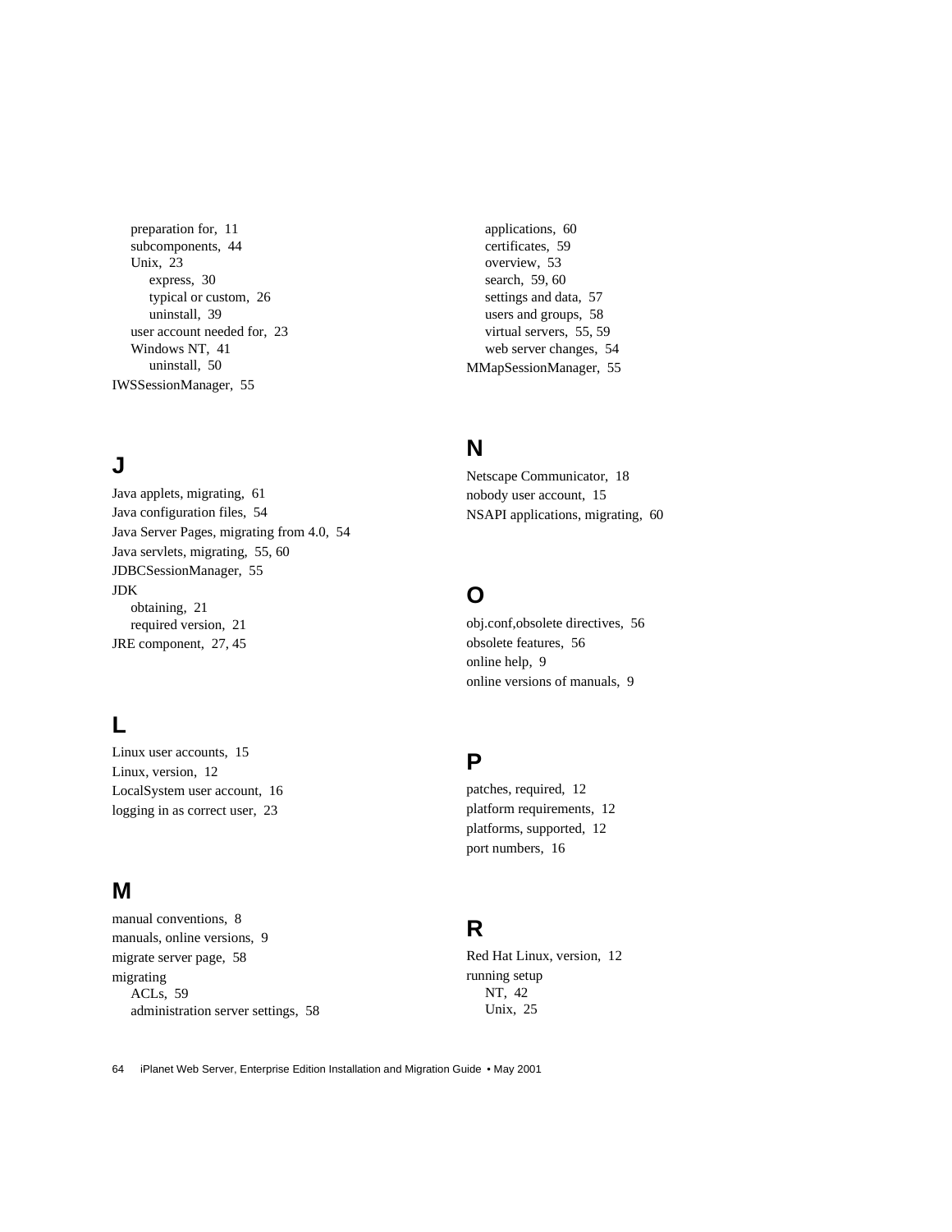preparation for, 11
subcomponents, 44
Unix, 23
    express, 30
    typical or custom, 26
    uninstall, 39
user account needed for, 23
Windows NT, 41
    uninstall, 50

IWSSessionManager, 55

## J

Java applets, migrating, 61
Java configuration files, 54
Java Server Pages, migrating from 4.0, 54
Java servlets, migrating, 55, 60
JDBCSessionManager, 55
JDK
    obtaining, 21
    required version, 21
JRE component, 27, 45

## L

Linux user accounts, 15
Linux, version, 12
LocalSystem user account, 16
logging in as correct user, 23

## M

manual conventions, 8
manuals, online versions, 9
migrate server page, 58
migrating
    ACLs, 59
    administration server settings, 58
    applications, 60
    certificates, 59
    overview, 53
    search, 59, 60
    settings and data, 57
    users and groups, 58
    virtual servers, 55, 59
    web server changes, 54
MMapSessionManager, 55

## N

Netscape Communicator, 18
nobody user account, 15
NSAPI applications, migrating, 60

## O

obj.conf,obsolete directives, 56
obsolete features, 56
online help, 9
online versions of manuals, 9

## P

patches, required, 12
platform requirements, 12
platforms, supported, 12
port numbers, 16

## R

Red Hat Linux, version, 12
running setup
    NT, 42
    Unix, 25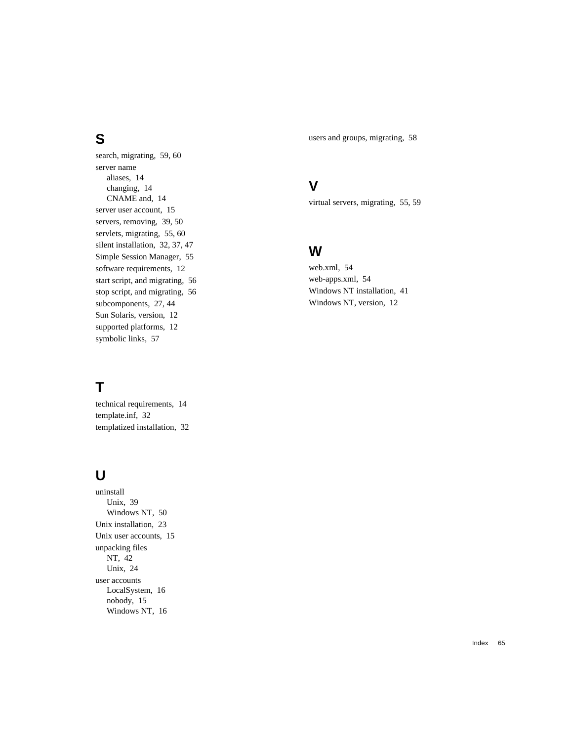## S

search, migrating, 59, 60
server name
    aliases, 14
    changing, 14
    CNAME and, 14
server user account, 15
servers, removing, 39, 50
servlets, migrating, 55, 60
silent installation, 32, 37, 47
Simple Session Manager, 55
software requirements, 12
start script, and migrating, 56
stop script, and migrating, 56
subcomponents, 27, 44
Sun Solaris, version, 12
supported platforms, 12
symbolic links, 57

## T

technical requirements, 14
template.inf, 32
templatized installation, 32

## U

uninstall
    Unix, 39
    Windows NT, 50
Unix installation, 23
Unix user accounts, 15
unpacking files
    NT, 42
    Unix, 24
user accounts
    LocalSystem, 16
    nobody, 15
    Windows NT, 16
users and groups, migrating, 58

## V

virtual servers, migrating, 55, 59

## W

web.xml, 54
web-apps.xml, 54
Windows NT installation, 41
Windows NT, version, 12